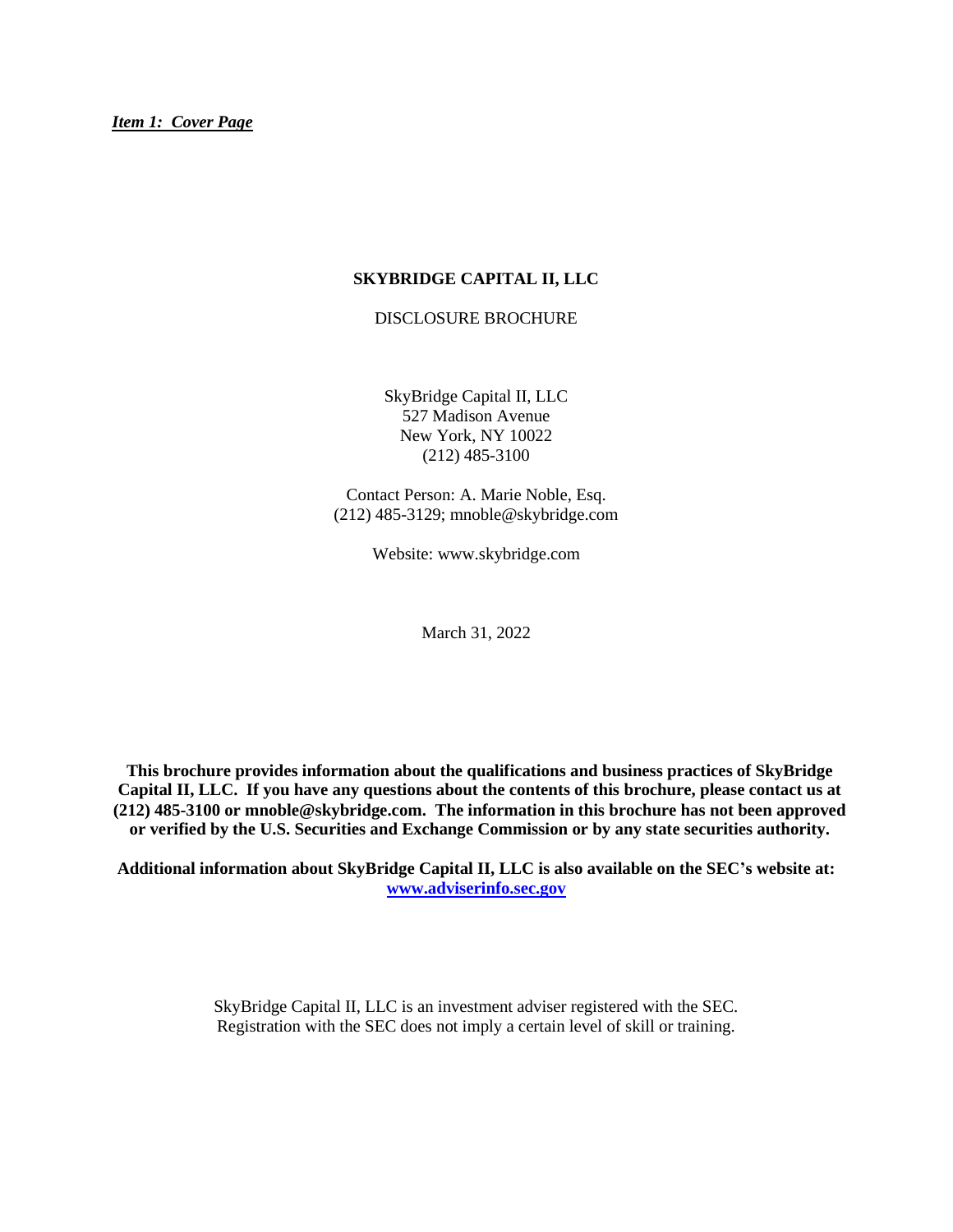***Item 1: Cover Page***

# SKYBRIDGE CAPITAL II, LLC

DISCLOSURE BROCHURE

SkyBridge Capital II, LLC
527 Madison Avenue
New York, NY 10022
(212) 485-3100

Contact Person: A. Marie Noble, Esq.
(212) 485-3129; mnoble@skybridge.com

Website: www.skybridge.com

March 31, 2022

**This brochure provides information about the qualifications and business practices of SkyBridge Capital II, LLC. If you have any questions about the contents of this brochure, please contact us at (212) 485-3100 or mnoble@skybridge.com. The information in this brochure has not been approved or verified by the U.S. Securities and Exchange Commission or by any state securities authority.**

**Additional information about SkyBridge Capital II, LLC is also available on the SEC's website at: [www.adviserinfo.sec.gov](http://www.adviserinfo.sec.gov)**

SkyBridge Capital II, LLC is an investment adviser registered with the SEC. Registration with the SEC does not imply a certain level of skill or training.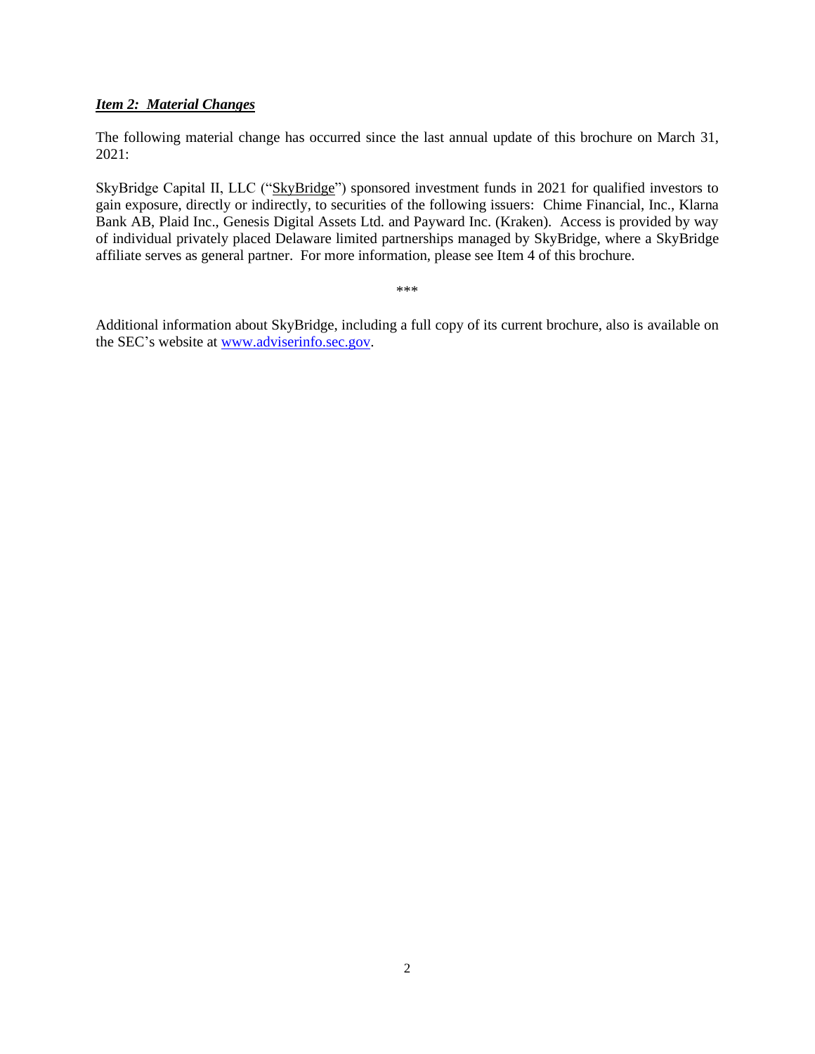## ***Item 2: Material Changes***

The following material change has occurred since the last annual update of this brochure on March 31, 2021:

SkyBridge Capital II, LLC ("SkyBridge") sponsored investment funds in 2021 for qualified investors to gain exposure, directly or indirectly, to securities of the following issuers: Chime Financial, Inc., Klarna Bank AB, Plaid Inc., Genesis Digital Assets Ltd. and Payward Inc. (Kraken). Access is provided by way of individual privately placed Delaware limited partnerships managed by SkyBridge, where a SkyBridge affiliate serves as general partner. For more information, please see Item 4 of this brochure.

\*\*\*

Additional information about SkyBridge, including a full copy of its current brochure, also is available on the SEC's website at www.adviserinfo.sec.gov.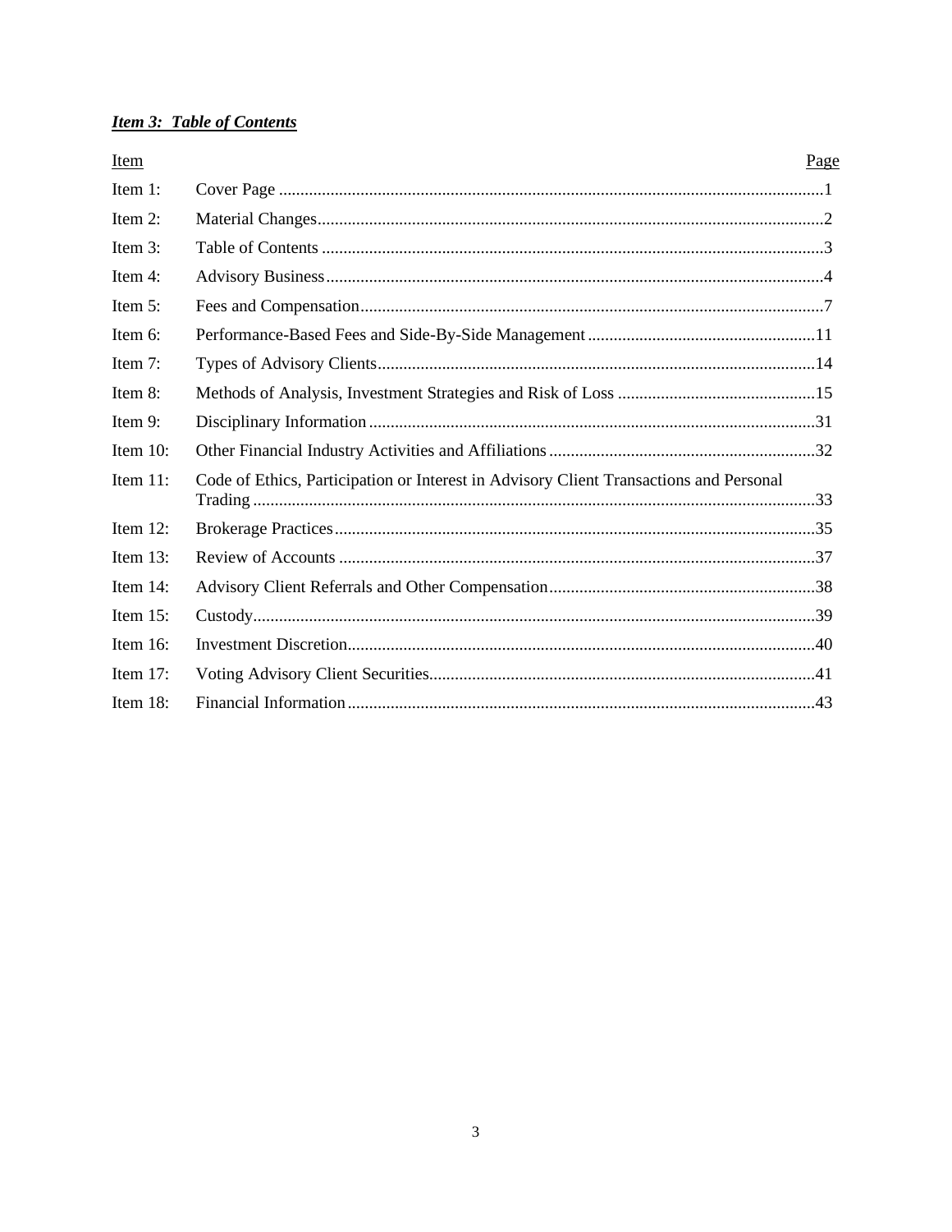## ***Item 3: Table of Contents***

| Item | | Page |
|---|---|---|
| Item 1: | Cover Page | 1 |
| Item 2: | Material Changes | 2 |
| Item 3: | Table of Contents | 3 |
| Item 4: | Advisory Business | 4 |
| Item 5: | Fees and Compensation | 7 |
| Item 6: | Performance-Based Fees and Side-By-Side Management | 11 |
| Item 7: | Types of Advisory Clients | 14 |
| Item 8: | Methods of Analysis, Investment Strategies and Risk of Loss | 15 |
| Item 9: | Disciplinary Information | 31 |
| Item 10: | Other Financial Industry Activities and Affiliations | 32 |
| Item 11: | Code of Ethics, Participation or Interest in Advisory Client Transactions and Personal Trading | 33 |
| Item 12: | Brokerage Practices | 35 |
| Item 13: | Review of Accounts | 37 |
| Item 14: | Advisory Client Referrals and Other Compensation | 38 |
| Item 15: | Custody | 39 |
| Item 16: | Investment Discretion | 40 |
| Item 17: | Voting Advisory Client Securities | 41 |
| Item 18: | Financial Information | 43 |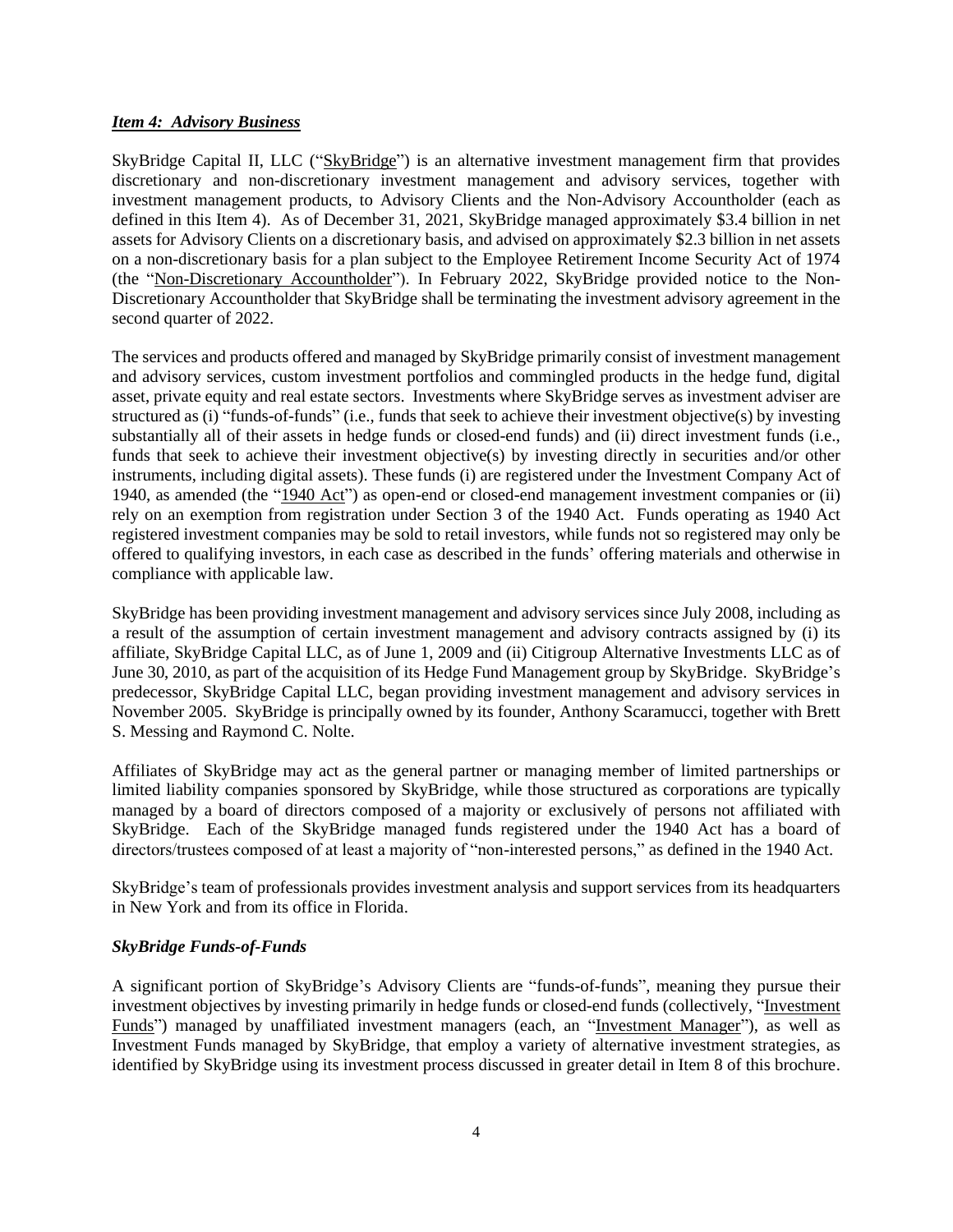### *Item 4: Advisory Business*

SkyBridge Capital II, LLC ("SkyBridge") is an alternative investment management firm that provides discretionary and non-discretionary investment management and advisory services, together with investment management products, to Advisory Clients and the Non-Advisory Accountholder (each as defined in this Item 4). As of December 31, 2021, SkyBridge managed approximately $3.4 billion in net assets for Advisory Clients on a discretionary basis, and advised on approximately $2.3 billion in net assets on a non-discretionary basis for a plan subject to the Employee Retirement Income Security Act of 1974 (the "Non-Discretionary Accountholder"). In February 2022, SkyBridge provided notice to the Non-Discretionary Accountholder that SkyBridge shall be terminating the investment advisory agreement in the second quarter of 2022.

The services and products offered and managed by SkyBridge primarily consist of investment management and advisory services, custom investment portfolios and commingled products in the hedge fund, digital asset, private equity and real estate sectors. Investments where SkyBridge serves as investment adviser are structured as (i) "funds-of-funds" (i.e., funds that seek to achieve their investment objective(s) by investing substantially all of their assets in hedge funds or closed-end funds) and (ii) direct investment funds (i.e., funds that seek to achieve their investment objective(s) by investing directly in securities and/or other instruments, including digital assets). These funds (i) are registered under the Investment Company Act of 1940, as amended (the "1940 Act") as open-end or closed-end management investment companies or (ii) rely on an exemption from registration under Section 3 of the 1940 Act. Funds operating as 1940 Act registered investment companies may be sold to retail investors, while funds not so registered may only be offered to qualifying investors, in each case as described in the funds' offering materials and otherwise in compliance with applicable law.

SkyBridge has been providing investment management and advisory services since July 2008, including as a result of the assumption of certain investment management and advisory contracts assigned by (i) its affiliate, SkyBridge Capital LLC, as of June 1, 2009 and (ii) Citigroup Alternative Investments LLC as of June 30, 2010, as part of the acquisition of its Hedge Fund Management group by SkyBridge. SkyBridge's predecessor, SkyBridge Capital LLC, began providing investment management and advisory services in November 2005. SkyBridge is principally owned by its founder, Anthony Scaramucci, together with Brett S. Messing and Raymond C. Nolte.

Affiliates of SkyBridge may act as the general partner or managing member of limited partnerships or limited liability companies sponsored by SkyBridge, while those structured as corporations are typically managed by a board of directors composed of a majority or exclusively of persons not affiliated with SkyBridge. Each of the SkyBridge managed funds registered under the 1940 Act has a board of directors/trustees composed of at least a majority of "non-interested persons," as defined in the 1940 Act.

SkyBridge's team of professionals provides investment analysis and support services from its headquarters in New York and from its office in Florida.

#### *SkyBridge Funds-of-Funds*

A significant portion of SkyBridge's Advisory Clients are "funds-of-funds", meaning they pursue their investment objectives by investing primarily in hedge funds or closed-end funds (collectively, "Investment Funds") managed by unaffiliated investment managers (each, an "Investment Manager"), as well as Investment Funds managed by SkyBridge, that employ a variety of alternative investment strategies, as identified by SkyBridge using its investment process discussed in greater detail in Item 8 of this brochure.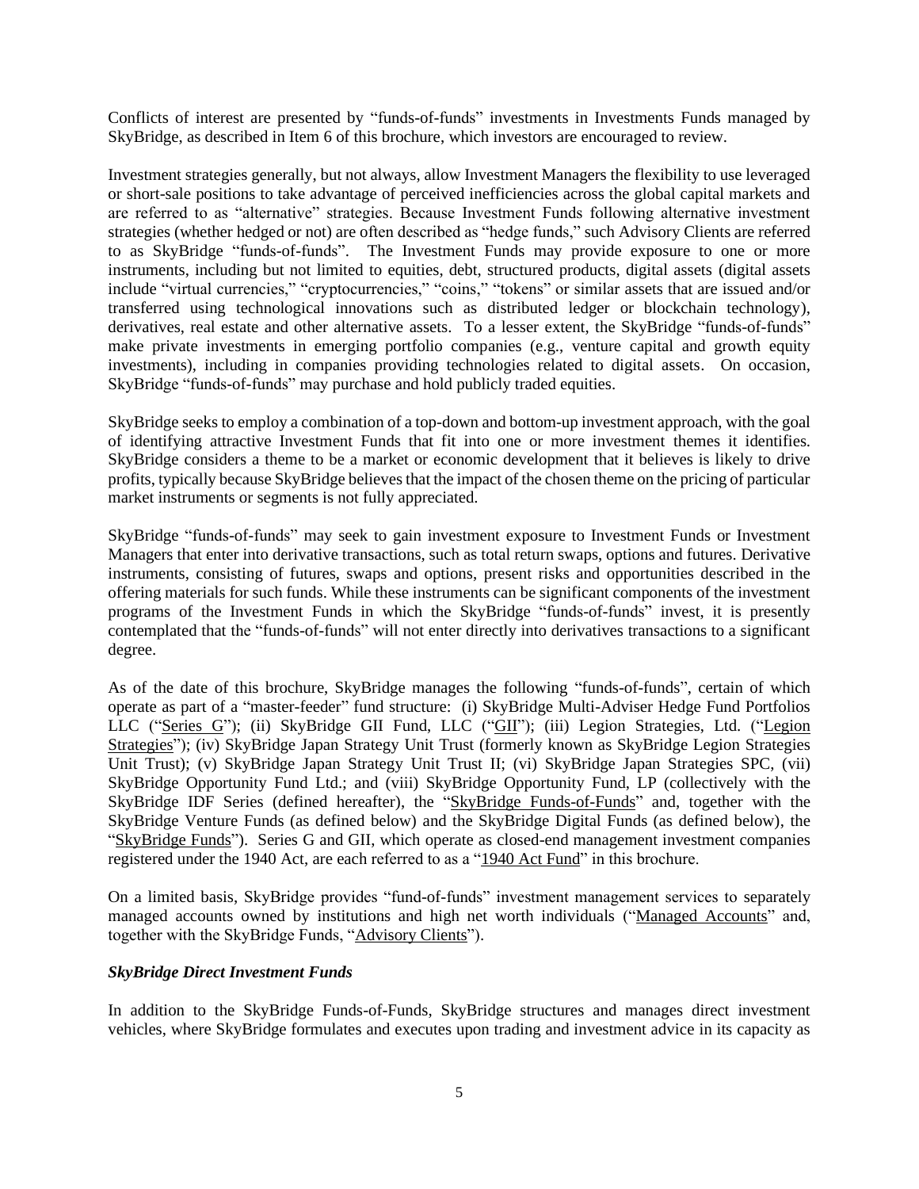Conflicts of interest are presented by "funds-of-funds" investments in Investments Funds managed by SkyBridge, as described in Item 6 of this brochure, which investors are encouraged to review.

Investment strategies generally, but not always, allow Investment Managers the flexibility to use leveraged or short-sale positions to take advantage of perceived inefficiencies across the global capital markets and are referred to as "alternative" strategies. Because Investment Funds following alternative investment strategies (whether hedged or not) are often described as "hedge funds," such Advisory Clients are referred to as SkyBridge "funds-of-funds". The Investment Funds may provide exposure to one or more instruments, including but not limited to equities, debt, structured products, digital assets (digital assets include "virtual currencies," "cryptocurrencies," "coins," "tokens" or similar assets that are issued and/or transferred using technological innovations such as distributed ledger or blockchain technology), derivatives, real estate and other alternative assets. To a lesser extent, the SkyBridge "funds-of-funds" make private investments in emerging portfolio companies (e.g., venture capital and growth equity investments), including in companies providing technologies related to digital assets. On occasion, SkyBridge "funds-of-funds" may purchase and hold publicly traded equities.

SkyBridge seeks to employ a combination of a top-down and bottom-up investment approach, with the goal of identifying attractive Investment Funds that fit into one or more investment themes it identifies. SkyBridge considers a theme to be a market or economic development that it believes is likely to drive profits, typically because SkyBridge believes that the impact of the chosen theme on the pricing of particular market instruments or segments is not fully appreciated.

SkyBridge "funds-of-funds" may seek to gain investment exposure to Investment Funds or Investment Managers that enter into derivative transactions, such as total return swaps, options and futures. Derivative instruments, consisting of futures, swaps and options, present risks and opportunities described in the offering materials for such funds. While these instruments can be significant components of the investment programs of the Investment Funds in which the SkyBridge "funds-of-funds" invest, it is presently contemplated that the "funds-of-funds" will not enter directly into derivatives transactions to a significant degree.

As of the date of this brochure, SkyBridge manages the following "funds-of-funds", certain of which operate as part of a "master-feeder" fund structure: (i) SkyBridge Multi-Adviser Hedge Fund Portfolios LLC ("Series G"); (ii) SkyBridge GII Fund, LLC ("GII"); (iii) Legion Strategies, Ltd. ("Legion Strategies"); (iv) SkyBridge Japan Strategy Unit Trust (formerly known as SkyBridge Legion Strategies Unit Trust); (v) SkyBridge Japan Strategy Unit Trust II; (vi) SkyBridge Japan Strategies SPC, (vii) SkyBridge Opportunity Fund Ltd.; and (viii) SkyBridge Opportunity Fund, LP (collectively with the SkyBridge IDF Series (defined hereafter), the "SkyBridge Funds-of-Funds" and, together with the SkyBridge Venture Funds (as defined below) and the SkyBridge Digital Funds (as defined below), the "SkyBridge Funds"). Series G and GII, which operate as closed-end management investment companies registered under the 1940 Act, are each referred to as a "1940 Act Fund" in this brochure.

On a limited basis, SkyBridge provides "fund-of-funds" investment management services to separately managed accounts owned by institutions and high net worth individuals ("Managed Accounts" and, together with the SkyBridge Funds, "Advisory Clients").

***SkyBridge Direct Investment Funds***

In addition to the SkyBridge Funds-of-Funds, SkyBridge structures and manages direct investment vehicles, where SkyBridge formulates and executes upon trading and investment advice in its capacity as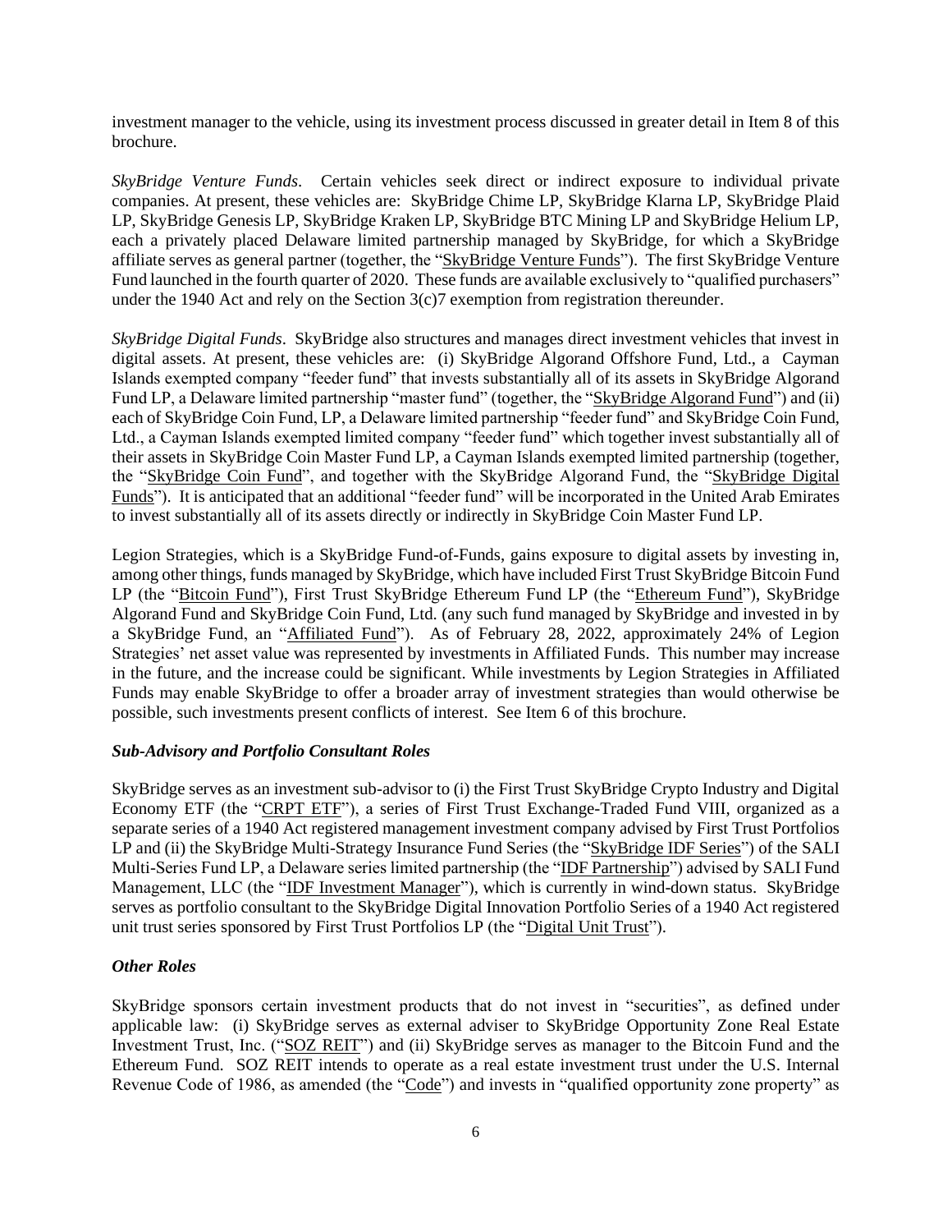investment manager to the vehicle, using its investment process discussed in greater detail in Item 8 of this brochure.

*SkyBridge Venture Funds*. Certain vehicles seek direct or indirect exposure to individual private companies. At present, these vehicles are: SkyBridge Chime LP, SkyBridge Klarna LP, SkyBridge Plaid LP, SkyBridge Genesis LP, SkyBridge Kraken LP, SkyBridge BTC Mining LP and SkyBridge Helium LP, each a privately placed Delaware limited partnership managed by SkyBridge, for which a SkyBridge affiliate serves as general partner (together, the "SkyBridge Venture Funds"). The first SkyBridge Venture Fund launched in the fourth quarter of 2020. These funds are available exclusively to "qualified purchasers" under the 1940 Act and rely on the Section 3(c)7 exemption from registration thereunder.

*SkyBridge Digital Funds*. SkyBridge also structures and manages direct investment vehicles that invest in digital assets. At present, these vehicles are: (i) SkyBridge Algorand Offshore Fund, Ltd., a Cayman Islands exempted company "feeder fund" that invests substantially all of its assets in SkyBridge Algorand Fund LP, a Delaware limited partnership "master fund" (together, the "SkyBridge Algorand Fund") and (ii) each of SkyBridge Coin Fund, LP, a Delaware limited partnership "feeder fund" and SkyBridge Coin Fund, Ltd., a Cayman Islands exempted limited company "feeder fund" which together invest substantially all of their assets in SkyBridge Coin Master Fund LP, a Cayman Islands exempted limited partnership (together, the "SkyBridge Coin Fund", and together with the SkyBridge Algorand Fund, the "SkyBridge Digital Funds"). It is anticipated that an additional "feeder fund" will be incorporated in the United Arab Emirates to invest substantially all of its assets directly or indirectly in SkyBridge Coin Master Fund LP.

Legion Strategies, which is a SkyBridge Fund-of-Funds, gains exposure to digital assets by investing in, among other things, funds managed by SkyBridge, which have included First Trust SkyBridge Bitcoin Fund LP (the "Bitcoin Fund"), First Trust SkyBridge Ethereum Fund LP (the "Ethereum Fund"), SkyBridge Algorand Fund and SkyBridge Coin Fund, Ltd. (any such fund managed by SkyBridge and invested in by a SkyBridge Fund, an "Affiliated Fund"). As of February 28, 2022, approximately 24% of Legion Strategies' net asset value was represented by investments in Affiliated Funds. This number may increase in the future, and the increase could be significant. While investments by Legion Strategies in Affiliated Funds may enable SkyBridge to offer a broader array of investment strategies than would otherwise be possible, such investments present conflicts of interest. See Item 6 of this brochure.

***Sub-Advisory and Portfolio Consultant Roles***

SkyBridge serves as an investment sub-advisor to (i) the First Trust SkyBridge Crypto Industry and Digital Economy ETF (the "CRPT ETF"), a series of First Trust Exchange-Traded Fund VIII, organized as a separate series of a 1940 Act registered management investment company advised by First Trust Portfolios LP and (ii) the SkyBridge Multi-Strategy Insurance Fund Series (the "SkyBridge IDF Series") of the SALI Multi-Series Fund LP, a Delaware series limited partnership (the "IDF Partnership") advised by SALI Fund Management, LLC (the "IDF Investment Manager"), which is currently in wind-down status. SkyBridge serves as portfolio consultant to the SkyBridge Digital Innovation Portfolio Series of a 1940 Act registered unit trust series sponsored by First Trust Portfolios LP (the "Digital Unit Trust").

***Other Roles***

SkyBridge sponsors certain investment products that do not invest in "securities", as defined under applicable law: (i) SkyBridge serves as external adviser to SkyBridge Opportunity Zone Real Estate Investment Trust, Inc. ("SOZ REIT") and (ii) SkyBridge serves as manager to the Bitcoin Fund and the Ethereum Fund. SOZ REIT intends to operate as a real estate investment trust under the U.S. Internal Revenue Code of 1986, as amended (the "Code") and invests in "qualified opportunity zone property" as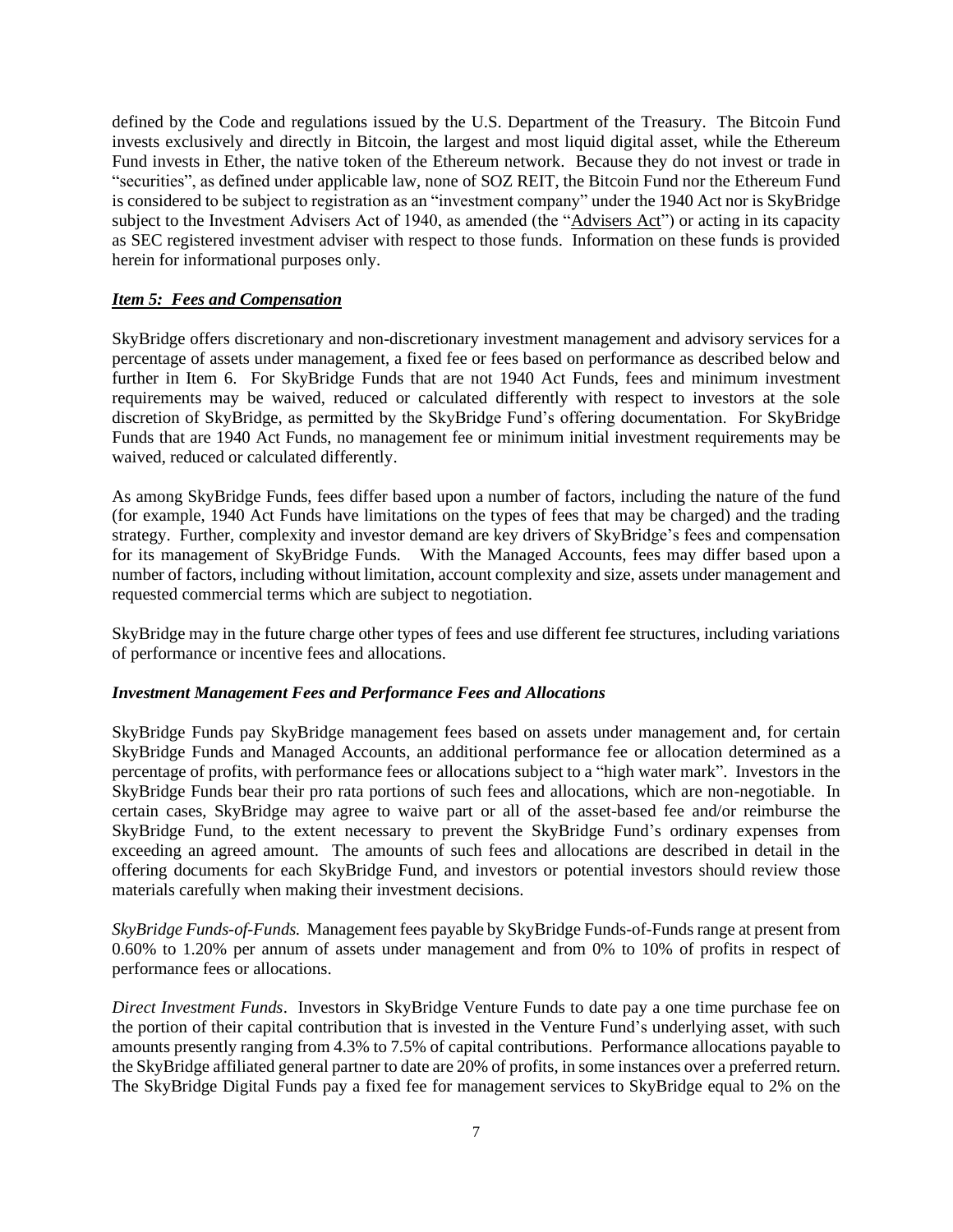defined by the Code and regulations issued by the U.S. Department of the Treasury. The Bitcoin Fund invests exclusively and directly in Bitcoin, the largest and most liquid digital asset, while the Ethereum Fund invests in Ether, the native token of the Ethereum network. Because they do not invest or trade in "securities", as defined under applicable law, none of SOZ REIT, the Bitcoin Fund nor the Ethereum Fund is considered to be subject to registration as an "investment company" under the 1940 Act nor is SkyBridge subject to the Investment Advisers Act of 1940, as amended (the "Advisers Act") or acting in its capacity as SEC registered investment adviser with respect to those funds. Information on these funds is provided herein for informational purposes only.

## ***Item 5: Fees and Compensation***

SkyBridge offers discretionary and non-discretionary investment management and advisory services for a percentage of assets under management, a fixed fee or fees based on performance as described below and further in Item 6. For SkyBridge Funds that are not 1940 Act Funds, fees and minimum investment requirements may be waived, reduced or calculated differently with respect to investors at the sole discretion of SkyBridge, as permitted by the SkyBridge Fund's offering documentation. For SkyBridge Funds that are 1940 Act Funds, no management fee or minimum initial investment requirements may be waived, reduced or calculated differently.

As among SkyBridge Funds, fees differ based upon a number of factors, including the nature of the fund (for example, 1940 Act Funds have limitations on the types of fees that may be charged) and the trading strategy. Further, complexity and investor demand are key drivers of SkyBridge's fees and compensation for its management of SkyBridge Funds. With the Managed Accounts, fees may differ based upon a number of factors, including without limitation, account complexity and size, assets under management and requested commercial terms which are subject to negotiation.

SkyBridge may in the future charge other types of fees and use different fee structures, including variations of performance or incentive fees and allocations.

### *Investment Management Fees and Performance Fees and Allocations*

SkyBridge Funds pay SkyBridge management fees based on assets under management and, for certain SkyBridge Funds and Managed Accounts, an additional performance fee or allocation determined as a percentage of profits, with performance fees or allocations subject to a "high water mark". Investors in the SkyBridge Funds bear their pro rata portions of such fees and allocations, which are non-negotiable. In certain cases, SkyBridge may agree to waive part or all of the asset-based fee and/or reimburse the SkyBridge Fund, to the extent necessary to prevent the SkyBridge Fund's ordinary expenses from exceeding an agreed amount. The amounts of such fees and allocations are described in detail in the offering documents for each SkyBridge Fund, and investors or potential investors should review those materials carefully when making their investment decisions.

*SkyBridge Funds-of-Funds.* Management fees payable by SkyBridge Funds-of-Funds range at present from 0.60% to 1.20% per annum of assets under management and from 0% to 10% of profits in respect of performance fees or allocations.

*Direct Investment Funds*. Investors in SkyBridge Venture Funds to date pay a one time purchase fee on the portion of their capital contribution that is invested in the Venture Fund's underlying asset, with such amounts presently ranging from 4.3% to 7.5% of capital contributions. Performance allocations payable to the SkyBridge affiliated general partner to date are 20% of profits, in some instances over a preferred return. The SkyBridge Digital Funds pay a fixed fee for management services to SkyBridge equal to 2% on the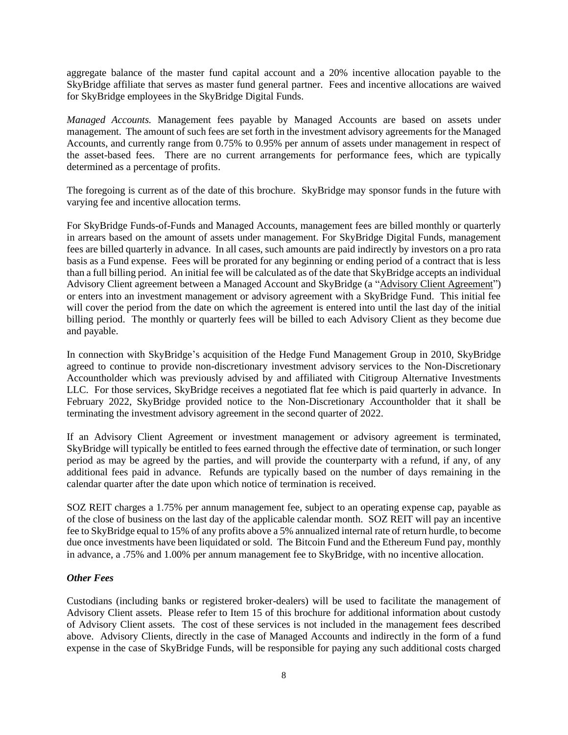aggregate balance of the master fund capital account and a 20% incentive allocation payable to the SkyBridge affiliate that serves as master fund general partner. Fees and incentive allocations are waived for SkyBridge employees in the SkyBridge Digital Funds.

*Managed Accounts.* Management fees payable by Managed Accounts are based on assets under management. The amount of such fees are set forth in the investment advisory agreements for the Managed Accounts, and currently range from 0.75% to 0.95% per annum of assets under management in respect of the asset-based fees. There are no current arrangements for performance fees, which are typically determined as a percentage of profits.

The foregoing is current as of the date of this brochure. SkyBridge may sponsor funds in the future with varying fee and incentive allocation terms.

For SkyBridge Funds-of-Funds and Managed Accounts, management fees are billed monthly or quarterly in arrears based on the amount of assets under management. For SkyBridge Digital Funds, management fees are billed quarterly in advance. In all cases, such amounts are paid indirectly by investors on a pro rata basis as a Fund expense. Fees will be prorated for any beginning or ending period of a contract that is less than a full billing period. An initial fee will be calculated as of the date that SkyBridge accepts an individual Advisory Client agreement between a Managed Account and SkyBridge (a "Advisory Client Agreement") or enters into an investment management or advisory agreement with a SkyBridge Fund. This initial fee will cover the period from the date on which the agreement is entered into until the last day of the initial billing period. The monthly or quarterly fees will be billed to each Advisory Client as they become due and payable.

In connection with SkyBridge's acquisition of the Hedge Fund Management Group in 2010, SkyBridge agreed to continue to provide non-discretionary investment advisory services to the Non-Discretionary Accountholder which was previously advised by and affiliated with Citigroup Alternative Investments LLC. For those services, SkyBridge receives a negotiated flat fee which is paid quarterly in advance. In February 2022, SkyBridge provided notice to the Non-Discretionary Accountholder that it shall be terminating the investment advisory agreement in the second quarter of 2022.

If an Advisory Client Agreement or investment management or advisory agreement is terminated, SkyBridge will typically be entitled to fees earned through the effective date of termination, or such longer period as may be agreed by the parties, and will provide the counterparty with a refund, if any, of any additional fees paid in advance. Refunds are typically based on the number of days remaining in the calendar quarter after the date upon which notice of termination is received.

SOZ REIT charges a 1.75% per annum management fee, subject to an operating expense cap, payable as of the close of business on the last day of the applicable calendar month. SOZ REIT will pay an incentive fee to SkyBridge equal to 15% of any profits above a 5% annualized internal rate of return hurdle, to become due once investments have been liquidated or sold. The Bitcoin Fund and the Ethereum Fund pay, monthly in advance, a .75% and 1.00% per annum management fee to SkyBridge, with no incentive allocation.

***Other Fees***

Custodians (including banks or registered broker-dealers) will be used to facilitate the management of Advisory Client assets. Please refer to Item 15 of this brochure for additional information about custody of Advisory Client assets. The cost of these services is not included in the management fees described above. Advisory Clients, directly in the case of Managed Accounts and indirectly in the form of a fund expense in the case of SkyBridge Funds, will be responsible for paying any such additional costs charged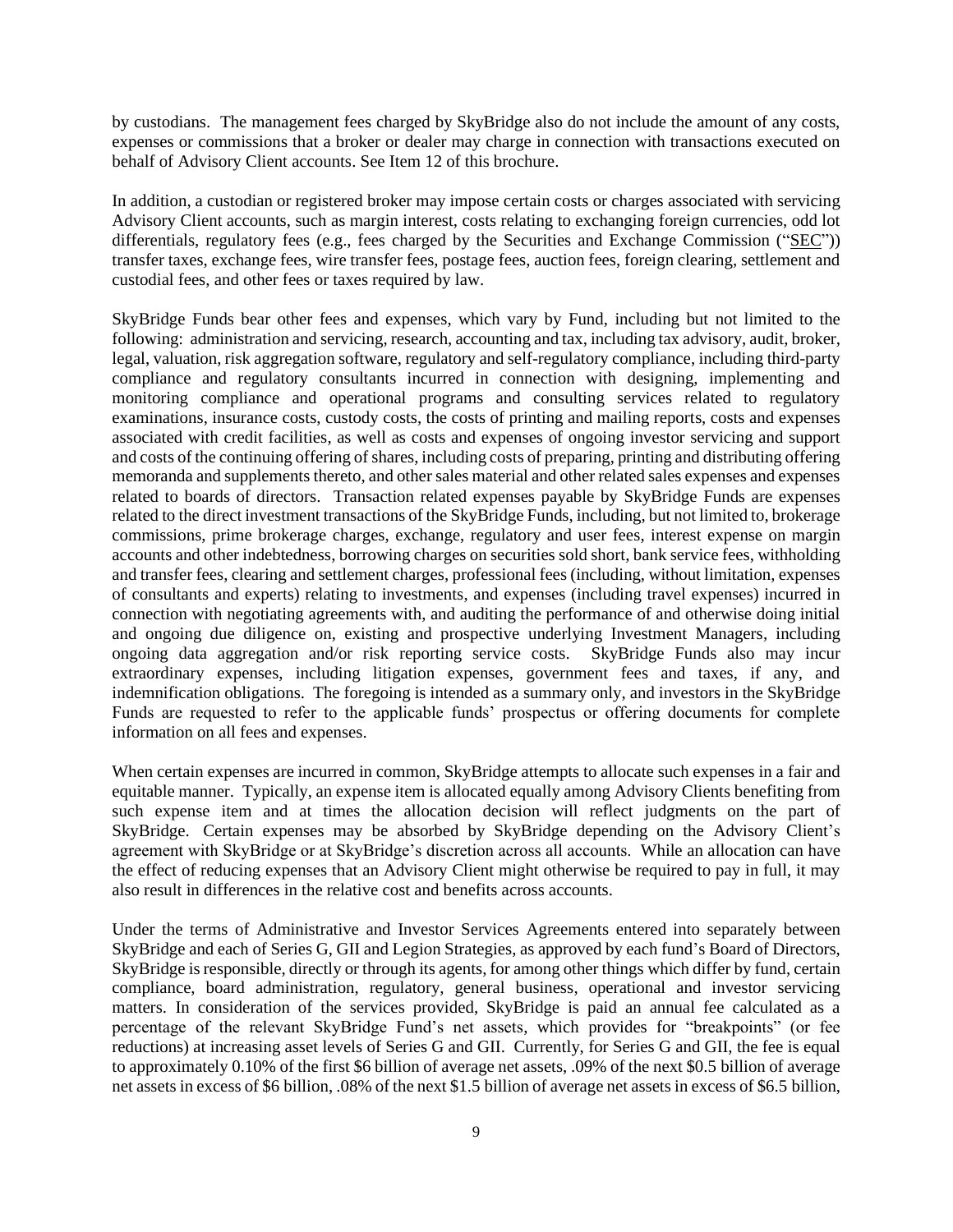by custodians. The management fees charged by SkyBridge also do not include the amount of any costs, expenses or commissions that a broker or dealer may charge in connection with transactions executed on behalf of Advisory Client accounts. See Item 12 of this brochure.

In addition, a custodian or registered broker may impose certain costs or charges associated with servicing Advisory Client accounts, such as margin interest, costs relating to exchanging foreign currencies, odd lot differentials, regulatory fees (e.g., fees charged by the Securities and Exchange Commission ("SEC")) transfer taxes, exchange fees, wire transfer fees, postage fees, auction fees, foreign clearing, settlement and custodial fees, and other fees or taxes required by law.

SkyBridge Funds bear other fees and expenses, which vary by Fund, including but not limited to the following: administration and servicing, research, accounting and tax, including tax advisory, audit, broker, legal, valuation, risk aggregation software, regulatory and self-regulatory compliance, including third-party compliance and regulatory consultants incurred in connection with designing, implementing and monitoring compliance and operational programs and consulting services related to regulatory examinations, insurance costs, custody costs, the costs of printing and mailing reports, costs and expenses associated with credit facilities, as well as costs and expenses of ongoing investor servicing and support and costs of the continuing offering of shares, including costs of preparing, printing and distributing offering memoranda and supplements thereto, and other sales material and other related sales expenses and expenses related to boards of directors. Transaction related expenses payable by SkyBridge Funds are expenses related to the direct investment transactions of the SkyBridge Funds, including, but not limited to, brokerage commissions, prime brokerage charges, exchange, regulatory and user fees, interest expense on margin accounts and other indebtedness, borrowing charges on securities sold short, bank service fees, withholding and transfer fees, clearing and settlement charges, professional fees (including, without limitation, expenses of consultants and experts) relating to investments, and expenses (including travel expenses) incurred in connection with negotiating agreements with, and auditing the performance of and otherwise doing initial and ongoing due diligence on, existing and prospective underlying Investment Managers, including ongoing data aggregation and/or risk reporting service costs. SkyBridge Funds also may incur extraordinary expenses, including litigation expenses, government fees and taxes, if any, and indemnification obligations. The foregoing is intended as a summary only, and investors in the SkyBridge Funds are requested to refer to the applicable funds' prospectus or offering documents for complete information on all fees and expenses.

When certain expenses are incurred in common, SkyBridge attempts to allocate such expenses in a fair and equitable manner. Typically, an expense item is allocated equally among Advisory Clients benefiting from such expense item and at times the allocation decision will reflect judgments on the part of SkyBridge. Certain expenses may be absorbed by SkyBridge depending on the Advisory Client's agreement with SkyBridge or at SkyBridge's discretion across all accounts. While an allocation can have the effect of reducing expenses that an Advisory Client might otherwise be required to pay in full, it may also result in differences in the relative cost and benefits across accounts.

Under the terms of Administrative and Investor Services Agreements entered into separately between SkyBridge and each of Series G, GII and Legion Strategies, as approved by each fund's Board of Directors, SkyBridge is responsible, directly or through its agents, for among other things which differ by fund, certain compliance, board administration, regulatory, general business, operational and investor servicing matters. In consideration of the services provided, SkyBridge is paid an annual fee calculated as a percentage of the relevant SkyBridge Fund's net assets, which provides for "breakpoints" (or fee reductions) at increasing asset levels of Series G and GII. Currently, for Series G and GII, the fee is equal to approximately 0.10% of the first $6 billion of average net assets, .09% of the next $0.5 billion of average net assets in excess of $6 billion, .08% of the next $1.5 billion of average net assets in excess of $6.5 billion,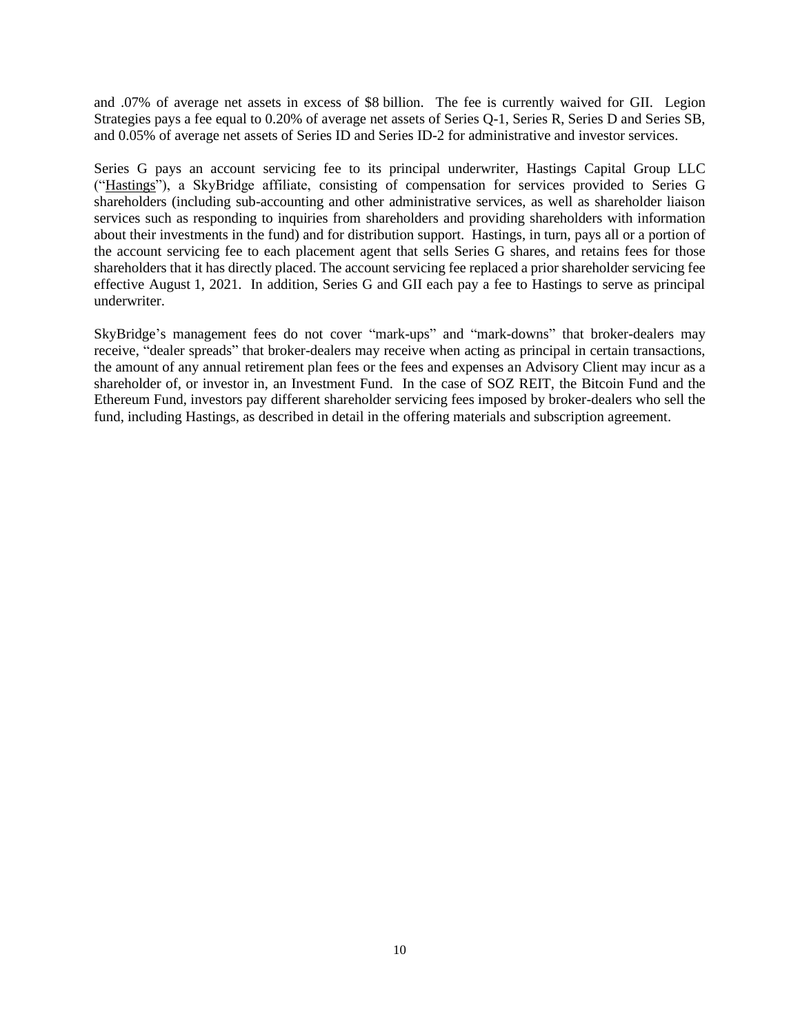and .07% of average net assets in excess of $8 billion. The fee is currently waived for GII. Legion Strategies pays a fee equal to 0.20% of average net assets of Series Q-1, Series R, Series D and Series SB, and 0.05% of average net assets of Series ID and Series ID-2 for administrative and investor services.

Series G pays an account servicing fee to its principal underwriter, Hastings Capital Group LLC ("Hastings"), a SkyBridge affiliate, consisting of compensation for services provided to Series G shareholders (including sub-accounting and other administrative services, as well as shareholder liaison services such as responding to inquiries from shareholders and providing shareholders with information about their investments in the fund) and for distribution support. Hastings, in turn, pays all or a portion of the account servicing fee to each placement agent that sells Series G shares, and retains fees for those shareholders that it has directly placed. The account servicing fee replaced a prior shareholder servicing fee effective August 1, 2021. In addition, Series G and GII each pay a fee to Hastings to serve as principal underwriter.

SkyBridge's management fees do not cover "mark-ups" and "mark-downs" that broker-dealers may receive, "dealer spreads" that broker-dealers may receive when acting as principal in certain transactions, the amount of any annual retirement plan fees or the fees and expenses an Advisory Client may incur as a shareholder of, or investor in, an Investment Fund. In the case of SOZ REIT, the Bitcoin Fund and the Ethereum Fund, investors pay different shareholder servicing fees imposed by broker-dealers who sell the fund, including Hastings, as described in detail in the offering materials and subscription agreement.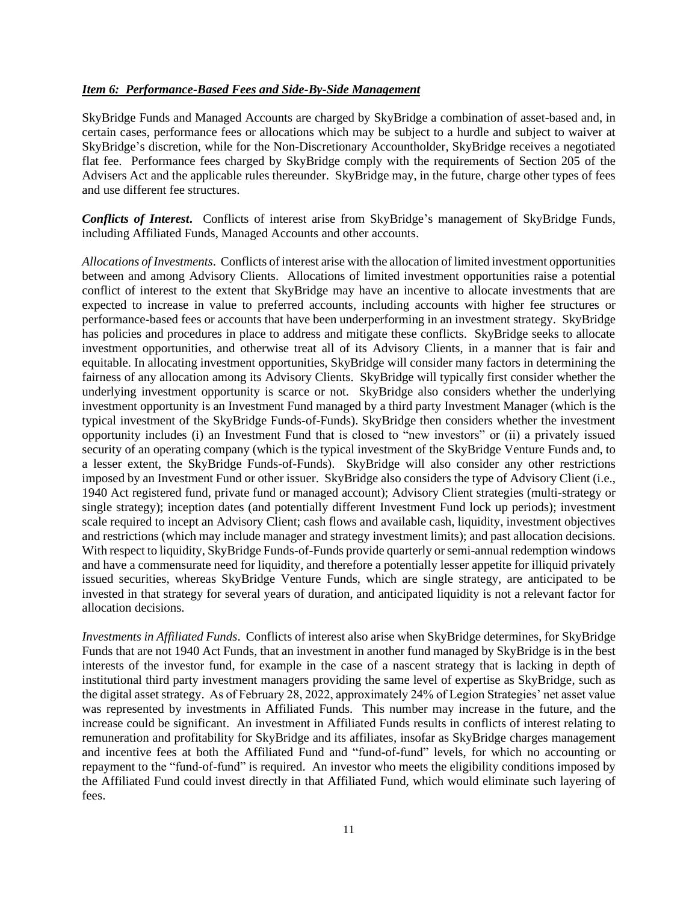***Item 6: Performance-Based Fees and Side-By-Side Management***

SkyBridge Funds and Managed Accounts are charged by SkyBridge a combination of asset-based and, in certain cases, performance fees or allocations which may be subject to a hurdle and subject to waiver at SkyBridge's discretion, while for the Non-Discretionary Accountholder, SkyBridge receives a negotiated flat fee. Performance fees charged by SkyBridge comply with the requirements of Section 205 of the Advisers Act and the applicable rules thereunder. SkyBridge may, in the future, charge other types of fees and use different fee structures.

***Conflicts of Interest***. Conflicts of interest arise from SkyBridge's management of SkyBridge Funds, including Affiliated Funds, Managed Accounts and other accounts.

*Allocations of Investments*. Conflicts of interest arise with the allocation of limited investment opportunities between and among Advisory Clients. Allocations of limited investment opportunities raise a potential conflict of interest to the extent that SkyBridge may have an incentive to allocate investments that are expected to increase in value to preferred accounts, including accounts with higher fee structures or performance-based fees or accounts that have been underperforming in an investment strategy. SkyBridge has policies and procedures in place to address and mitigate these conflicts. SkyBridge seeks to allocate investment opportunities, and otherwise treat all of its Advisory Clients, in a manner that is fair and equitable. In allocating investment opportunities, SkyBridge will consider many factors in determining the fairness of any allocation among its Advisory Clients. SkyBridge will typically first consider whether the underlying investment opportunity is scarce or not. SkyBridge also considers whether the underlying investment opportunity is an Investment Fund managed by a third party Investment Manager (which is the typical investment of the SkyBridge Funds-of-Funds). SkyBridge then considers whether the investment opportunity includes (i) an Investment Fund that is closed to "new investors" or (ii) a privately issued security of an operating company (which is the typical investment of the SkyBridge Venture Funds and, to a lesser extent, the SkyBridge Funds-of-Funds). SkyBridge will also consider any other restrictions imposed by an Investment Fund or other issuer. SkyBridge also considers the type of Advisory Client (i.e., 1940 Act registered fund, private fund or managed account); Advisory Client strategies (multi-strategy or single strategy); inception dates (and potentially different Investment Fund lock up periods); investment scale required to incept an Advisory Client; cash flows and available cash, liquidity, investment objectives and restrictions (which may include manager and strategy investment limits); and past allocation decisions. With respect to liquidity, SkyBridge Funds-of-Funds provide quarterly or semi-annual redemption windows and have a commensurate need for liquidity, and therefore a potentially lesser appetite for illiquid privately issued securities, whereas SkyBridge Venture Funds, which are single strategy, are anticipated to be invested in that strategy for several years of duration, and anticipated liquidity is not a relevant factor for allocation decisions.

*Investments in Affiliated Funds*. Conflicts of interest also arise when SkyBridge determines, for SkyBridge Funds that are not 1940 Act Funds, that an investment in another fund managed by SkyBridge is in the best interests of the investor fund, for example in the case of a nascent strategy that is lacking in depth of institutional third party investment managers providing the same level of expertise as SkyBridge, such as the digital asset strategy. As of February 28, 2022, approximately 24% of Legion Strategies' net asset value was represented by investments in Affiliated Funds. This number may increase in the future, and the increase could be significant. An investment in Affiliated Funds results in conflicts of interest relating to remuneration and profitability for SkyBridge and its affiliates, insofar as SkyBridge charges management and incentive fees at both the Affiliated Fund and "fund-of-fund" levels, for which no accounting or repayment to the "fund-of-fund" is required. An investor who meets the eligibility conditions imposed by the Affiliated Fund could invest directly in that Affiliated Fund, which would eliminate such layering of fees.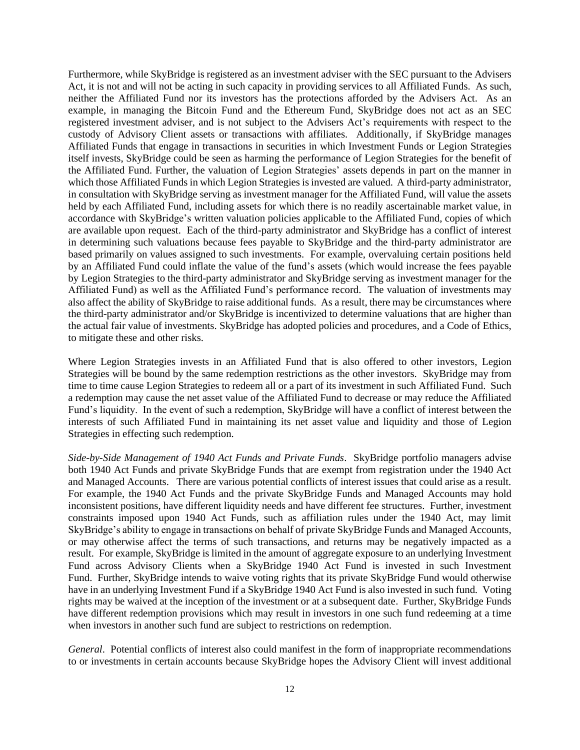Furthermore, while SkyBridge is registered as an investment adviser with the SEC pursuant to the Advisers Act, it is not and will not be acting in such capacity in providing services to all Affiliated Funds. As such, neither the Affiliated Fund nor its investors has the protections afforded by the Advisers Act. As an example, in managing the Bitcoin Fund and the Ethereum Fund, SkyBridge does not act as an SEC registered investment adviser, and is not subject to the Advisers Act's requirements with respect to the custody of Advisory Client assets or transactions with affiliates. Additionally, if SkyBridge manages Affiliated Funds that engage in transactions in securities in which Investment Funds or Legion Strategies itself invests, SkyBridge could be seen as harming the performance of Legion Strategies for the benefit of the Affiliated Fund. Further, the valuation of Legion Strategies' assets depends in part on the manner in which those Affiliated Funds in which Legion Strategies is invested are valued. A third-party administrator, in consultation with SkyBridge serving as investment manager for the Affiliated Fund, will value the assets held by each Affiliated Fund, including assets for which there is no readily ascertainable market value, in accordance with SkyBridge's written valuation policies applicable to the Affiliated Fund, copies of which are available upon request. Each of the third-party administrator and SkyBridge has a conflict of interest in determining such valuations because fees payable to SkyBridge and the third-party administrator are based primarily on values assigned to such investments. For example, overvaluing certain positions held by an Affiliated Fund could inflate the value of the fund's assets (which would increase the fees payable by Legion Strategies to the third-party administrator and SkyBridge serving as investment manager for the Affiliated Fund) as well as the Affiliated Fund's performance record. The valuation of investments may also affect the ability of SkyBridge to raise additional funds. As a result, there may be circumstances where the third-party administrator and/or SkyBridge is incentivized to determine valuations that are higher than the actual fair value of investments. SkyBridge has adopted policies and procedures, and a Code of Ethics, to mitigate these and other risks.

Where Legion Strategies invests in an Affiliated Fund that is also offered to other investors, Legion Strategies will be bound by the same redemption restrictions as the other investors. SkyBridge may from time to time cause Legion Strategies to redeem all or a part of its investment in such Affiliated Fund. Such a redemption may cause the net asset value of the Affiliated Fund to decrease or may reduce the Affiliated Fund's liquidity. In the event of such a redemption, SkyBridge will have a conflict of interest between the interests of such Affiliated Fund in maintaining its net asset value and liquidity and those of Legion Strategies in effecting such redemption.

*Side-by-Side Management of 1940 Act Funds and Private Funds*. SkyBridge portfolio managers advise both 1940 Act Funds and private SkyBridge Funds that are exempt from registration under the 1940 Act and Managed Accounts. There are various potential conflicts of interest issues that could arise as a result. For example, the 1940 Act Funds and the private SkyBridge Funds and Managed Accounts may hold inconsistent positions, have different liquidity needs and have different fee structures. Further, investment constraints imposed upon 1940 Act Funds, such as affiliation rules under the 1940 Act, may limit SkyBridge's ability to engage in transactions on behalf of private SkyBridge Funds and Managed Accounts, or may otherwise affect the terms of such transactions, and returns may be negatively impacted as a result. For example, SkyBridge is limited in the amount of aggregate exposure to an underlying Investment Fund across Advisory Clients when a SkyBridge 1940 Act Fund is invested in such Investment Fund. Further, SkyBridge intends to waive voting rights that its private SkyBridge Fund would otherwise have in an underlying Investment Fund if a SkyBridge 1940 Act Fund is also invested in such fund. Voting rights may be waived at the inception of the investment or at a subsequent date. Further, SkyBridge Funds have different redemption provisions which may result in investors in one such fund redeeming at a time when investors in another such fund are subject to restrictions on redemption.

*General*. Potential conflicts of interest also could manifest in the form of inappropriate recommendations to or investments in certain accounts because SkyBridge hopes the Advisory Client will invest additional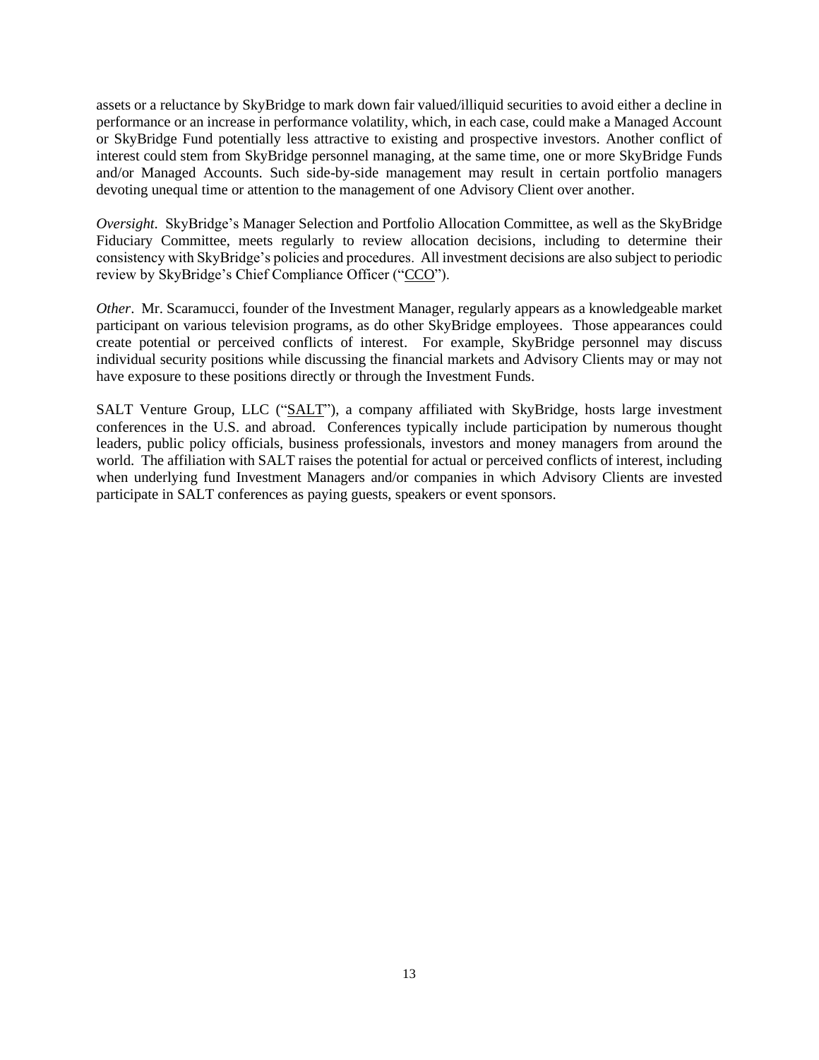assets or a reluctance by SkyBridge to mark down fair valued/illiquid securities to avoid either a decline in performance or an increase in performance volatility, which, in each case, could make a Managed Account or SkyBridge Fund potentially less attractive to existing and prospective investors. Another conflict of interest could stem from SkyBridge personnel managing, at the same time, one or more SkyBridge Funds and/or Managed Accounts. Such side-by-side management may result in certain portfolio managers devoting unequal time or attention to the management of one Advisory Client over another.

*Oversight*. SkyBridge's Manager Selection and Portfolio Allocation Committee, as well as the SkyBridge Fiduciary Committee, meets regularly to review allocation decisions, including to determine their consistency with SkyBridge's policies and procedures. All investment decisions are also subject to periodic review by SkyBridge's Chief Compliance Officer ("CCO").

*Other*. Mr. Scaramucci, founder of the Investment Manager, regularly appears as a knowledgeable market participant on various television programs, as do other SkyBridge employees. Those appearances could create potential or perceived conflicts of interest. For example, SkyBridge personnel may discuss individual security positions while discussing the financial markets and Advisory Clients may or may not have exposure to these positions directly or through the Investment Funds.

SALT Venture Group, LLC ("SALT"), a company affiliated with SkyBridge, hosts large investment conferences in the U.S. and abroad. Conferences typically include participation by numerous thought leaders, public policy officials, business professionals, investors and money managers from around the world. The affiliation with SALT raises the potential for actual or perceived conflicts of interest, including when underlying fund Investment Managers and/or companies in which Advisory Clients are invested participate in SALT conferences as paying guests, speakers or event sponsors.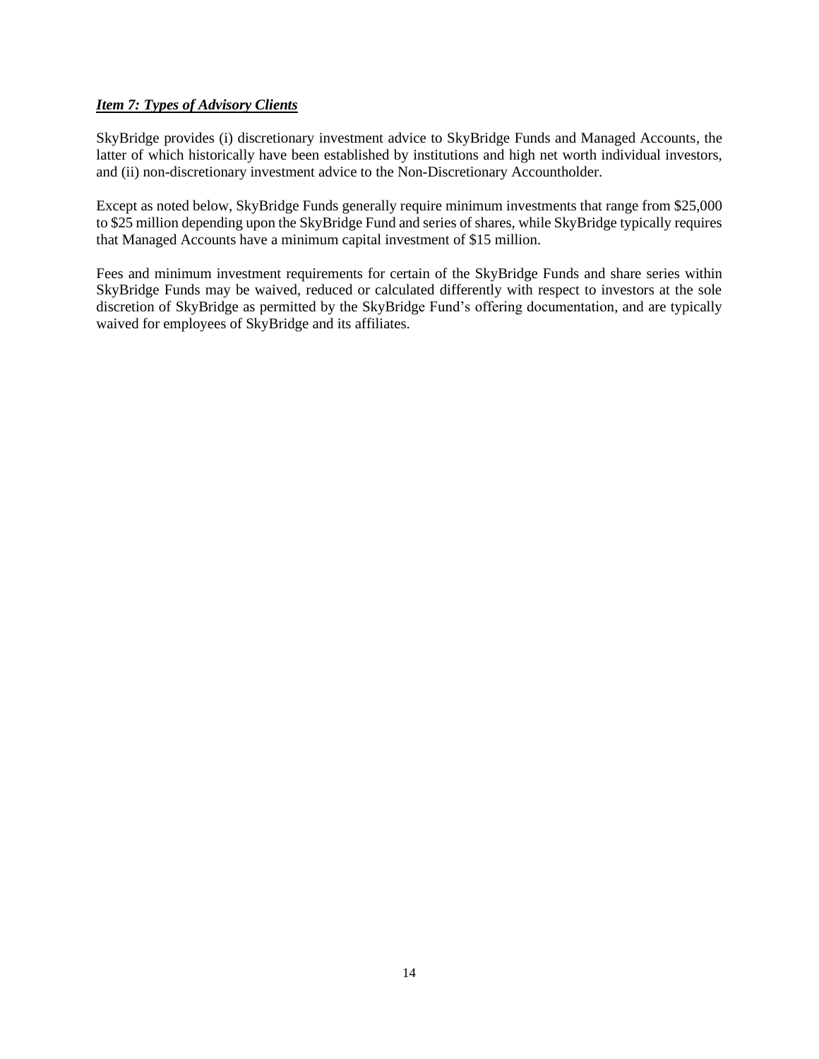***Item 7: Types of Advisory Clients***

SkyBridge provides (i) discretionary investment advice to SkyBridge Funds and Managed Accounts, the latter of which historically have been established by institutions and high net worth individual investors, and (ii) non-discretionary investment advice to the Non-Discretionary Accountholder.

Except as noted below, SkyBridge Funds generally require minimum investments that range from $25,000 to $25 million depending upon the SkyBridge Fund and series of shares, while SkyBridge typically requires that Managed Accounts have a minimum capital investment of $15 million.

Fees and minimum investment requirements for certain of the SkyBridge Funds and share series within SkyBridge Funds may be waived, reduced or calculated differently with respect to investors at the sole discretion of SkyBridge as permitted by the SkyBridge Fund's offering documentation, and are typically waived for employees of SkyBridge and its affiliates.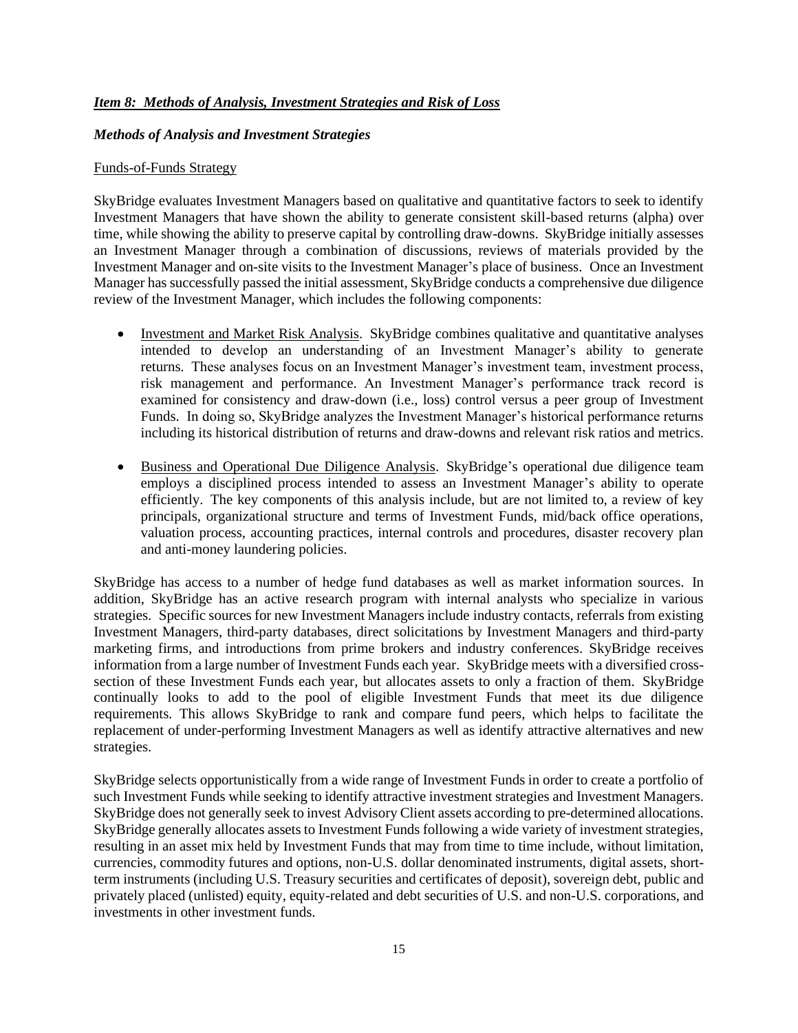***Item 8: Methods of Analysis, Investment Strategies and Risk of Loss***

***Methods of Analysis and Investment Strategies***

Funds-of-Funds Strategy

SkyBridge evaluates Investment Managers based on qualitative and quantitative factors to seek to identify Investment Managers that have shown the ability to generate consistent skill-based returns (alpha) over time, while showing the ability to preserve capital by controlling draw-downs. SkyBridge initially assesses an Investment Manager through a combination of discussions, reviews of materials provided by the Investment Manager and on-site visits to the Investment Manager's place of business. Once an Investment Manager has successfully passed the initial assessment, SkyBridge conducts a comprehensive due diligence review of the Investment Manager, which includes the following components:

- Investment and Market Risk Analysis. SkyBridge combines qualitative and quantitative analyses intended to develop an understanding of an Investment Manager's ability to generate returns. These analyses focus on an Investment Manager's investment team, investment process, risk management and performance. An Investment Manager's performance track record is examined for consistency and draw-down (i.e., loss) control versus a peer group of Investment Funds. In doing so, SkyBridge analyzes the Investment Manager's historical performance returns including its historical distribution of returns and draw-downs and relevant risk ratios and metrics.

- Business and Operational Due Diligence Analysis. SkyBridge's operational due diligence team employs a disciplined process intended to assess an Investment Manager's ability to operate efficiently. The key components of this analysis include, but are not limited to, a review of key principals, organizational structure and terms of Investment Funds, mid/back office operations, valuation process, accounting practices, internal controls and procedures, disaster recovery plan and anti-money laundering policies.

SkyBridge has access to a number of hedge fund databases as well as market information sources. In addition, SkyBridge has an active research program with internal analysts who specialize in various strategies. Specific sources for new Investment Managers include industry contacts, referrals from existing Investment Managers, third-party databases, direct solicitations by Investment Managers and third-party marketing firms, and introductions from prime brokers and industry conferences. SkyBridge receives information from a large number of Investment Funds each year. SkyBridge meets with a diversified cross-section of these Investment Funds each year, but allocates assets to only a fraction of them. SkyBridge continually looks to add to the pool of eligible Investment Funds that meet its due diligence requirements. This allows SkyBridge to rank and compare fund peers, which helps to facilitate the replacement of under-performing Investment Managers as well as identify attractive alternatives and new strategies.

SkyBridge selects opportunistically from a wide range of Investment Funds in order to create a portfolio of such Investment Funds while seeking to identify attractive investment strategies and Investment Managers. SkyBridge does not generally seek to invest Advisory Client assets according to pre-determined allocations. SkyBridge generally allocates assets to Investment Funds following a wide variety of investment strategies, resulting in an asset mix held by Investment Funds that may from time to time include, without limitation, currencies, commodity futures and options, non-U.S. dollar denominated instruments, digital assets, short-term instruments (including U.S. Treasury securities and certificates of deposit), sovereign debt, public and privately placed (unlisted) equity, equity-related and debt securities of U.S. and non-U.S. corporations, and investments in other investment funds.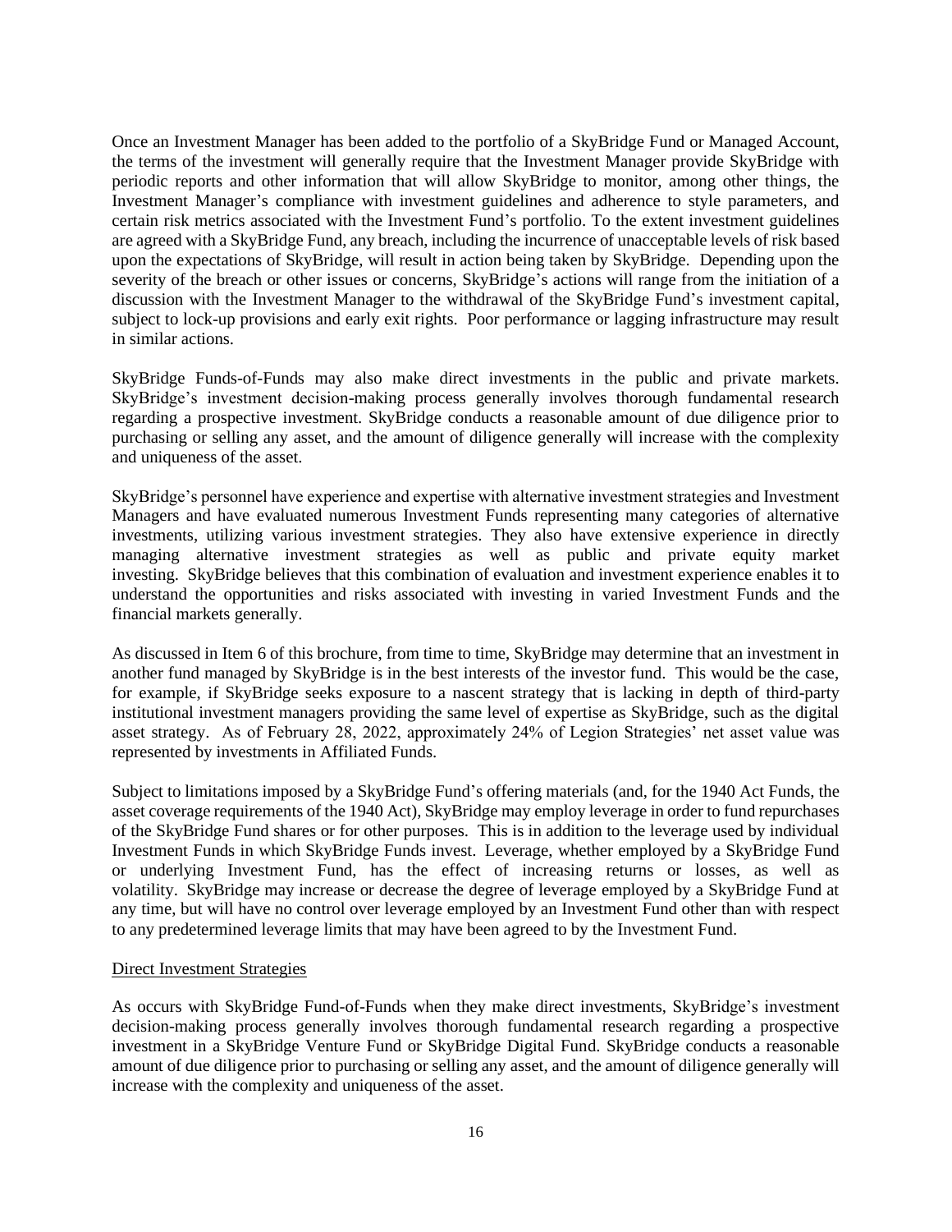Once an Investment Manager has been added to the portfolio of a SkyBridge Fund or Managed Account, the terms of the investment will generally require that the Investment Manager provide SkyBridge with periodic reports and other information that will allow SkyBridge to monitor, among other things, the Investment Manager's compliance with investment guidelines and adherence to style parameters, and certain risk metrics associated with the Investment Fund's portfolio. To the extent investment guidelines are agreed with a SkyBridge Fund, any breach, including the incurrence of unacceptable levels of risk based upon the expectations of SkyBridge, will result in action being taken by SkyBridge. Depending upon the severity of the breach or other issues or concerns, SkyBridge's actions will range from the initiation of a discussion with the Investment Manager to the withdrawal of the SkyBridge Fund's investment capital, subject to lock-up provisions and early exit rights. Poor performance or lagging infrastructure may result in similar actions.

SkyBridge Funds-of-Funds may also make direct investments in the public and private markets. SkyBridge's investment decision-making process generally involves thorough fundamental research regarding a prospective investment. SkyBridge conducts a reasonable amount of due diligence prior to purchasing or selling any asset, and the amount of diligence generally will increase with the complexity and uniqueness of the asset.

SkyBridge's personnel have experience and expertise with alternative investment strategies and Investment Managers and have evaluated numerous Investment Funds representing many categories of alternative investments, utilizing various investment strategies. They also have extensive experience in directly managing alternative investment strategies as well as public and private equity market investing. SkyBridge believes that this combination of evaluation and investment experience enables it to understand the opportunities and risks associated with investing in varied Investment Funds and the financial markets generally.

As discussed in Item 6 of this brochure, from time to time, SkyBridge may determine that an investment in another fund managed by SkyBridge is in the best interests of the investor fund. This would be the case, for example, if SkyBridge seeks exposure to a nascent strategy that is lacking in depth of third-party institutional investment managers providing the same level of expertise as SkyBridge, such as the digital asset strategy. As of February 28, 2022, approximately 24% of Legion Strategies' net asset value was represented by investments in Affiliated Funds.

Subject to limitations imposed by a SkyBridge Fund's offering materials (and, for the 1940 Act Funds, the asset coverage requirements of the 1940 Act), SkyBridge may employ leverage in order to fund repurchases of the SkyBridge Fund shares or for other purposes. This is in addition to the leverage used by individual Investment Funds in which SkyBridge Funds invest. Leverage, whether employed by a SkyBridge Fund or underlying Investment Fund, has the effect of increasing returns or losses, as well as volatility. SkyBridge may increase or decrease the degree of leverage employed by a SkyBridge Fund at any time, but will have no control over leverage employed by an Investment Fund other than with respect to any predetermined leverage limits that may have been agreed to by the Investment Fund.

Direct Investment Strategies

As occurs with SkyBridge Fund-of-Funds when they make direct investments, SkyBridge's investment decision-making process generally involves thorough fundamental research regarding a prospective investment in a SkyBridge Venture Fund or SkyBridge Digital Fund. SkyBridge conducts a reasonable amount of due diligence prior to purchasing or selling any asset, and the amount of diligence generally will increase with the complexity and uniqueness of the asset.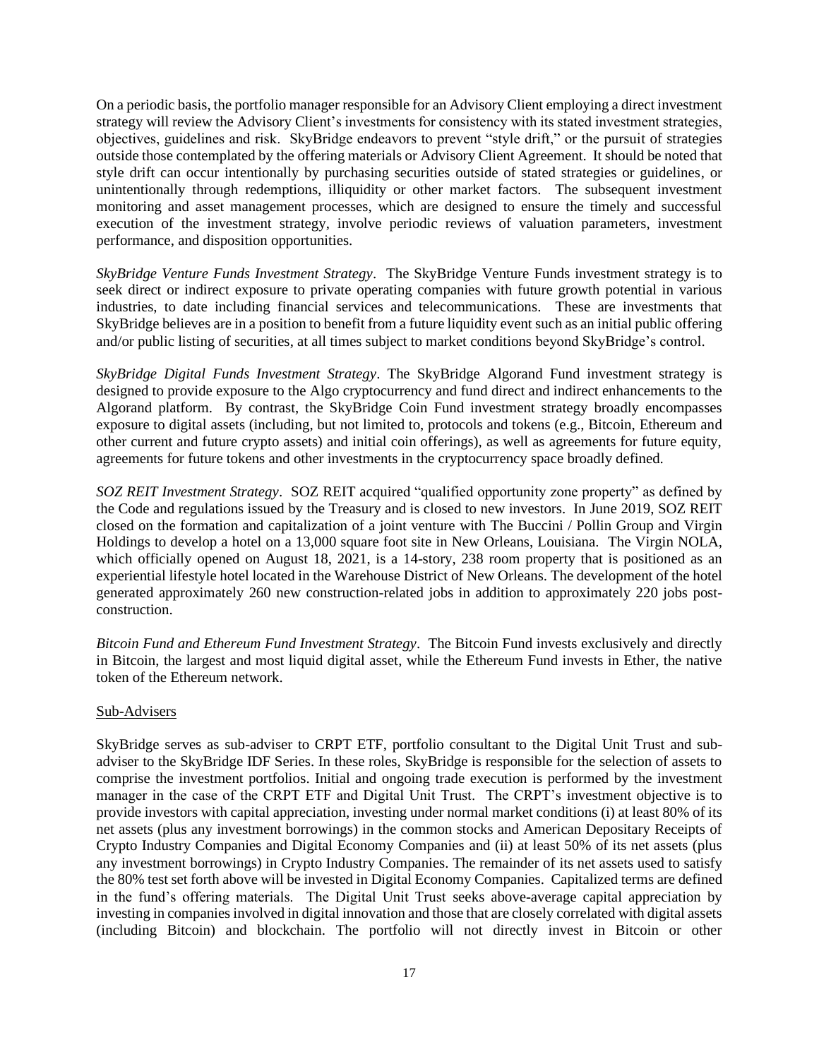On a periodic basis, the portfolio manager responsible for an Advisory Client employing a direct investment strategy will review the Advisory Client's investments for consistency with its stated investment strategies, objectives, guidelines and risk. SkyBridge endeavors to prevent "style drift," or the pursuit of strategies outside those contemplated by the offering materials or Advisory Client Agreement. It should be noted that style drift can occur intentionally by purchasing securities outside of stated strategies or guidelines, or unintentionally through redemptions, illiquidity or other market factors. The subsequent investment monitoring and asset management processes, which are designed to ensure the timely and successful execution of the investment strategy, involve periodic reviews of valuation parameters, investment performance, and disposition opportunities.

*SkyBridge Venture Funds Investment Strategy*. The SkyBridge Venture Funds investment strategy is to seek direct or indirect exposure to private operating companies with future growth potential in various industries, to date including financial services and telecommunications. These are investments that SkyBridge believes are in a position to benefit from a future liquidity event such as an initial public offering and/or public listing of securities, at all times subject to market conditions beyond SkyBridge's control.

*SkyBridge Digital Funds Investment Strategy*. The SkyBridge Algorand Fund investment strategy is designed to provide exposure to the Algo cryptocurrency and fund direct and indirect enhancements to the Algorand platform. By contrast, the SkyBridge Coin Fund investment strategy broadly encompasses exposure to digital assets (including, but not limited to, protocols and tokens (e.g., Bitcoin, Ethereum and other current and future crypto assets) and initial coin offerings), as well as agreements for future equity, agreements for future tokens and other investments in the cryptocurrency space broadly defined.

*SOZ REIT Investment Strategy*. SOZ REIT acquired "qualified opportunity zone property" as defined by the Code and regulations issued by the Treasury and is closed to new investors. In June 2019, SOZ REIT closed on the formation and capitalization of a joint venture with The Buccini / Pollin Group and Virgin Holdings to develop a hotel on a 13,000 square foot site in New Orleans, Louisiana. The Virgin NOLA, which officially opened on August 18, 2021, is a 14-story, 238 room property that is positioned as an experiential lifestyle hotel located in the Warehouse District of New Orleans. The development of the hotel generated approximately 260 new construction-related jobs in addition to approximately 220 jobs post-construction.

*Bitcoin Fund and Ethereum Fund Investment Strategy*. The Bitcoin Fund invests exclusively and directly in Bitcoin, the largest and most liquid digital asset, while the Ethereum Fund invests in Ether, the native token of the Ethereum network.

Sub-Advisers

SkyBridge serves as sub-adviser to CRPT ETF, portfolio consultant to the Digital Unit Trust and sub-adviser to the SkyBridge IDF Series. In these roles, SkyBridge is responsible for the selection of assets to comprise the investment portfolios. Initial and ongoing trade execution is performed by the investment manager in the case of the CRPT ETF and Digital Unit Trust. The CRPT's investment objective is to provide investors with capital appreciation, investing under normal market conditions (i) at least 80% of its net assets (plus any investment borrowings) in the common stocks and American Depositary Receipts of Crypto Industry Companies and Digital Economy Companies and (ii) at least 50% of its net assets (plus any investment borrowings) in Crypto Industry Companies. The remainder of its net assets used to satisfy the 80% test set forth above will be invested in Digital Economy Companies. Capitalized terms are defined in the fund's offering materials. The Digital Unit Trust seeks above-average capital appreciation by investing in companies involved in digital innovation and those that are closely correlated with digital assets (including Bitcoin) and blockchain. The portfolio will not directly invest in Bitcoin or other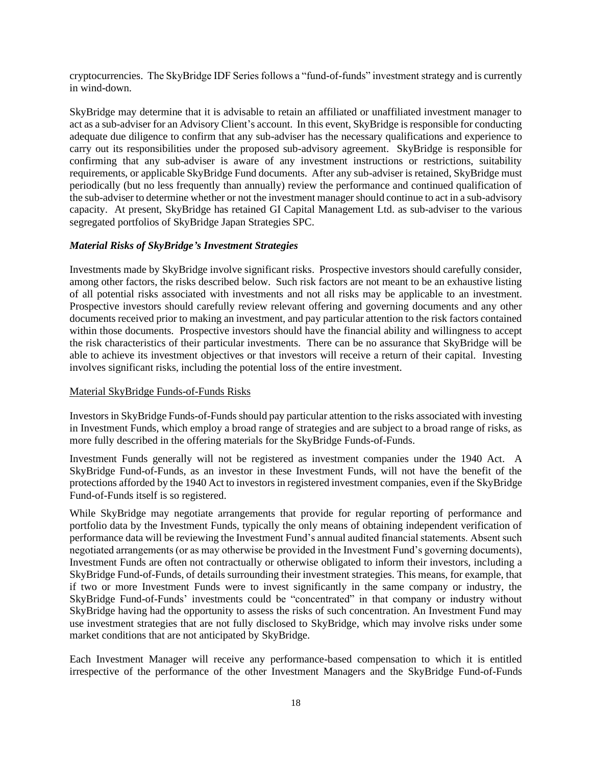cryptocurrencies. The SkyBridge IDF Series follows a "fund-of-funds" investment strategy and is currently in wind-down.

SkyBridge may determine that it is advisable to retain an affiliated or unaffiliated investment manager to act as a sub-adviser for an Advisory Client's account. In this event, SkyBridge is responsible for conducting adequate due diligence to confirm that any sub-adviser has the necessary qualifications and experience to carry out its responsibilities under the proposed sub-advisory agreement. SkyBridge is responsible for confirming that any sub-adviser is aware of any investment instructions or restrictions, suitability requirements, or applicable SkyBridge Fund documents. After any sub-adviser is retained, SkyBridge must periodically (but no less frequently than annually) review the performance and continued qualification of the sub-adviser to determine whether or not the investment manager should continue to act in a sub-advisory capacity. At present, SkyBridge has retained GI Capital Management Ltd. as sub-adviser to the various segregated portfolios of SkyBridge Japan Strategies SPC.

### *Material Risks of SkyBridge's Investment Strategies*

Investments made by SkyBridge involve significant risks. Prospective investors should carefully consider, among other factors, the risks described below. Such risk factors are not meant to be an exhaustive listing of all potential risks associated with investments and not all risks may be applicable to an investment. Prospective investors should carefully review relevant offering and governing documents and any other documents received prior to making an investment, and pay particular attention to the risk factors contained within those documents. Prospective investors should have the financial ability and willingness to accept the risk characteristics of their particular investments. There can be no assurance that SkyBridge will be able to achieve its investment objectives or that investors will receive a return of their capital. Investing involves significant risks, including the potential loss of the entire investment.

#### Material SkyBridge Funds-of-Funds Risks

Investors in SkyBridge Funds-of-Funds should pay particular attention to the risks associated with investing in Investment Funds, which employ a broad range of strategies and are subject to a broad range of risks, as more fully described in the offering materials for the SkyBridge Funds-of-Funds.

Investment Funds generally will not be registered as investment companies under the 1940 Act. A SkyBridge Fund-of-Funds, as an investor in these Investment Funds, will not have the benefit of the protections afforded by the 1940 Act to investors in registered investment companies, even if the SkyBridge Fund-of-Funds itself is so registered.

While SkyBridge may negotiate arrangements that provide for regular reporting of performance and portfolio data by the Investment Funds, typically the only means of obtaining independent verification of performance data will be reviewing the Investment Fund's annual audited financial statements. Absent such negotiated arrangements (or as may otherwise be provided in the Investment Fund's governing documents), Investment Funds are often not contractually or otherwise obligated to inform their investors, including a SkyBridge Fund-of-Funds, of details surrounding their investment strategies. This means, for example, that if two or more Investment Funds were to invest significantly in the same company or industry, the SkyBridge Fund-of-Funds' investments could be "concentrated" in that company or industry without SkyBridge having had the opportunity to assess the risks of such concentration. An Investment Fund may use investment strategies that are not fully disclosed to SkyBridge, which may involve risks under some market conditions that are not anticipated by SkyBridge.

Each Investment Manager will receive any performance-based compensation to which it is entitled irrespective of the performance of the other Investment Managers and the SkyBridge Fund-of-Funds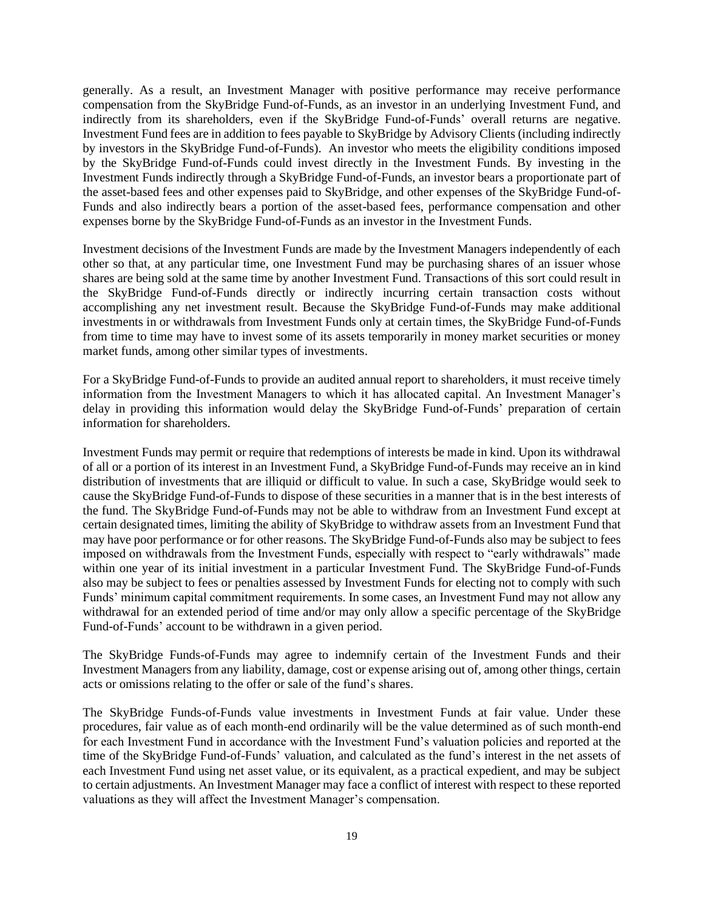generally. As a result, an Investment Manager with positive performance may receive performance compensation from the SkyBridge Fund-of-Funds, as an investor in an underlying Investment Fund, and indirectly from its shareholders, even if the SkyBridge Fund-of-Funds' overall returns are negative. Investment Fund fees are in addition to fees payable to SkyBridge by Advisory Clients (including indirectly by investors in the SkyBridge Fund-of-Funds). An investor who meets the eligibility conditions imposed by the SkyBridge Fund-of-Funds could invest directly in the Investment Funds. By investing in the Investment Funds indirectly through a SkyBridge Fund-of-Funds, an investor bears a proportionate part of the asset-based fees and other expenses paid to SkyBridge, and other expenses of the SkyBridge Fund-of-Funds and also indirectly bears a portion of the asset-based fees, performance compensation and other expenses borne by the SkyBridge Fund-of-Funds as an investor in the Investment Funds.

Investment decisions of the Investment Funds are made by the Investment Managers independently of each other so that, at any particular time, one Investment Fund may be purchasing shares of an issuer whose shares are being sold at the same time by another Investment Fund. Transactions of this sort could result in the SkyBridge Fund-of-Funds directly or indirectly incurring certain transaction costs without accomplishing any net investment result. Because the SkyBridge Fund-of-Funds may make additional investments in or withdrawals from Investment Funds only at certain times, the SkyBridge Fund-of-Funds from time to time may have to invest some of its assets temporarily in money market securities or money market funds, among other similar types of investments.

For a SkyBridge Fund-of-Funds to provide an audited annual report to shareholders, it must receive timely information from the Investment Managers to which it has allocated capital. An Investment Manager's delay in providing this information would delay the SkyBridge Fund-of-Funds' preparation of certain information for shareholders.

Investment Funds may permit or require that redemptions of interests be made in kind. Upon its withdrawal of all or a portion of its interest in an Investment Fund, a SkyBridge Fund-of-Funds may receive an in kind distribution of investments that are illiquid or difficult to value. In such a case, SkyBridge would seek to cause the SkyBridge Fund-of-Funds to dispose of these securities in a manner that is in the best interests of the fund. The SkyBridge Fund-of-Funds may not be able to withdraw from an Investment Fund except at certain designated times, limiting the ability of SkyBridge to withdraw assets from an Investment Fund that may have poor performance or for other reasons. The SkyBridge Fund-of-Funds also may be subject to fees imposed on withdrawals from the Investment Funds, especially with respect to "early withdrawals" made within one year of its initial investment in a particular Investment Fund. The SkyBridge Fund-of-Funds also may be subject to fees or penalties assessed by Investment Funds for electing not to comply with such Funds' minimum capital commitment requirements. In some cases, an Investment Fund may not allow any withdrawal for an extended period of time and/or may only allow a specific percentage of the SkyBridge Fund-of-Funds' account to be withdrawn in a given period.

The SkyBridge Funds-of-Funds may agree to indemnify certain of the Investment Funds and their Investment Managers from any liability, damage, cost or expense arising out of, among other things, certain acts or omissions relating to the offer or sale of the fund's shares.

The SkyBridge Funds-of-Funds value investments in Investment Funds at fair value. Under these procedures, fair value as of each month-end ordinarily will be the value determined as of such month-end for each Investment Fund in accordance with the Investment Fund's valuation policies and reported at the time of the SkyBridge Fund-of-Funds' valuation, and calculated as the fund's interest in the net assets of each Investment Fund using net asset value, or its equivalent, as a practical expedient, and may be subject to certain adjustments. An Investment Manager may face a conflict of interest with respect to these reported valuations as they will affect the Investment Manager's compensation.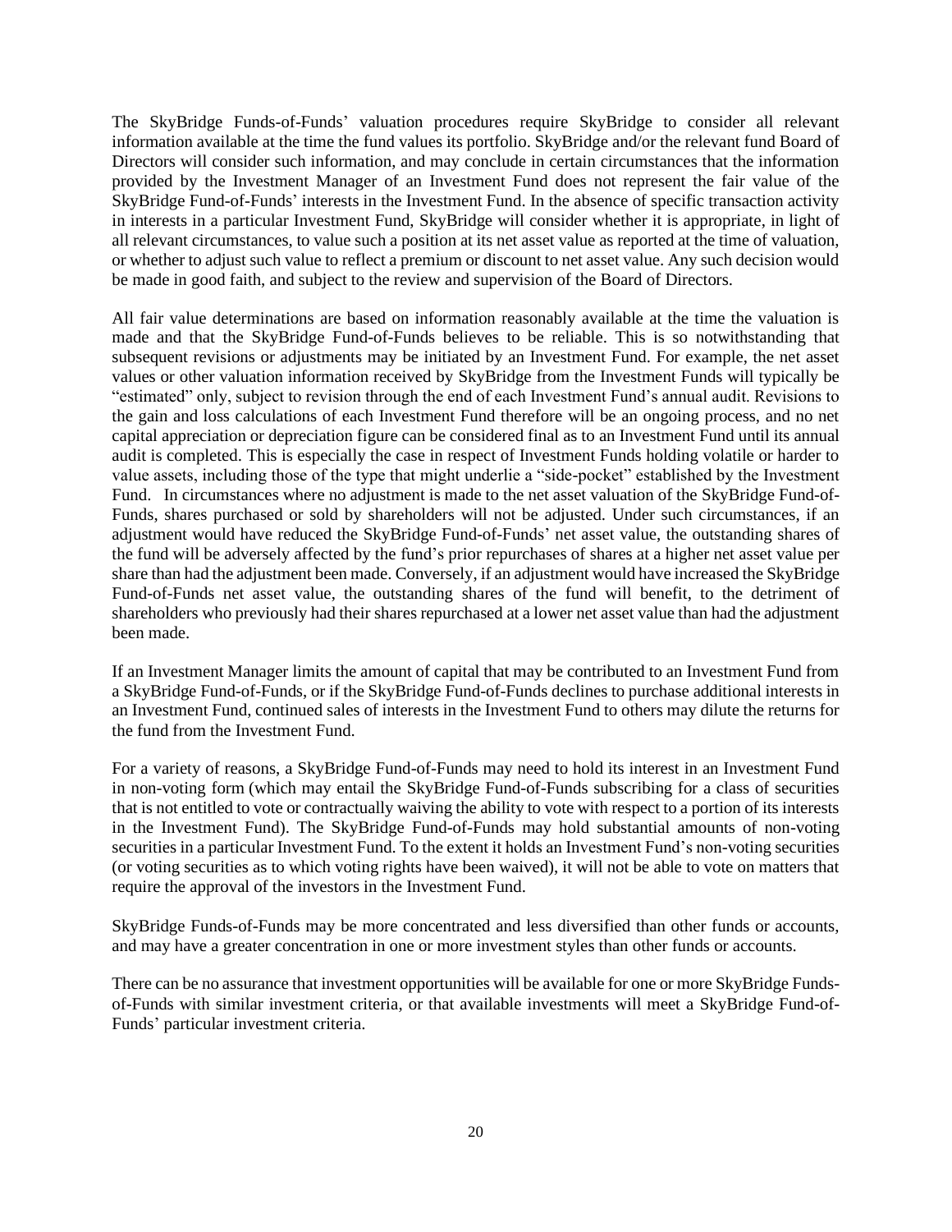The SkyBridge Funds-of-Funds' valuation procedures require SkyBridge to consider all relevant information available at the time the fund values its portfolio. SkyBridge and/or the relevant fund Board of Directors will consider such information, and may conclude in certain circumstances that the information provided by the Investment Manager of an Investment Fund does not represent the fair value of the SkyBridge Fund-of-Funds' interests in the Investment Fund. In the absence of specific transaction activity in interests in a particular Investment Fund, SkyBridge will consider whether it is appropriate, in light of all relevant circumstances, to value such a position at its net asset value as reported at the time of valuation, or whether to adjust such value to reflect a premium or discount to net asset value. Any such decision would be made in good faith, and subject to the review and supervision of the Board of Directors.

All fair value determinations are based on information reasonably available at the time the valuation is made and that the SkyBridge Fund-of-Funds believes to be reliable. This is so notwithstanding that subsequent revisions or adjustments may be initiated by an Investment Fund. For example, the net asset values or other valuation information received by SkyBridge from the Investment Funds will typically be "estimated" only, subject to revision through the end of each Investment Fund's annual audit. Revisions to the gain and loss calculations of each Investment Fund therefore will be an ongoing process, and no net capital appreciation or depreciation figure can be considered final as to an Investment Fund until its annual audit is completed. This is especially the case in respect of Investment Funds holding volatile or harder to value assets, including those of the type that might underlie a "side-pocket" established by the Investment Fund. In circumstances where no adjustment is made to the net asset valuation of the SkyBridge Fund-of-Funds, shares purchased or sold by shareholders will not be adjusted. Under such circumstances, if an adjustment would have reduced the SkyBridge Fund-of-Funds' net asset value, the outstanding shares of the fund will be adversely affected by the fund's prior repurchases of shares at a higher net asset value per share than had the adjustment been made. Conversely, if an adjustment would have increased the SkyBridge Fund-of-Funds net asset value, the outstanding shares of the fund will benefit, to the detriment of shareholders who previously had their shares repurchased at a lower net asset value than had the adjustment been made.

If an Investment Manager limits the amount of capital that may be contributed to an Investment Fund from a SkyBridge Fund-of-Funds, or if the SkyBridge Fund-of-Funds declines to purchase additional interests in an Investment Fund, continued sales of interests in the Investment Fund to others may dilute the returns for the fund from the Investment Fund.

For a variety of reasons, a SkyBridge Fund-of-Funds may need to hold its interest in an Investment Fund in non-voting form (which may entail the SkyBridge Fund-of-Funds subscribing for a class of securities that is not entitled to vote or contractually waiving the ability to vote with respect to a portion of its interests in the Investment Fund). The SkyBridge Fund-of-Funds may hold substantial amounts of non-voting securities in a particular Investment Fund. To the extent it holds an Investment Fund's non-voting securities (or voting securities as to which voting rights have been waived), it will not be able to vote on matters that require the approval of the investors in the Investment Fund.

SkyBridge Funds-of-Funds may be more concentrated and less diversified than other funds or accounts, and may have a greater concentration in one or more investment styles than other funds or accounts.

There can be no assurance that investment opportunities will be available for one or more SkyBridge Funds-of-Funds with similar investment criteria, or that available investments will meet a SkyBridge Fund-of-Funds' particular investment criteria.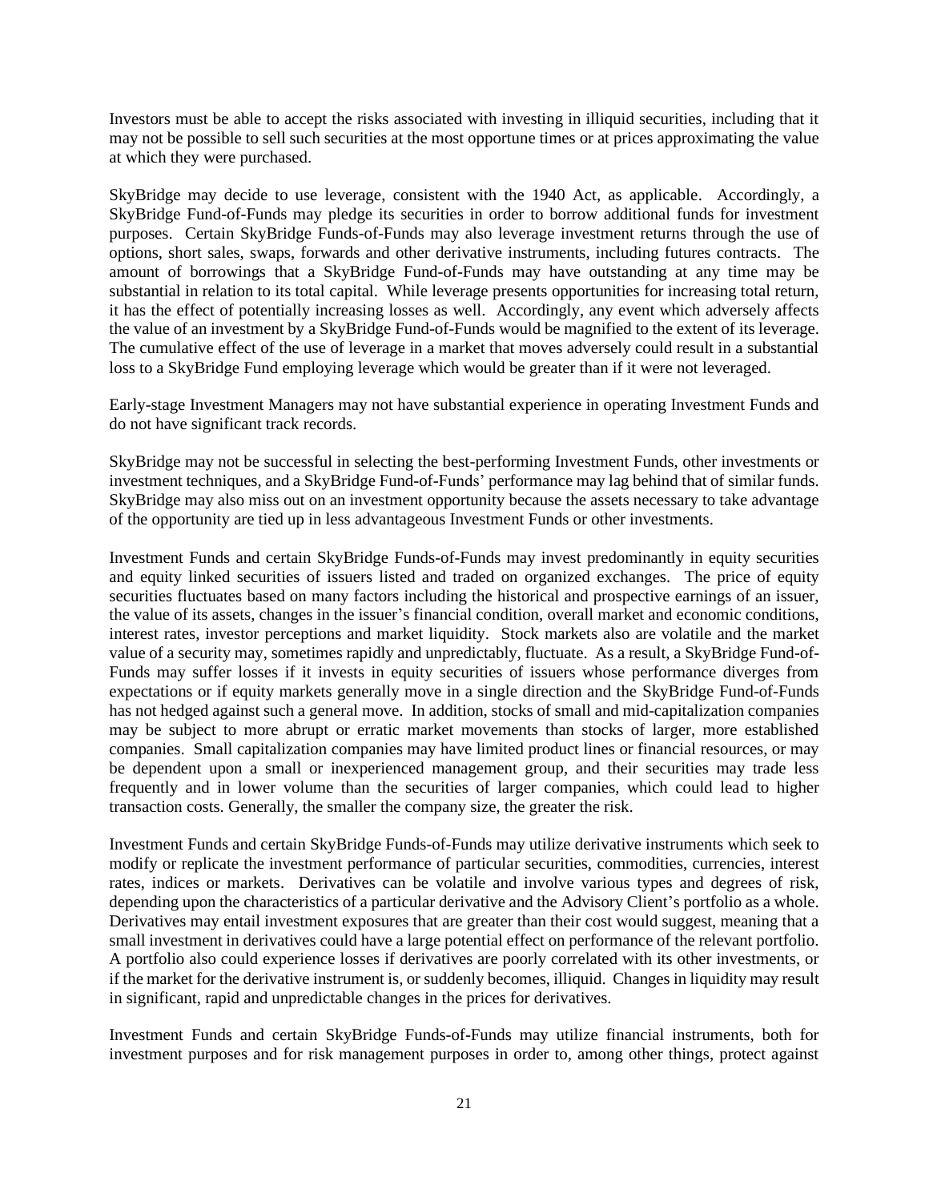Investors must be able to accept the risks associated with investing in illiquid securities, including that it may not be possible to sell such securities at the most opportune times or at prices approximating the value at which they were purchased.

SkyBridge may decide to use leverage, consistent with the 1940 Act, as applicable. Accordingly, a SkyBridge Fund-of-Funds may pledge its securities in order to borrow additional funds for investment purposes. Certain SkyBridge Funds-of-Funds may also leverage investment returns through the use of options, short sales, swaps, forwards and other derivative instruments, including futures contracts. The amount of borrowings that a SkyBridge Fund-of-Funds may have outstanding at any time may be substantial in relation to its total capital. While leverage presents opportunities for increasing total return, it has the effect of potentially increasing losses as well. Accordingly, any event which adversely affects the value of an investment by a SkyBridge Fund-of-Funds would be magnified to the extent of its leverage. The cumulative effect of the use of leverage in a market that moves adversely could result in a substantial loss to a SkyBridge Fund employing leverage which would be greater than if it were not leveraged.

Early-stage Investment Managers may not have substantial experience in operating Investment Funds and do not have significant track records.

SkyBridge may not be successful in selecting the best-performing Investment Funds, other investments or investment techniques, and a SkyBridge Fund-of-Funds' performance may lag behind that of similar funds. SkyBridge may also miss out on an investment opportunity because the assets necessary to take advantage of the opportunity are tied up in less advantageous Investment Funds or other investments.

Investment Funds and certain SkyBridge Funds-of-Funds may invest predominantly in equity securities and equity linked securities of issuers listed and traded on organized exchanges. The price of equity securities fluctuates based on many factors including the historical and prospective earnings of an issuer, the value of its assets, changes in the issuer's financial condition, overall market and economic conditions, interest rates, investor perceptions and market liquidity. Stock markets also are volatile and the market value of a security may, sometimes rapidly and unpredictably, fluctuate. As a result, a SkyBridge Fund-of-Funds may suffer losses if it invests in equity securities of issuers whose performance diverges from expectations or if equity markets generally move in a single direction and the SkyBridge Fund-of-Funds has not hedged against such a general move. In addition, stocks of small and mid-capitalization companies may be subject to more abrupt or erratic market movements than stocks of larger, more established companies. Small capitalization companies may have limited product lines or financial resources, or may be dependent upon a small or inexperienced management group, and their securities may trade less frequently and in lower volume than the securities of larger companies, which could lead to higher transaction costs. Generally, the smaller the company size, the greater the risk.

Investment Funds and certain SkyBridge Funds-of-Funds may utilize derivative instruments which seek to modify or replicate the investment performance of particular securities, commodities, currencies, interest rates, indices or markets. Derivatives can be volatile and involve various types and degrees of risk, depending upon the characteristics of a particular derivative and the Advisory Client's portfolio as a whole. Derivatives may entail investment exposures that are greater than their cost would suggest, meaning that a small investment in derivatives could have a large potential effect on performance of the relevant portfolio. A portfolio also could experience losses if derivatives are poorly correlated with its other investments, or if the market for the derivative instrument is, or suddenly becomes, illiquid. Changes in liquidity may result in significant, rapid and unpredictable changes in the prices for derivatives.

Investment Funds and certain SkyBridge Funds-of-Funds may utilize financial instruments, both for investment purposes and for risk management purposes in order to, among other things, protect against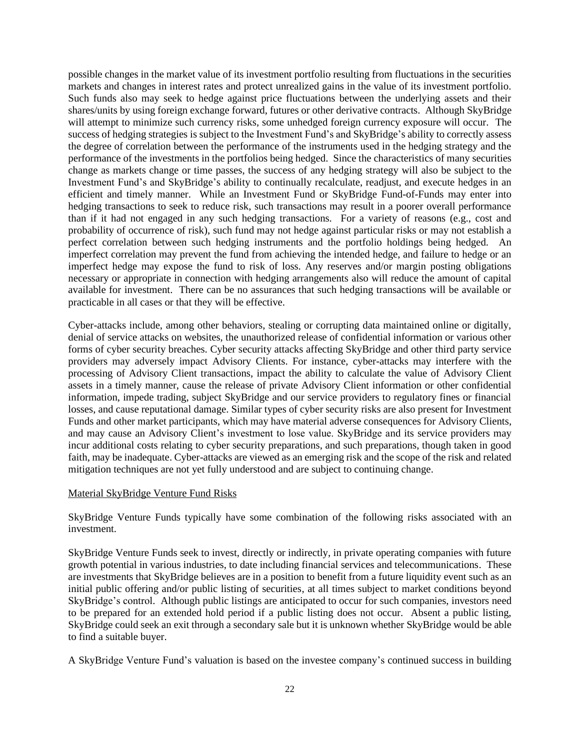possible changes in the market value of its investment portfolio resulting from fluctuations in the securities markets and changes in interest rates and protect unrealized gains in the value of its investment portfolio. Such funds also may seek to hedge against price fluctuations between the underlying assets and their shares/units by using foreign exchange forward, futures or other derivative contracts. Although SkyBridge will attempt to minimize such currency risks, some unhedged foreign currency exposure will occur. The success of hedging strategies is subject to the Investment Fund's and SkyBridge's ability to correctly assess the degree of correlation between the performance of the instruments used in the hedging strategy and the performance of the investments in the portfolios being hedged. Since the characteristics of many securities change as markets change or time passes, the success of any hedging strategy will also be subject to the Investment Fund's and SkyBridge's ability to continually recalculate, readjust, and execute hedges in an efficient and timely manner. While an Investment Fund or SkyBridge Fund-of-Funds may enter into hedging transactions to seek to reduce risk, such transactions may result in a poorer overall performance than if it had not engaged in any such hedging transactions. For a variety of reasons (e.g., cost and probability of occurrence of risk), such fund may not hedge against particular risks or may not establish a perfect correlation between such hedging instruments and the portfolio holdings being hedged. An imperfect correlation may prevent the fund from achieving the intended hedge, and failure to hedge or an imperfect hedge may expose the fund to risk of loss. Any reserves and/or margin posting obligations necessary or appropriate in connection with hedging arrangements also will reduce the amount of capital available for investment. There can be no assurances that such hedging transactions will be available or practicable in all cases or that they will be effective.

Cyber-attacks include, among other behaviors, stealing or corrupting data maintained online or digitally, denial of service attacks on websites, the unauthorized release of confidential information or various other forms of cyber security breaches. Cyber security attacks affecting SkyBridge and other third party service providers may adversely impact Advisory Clients. For instance, cyber-attacks may interfere with the processing of Advisory Client transactions, impact the ability to calculate the value of Advisory Client assets in a timely manner, cause the release of private Advisory Client information or other confidential information, impede trading, subject SkyBridge and our service providers to regulatory fines or financial losses, and cause reputational damage. Similar types of cyber security risks are also present for Investment Funds and other market participants, which may have material adverse consequences for Advisory Clients, and may cause an Advisory Client's investment to lose value. SkyBridge and its service providers may incur additional costs relating to cyber security preparations, and such preparations, though taken in good faith, may be inadequate. Cyber-attacks are viewed as an emerging risk and the scope of the risk and related mitigation techniques are not yet fully understood and are subject to continuing change.

Material SkyBridge Venture Fund Risks

SkyBridge Venture Funds typically have some combination of the following risks associated with an investment.

SkyBridge Venture Funds seek to invest, directly or indirectly, in private operating companies with future growth potential in various industries, to date including financial services and telecommunications. These are investments that SkyBridge believes are in a position to benefit from a future liquidity event such as an initial public offering and/or public listing of securities, at all times subject to market conditions beyond SkyBridge's control. Although public listings are anticipated to occur for such companies, investors need to be prepared for an extended hold period if a public listing does not occur. Absent a public listing, SkyBridge could seek an exit through a secondary sale but it is unknown whether SkyBridge would be able to find a suitable buyer.

A SkyBridge Venture Fund's valuation is based on the investee company's continued success in building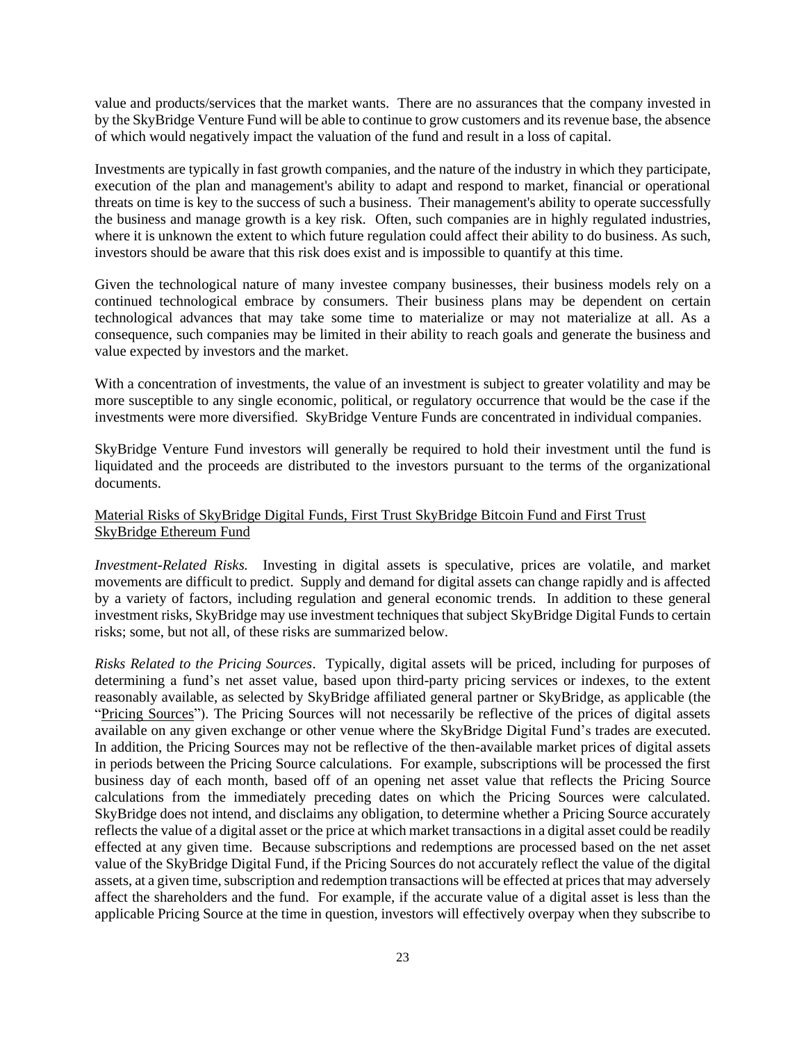value and products/services that the market wants. There are no assurances that the company invested in by the SkyBridge Venture Fund will be able to continue to grow customers and its revenue base, the absence of which would negatively impact the valuation of the fund and result in a loss of capital.

Investments are typically in fast growth companies, and the nature of the industry in which they participate, execution of the plan and management's ability to adapt and respond to market, financial or operational threats on time is key to the success of such a business. Their management's ability to operate successfully the business and manage growth is a key risk. Often, such companies are in highly regulated industries, where it is unknown the extent to which future regulation could affect their ability to do business. As such, investors should be aware that this risk does exist and is impossible to quantify at this time.

Given the technological nature of many investee company businesses, their business models rely on a continued technological embrace by consumers. Their business plans may be dependent on certain technological advances that may take some time to materialize or may not materialize at all. As a consequence, such companies may be limited in their ability to reach goals and generate the business and value expected by investors and the market.

With a concentration of investments, the value of an investment is subject to greater volatility and may be more susceptible to any single economic, political, or regulatory occurrence that would be the case if the investments were more diversified. SkyBridge Venture Funds are concentrated in individual companies.

SkyBridge Venture Fund investors will generally be required to hold their investment until the fund is liquidated and the proceeds are distributed to the investors pursuant to the terms of the organizational documents.

Material Risks of SkyBridge Digital Funds, First Trust SkyBridge Bitcoin Fund and First Trust SkyBridge Ethereum Fund

*Investment-Related Risks.* Investing in digital assets is speculative, prices are volatile, and market movements are difficult to predict. Supply and demand for digital assets can change rapidly and is affected by a variety of factors, including regulation and general economic trends. In addition to these general investment risks, SkyBridge may use investment techniques that subject SkyBridge Digital Funds to certain risks; some, but not all, of these risks are summarized below.

*Risks Related to the Pricing Sources*. Typically, digital assets will be priced, including for purposes of determining a fund's net asset value, based upon third-party pricing services or indexes, to the extent reasonably available, as selected by SkyBridge affiliated general partner or SkyBridge, as applicable (the "Pricing Sources"). The Pricing Sources will not necessarily be reflective of the prices of digital assets available on any given exchange or other venue where the SkyBridge Digital Fund's trades are executed. In addition, the Pricing Sources may not be reflective of the then-available market prices of digital assets in periods between the Pricing Source calculations. For example, subscriptions will be processed the first business day of each month, based off of an opening net asset value that reflects the Pricing Source calculations from the immediately preceding dates on which the Pricing Sources were calculated. SkyBridge does not intend, and disclaims any obligation, to determine whether a Pricing Source accurately reflects the value of a digital asset or the price at which market transactions in a digital asset could be readily effected at any given time. Because subscriptions and redemptions are processed based on the net asset value of the SkyBridge Digital Fund, if the Pricing Sources do not accurately reflect the value of the digital assets, at a given time, subscription and redemption transactions will be effected at prices that may adversely affect the shareholders and the fund. For example, if the accurate value of a digital asset is less than the applicable Pricing Source at the time in question, investors will effectively overpay when they subscribe to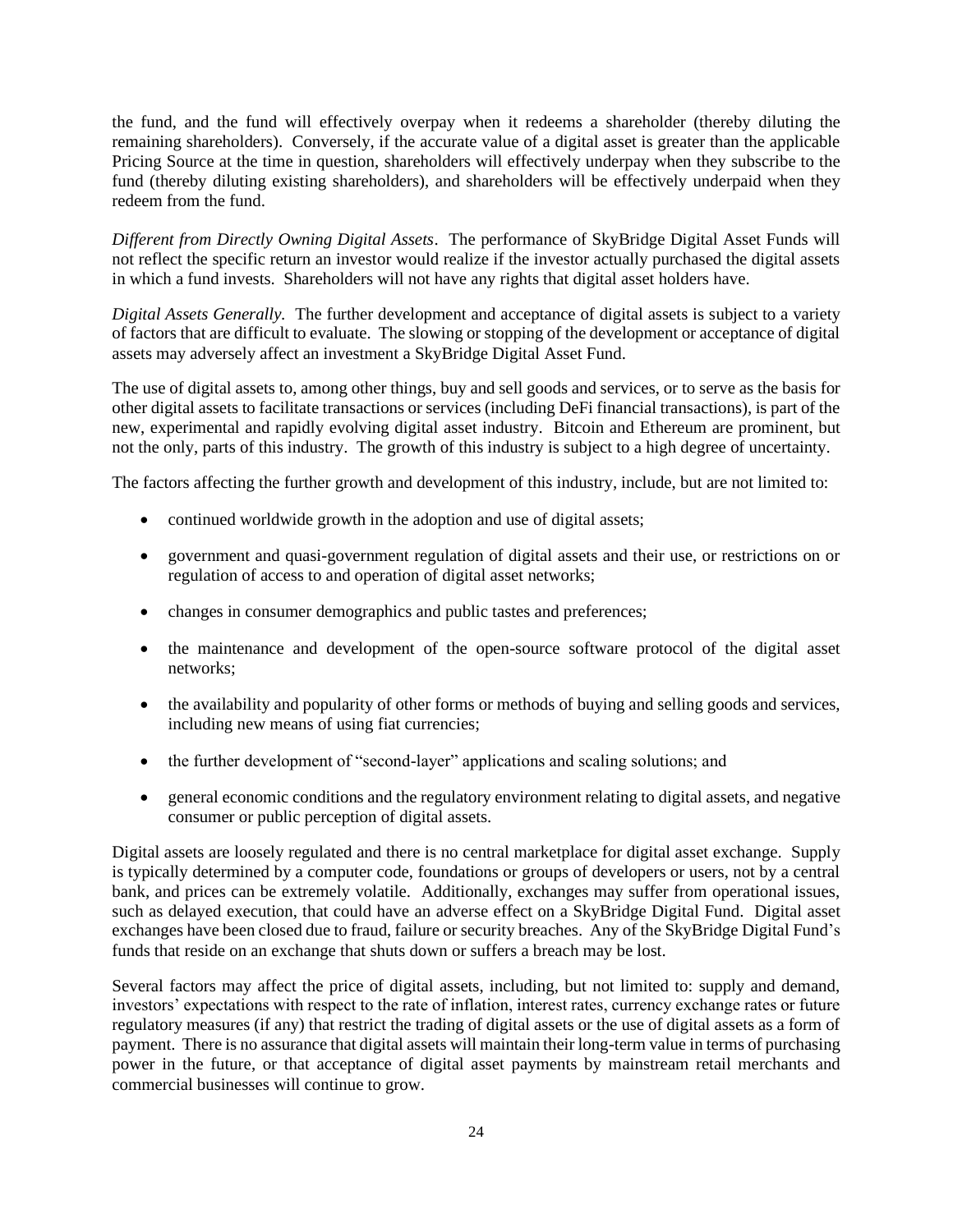the fund, and the fund will effectively overpay when it redeems a shareholder (thereby diluting the remaining shareholders). Conversely, if the accurate value of a digital asset is greater than the applicable Pricing Source at the time in question, shareholders will effectively underpay when they subscribe to the fund (thereby diluting existing shareholders), and shareholders will be effectively underpaid when they redeem from the fund.

*Different from Directly Owning Digital Assets*. The performance of SkyBridge Digital Asset Funds will not reflect the specific return an investor would realize if the investor actually purchased the digital assets in which a fund invests. Shareholders will not have any rights that digital asset holders have.

*Digital Assets Generally.* The further development and acceptance of digital assets is subject to a variety of factors that are difficult to evaluate. The slowing or stopping of the development or acceptance of digital assets may adversely affect an investment a SkyBridge Digital Asset Fund.

The use of digital assets to, among other things, buy and sell goods and services, or to serve as the basis for other digital assets to facilitate transactions or services (including DeFi financial transactions), is part of the new, experimental and rapidly evolving digital asset industry. Bitcoin and Ethereum are prominent, but not the only, parts of this industry. The growth of this industry is subject to a high degree of uncertainty.

The factors affecting the further growth and development of this industry, include, but are not limited to:

- continued worldwide growth in the adoption and use of digital assets;
- government and quasi-government regulation of digital assets and their use, or restrictions on or regulation of access to and operation of digital asset networks;
- changes in consumer demographics and public tastes and preferences;
- the maintenance and development of the open-source software protocol of the digital asset networks;
- the availability and popularity of other forms or methods of buying and selling goods and services, including new means of using fiat currencies;
- the further development of "second-layer" applications and scaling solutions; and
- general economic conditions and the regulatory environment relating to digital assets, and negative consumer or public perception of digital assets.

Digital assets are loosely regulated and there is no central marketplace for digital asset exchange. Supply is typically determined by a computer code, foundations or groups of developers or users, not by a central bank, and prices can be extremely volatile. Additionally, exchanges may suffer from operational issues, such as delayed execution, that could have an adverse effect on a SkyBridge Digital Fund. Digital asset exchanges have been closed due to fraud, failure or security breaches. Any of the SkyBridge Digital Fund's funds that reside on an exchange that shuts down or suffers a breach may be lost.

Several factors may affect the price of digital assets, including, but not limited to: supply and demand, investors' expectations with respect to the rate of inflation, interest rates, currency exchange rates or future regulatory measures (if any) that restrict the trading of digital assets or the use of digital assets as a form of payment. There is no assurance that digital assets will maintain their long-term value in terms of purchasing power in the future, or that acceptance of digital asset payments by mainstream retail merchants and commercial businesses will continue to grow.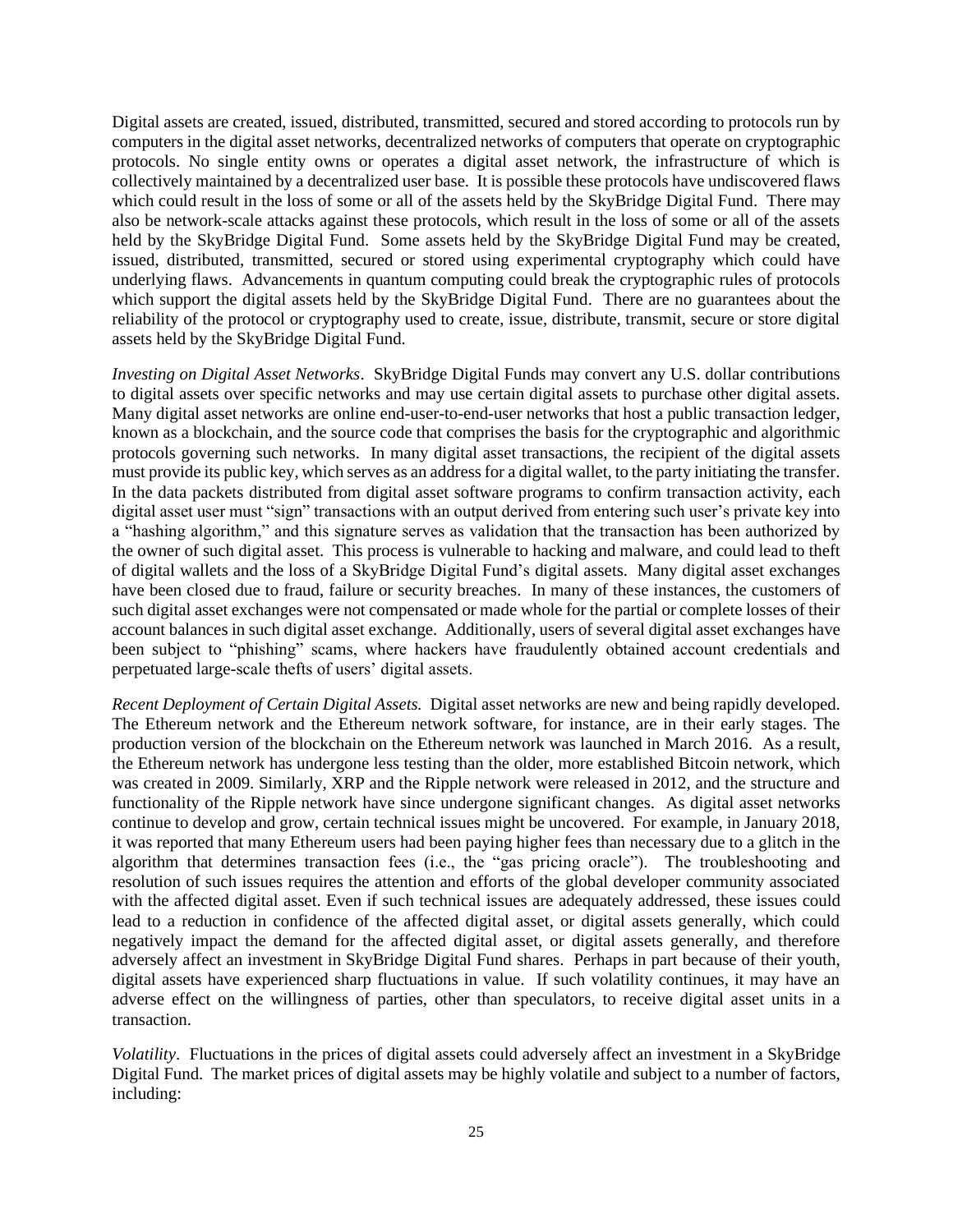Digital assets are created, issued, distributed, transmitted, secured and stored according to protocols run by computers in the digital asset networks, decentralized networks of computers that operate on cryptographic protocols. No single entity owns or operates a digital asset network, the infrastructure of which is collectively maintained by a decentralized user base. It is possible these protocols have undiscovered flaws which could result in the loss of some or all of the assets held by the SkyBridge Digital Fund. There may also be network-scale attacks against these protocols, which result in the loss of some or all of the assets held by the SkyBridge Digital Fund. Some assets held by the SkyBridge Digital Fund may be created, issued, distributed, transmitted, secured or stored using experimental cryptography which could have underlying flaws. Advancements in quantum computing could break the cryptographic rules of protocols which support the digital assets held by the SkyBridge Digital Fund. There are no guarantees about the reliability of the protocol or cryptography used to create, issue, distribute, transmit, secure or store digital assets held by the SkyBridge Digital Fund.

*Investing on Digital Asset Networks*. SkyBridge Digital Funds may convert any U.S. dollar contributions to digital assets over specific networks and may use certain digital assets to purchase other digital assets. Many digital asset networks are online end-user-to-end-user networks that host a public transaction ledger, known as a blockchain, and the source code that comprises the basis for the cryptographic and algorithmic protocols governing such networks. In many digital asset transactions, the recipient of the digital assets must provide its public key, which serves as an address for a digital wallet, to the party initiating the transfer. In the data packets distributed from digital asset software programs to confirm transaction activity, each digital asset user must "sign" transactions with an output derived from entering such user's private key into a "hashing algorithm," and this signature serves as validation that the transaction has been authorized by the owner of such digital asset. This process is vulnerable to hacking and malware, and could lead to theft of digital wallets and the loss of a SkyBridge Digital Fund's digital assets. Many digital asset exchanges have been closed due to fraud, failure or security breaches. In many of these instances, the customers of such digital asset exchanges were not compensated or made whole for the partial or complete losses of their account balances in such digital asset exchange. Additionally, users of several digital asset exchanges have been subject to "phishing" scams, where hackers have fraudulently obtained account credentials and perpetuated large-scale thefts of users' digital assets.

*Recent Deployment of Certain Digital Assets.* Digital asset networks are new and being rapidly developed. The Ethereum network and the Ethereum network software, for instance, are in their early stages. The production version of the blockchain on the Ethereum network was launched in March 2016. As a result, the Ethereum network has undergone less testing than the older, more established Bitcoin network, which was created in 2009. Similarly, XRP and the Ripple network were released in 2012, and the structure and functionality of the Ripple network have since undergone significant changes. As digital asset networks continue to develop and grow, certain technical issues might be uncovered. For example, in January 2018, it was reported that many Ethereum users had been paying higher fees than necessary due to a glitch in the algorithm that determines transaction fees (i.e., the "gas pricing oracle"). The troubleshooting and resolution of such issues requires the attention and efforts of the global developer community associated with the affected digital asset. Even if such technical issues are adequately addressed, these issues could lead to a reduction in confidence of the affected digital asset, or digital assets generally, which could negatively impact the demand for the affected digital asset, or digital assets generally, and therefore adversely affect an investment in SkyBridge Digital Fund shares. Perhaps in part because of their youth, digital assets have experienced sharp fluctuations in value. If such volatility continues, it may have an adverse effect on the willingness of parties, other than speculators, to receive digital asset units in a transaction.

*Volatility*. Fluctuations in the prices of digital assets could adversely affect an investment in a SkyBridge Digital Fund. The market prices of digital assets may be highly volatile and subject to a number of factors, including: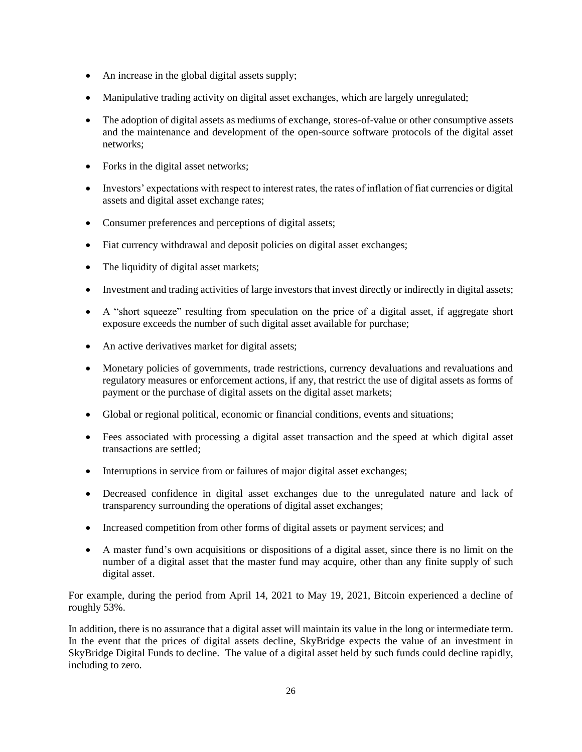- An increase in the global digital assets supply;
- Manipulative trading activity on digital asset exchanges, which are largely unregulated;
- The adoption of digital assets as mediums of exchange, stores-of-value or other consumptive assets and the maintenance and development of the open-source software protocols of the digital asset networks;
- Forks in the digital asset networks;
- Investors' expectations with respect to interest rates, the rates of inflation of fiat currencies or digital assets and digital asset exchange rates;
- Consumer preferences and perceptions of digital assets;
- Fiat currency withdrawal and deposit policies on digital asset exchanges;
- The liquidity of digital asset markets;
- Investment and trading activities of large investors that invest directly or indirectly in digital assets;
- A "short squeeze" resulting from speculation on the price of a digital asset, if aggregate short exposure exceeds the number of such digital asset available for purchase;
- An active derivatives market for digital assets;
- Monetary policies of governments, trade restrictions, currency devaluations and revaluations and regulatory measures or enforcement actions, if any, that restrict the use of digital assets as forms of payment or the purchase of digital assets on the digital asset markets;
- Global or regional political, economic or financial conditions, events and situations;
- Fees associated with processing a digital asset transaction and the speed at which digital asset transactions are settled;
- Interruptions in service from or failures of major digital asset exchanges;
- Decreased confidence in digital asset exchanges due to the unregulated nature and lack of transparency surrounding the operations of digital asset exchanges;
- Increased competition from other forms of digital assets or payment services; and
- A master fund's own acquisitions or dispositions of a digital asset, since there is no limit on the number of a digital asset that the master fund may acquire, other than any finite supply of such digital asset.

For example, during the period from April 14, 2021 to May 19, 2021, Bitcoin experienced a decline of roughly 53%.

In addition, there is no assurance that a digital asset will maintain its value in the long or intermediate term. In the event that the prices of digital assets decline, SkyBridge expects the value of an investment in SkyBridge Digital Funds to decline. The value of a digital asset held by such funds could decline rapidly, including to zero.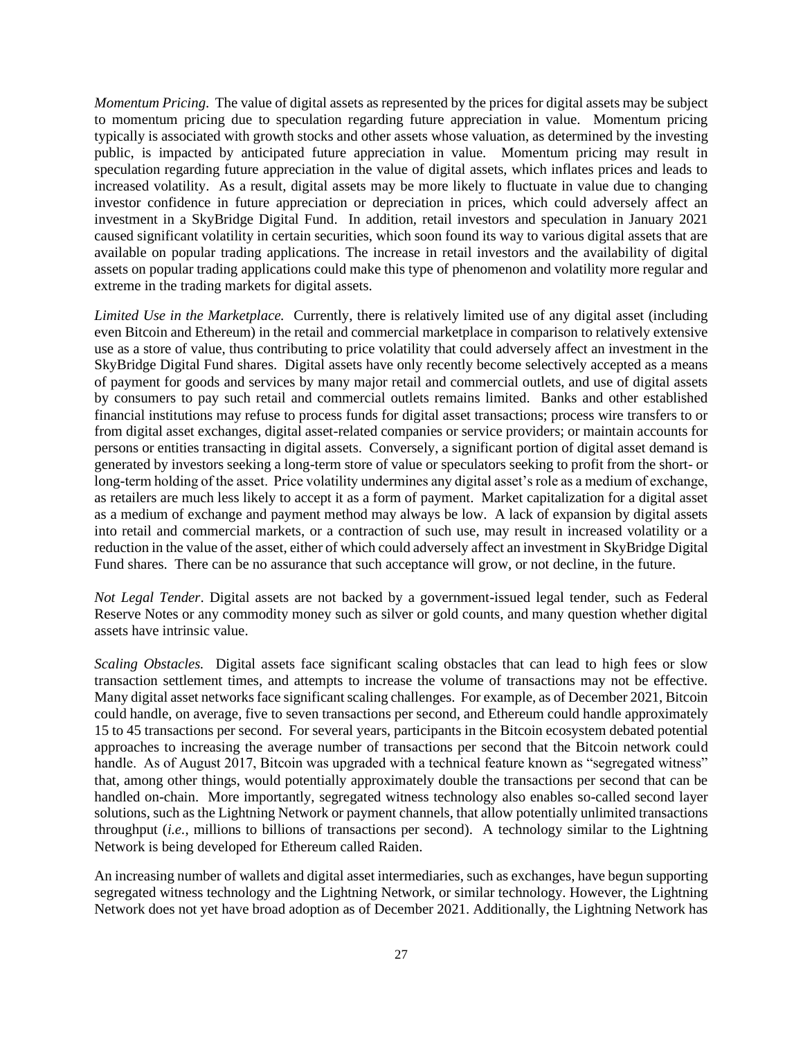*Momentum Pricing.* The value of digital assets as represented by the prices for digital assets may be subject to momentum pricing due to speculation regarding future appreciation in value. Momentum pricing typically is associated with growth stocks and other assets whose valuation, as determined by the investing public, is impacted by anticipated future appreciation in value. Momentum pricing may result in speculation regarding future appreciation in the value of digital assets, which inflates prices and leads to increased volatility. As a result, digital assets may be more likely to fluctuate in value due to changing investor confidence in future appreciation or depreciation in prices, which could adversely affect an investment in a SkyBridge Digital Fund. In addition, retail investors and speculation in January 2021 caused significant volatility in certain securities, which soon found its way to various digital assets that are available on popular trading applications. The increase in retail investors and the availability of digital assets on popular trading applications could make this type of phenomenon and volatility more regular and extreme in the trading markets for digital assets.

*Limited Use in the Marketplace.* Currently, there is relatively limited use of any digital asset (including even Bitcoin and Ethereum) in the retail and commercial marketplace in comparison to relatively extensive use as a store of value, thus contributing to price volatility that could adversely affect an investment in the SkyBridge Digital Fund shares. Digital assets have only recently become selectively accepted as a means of payment for goods and services by many major retail and commercial outlets, and use of digital assets by consumers to pay such retail and commercial outlets remains limited. Banks and other established financial institutions may refuse to process funds for digital asset transactions; process wire transfers to or from digital asset exchanges, digital asset-related companies or service providers; or maintain accounts for persons or entities transacting in digital assets. Conversely, a significant portion of digital asset demand is generated by investors seeking a long-term store of value or speculators seeking to profit from the short- or long-term holding of the asset. Price volatility undermines any digital asset's role as a medium of exchange, as retailers are much less likely to accept it as a form of payment. Market capitalization for a digital asset as a medium of exchange and payment method may always be low. A lack of expansion by digital assets into retail and commercial markets, or a contraction of such use, may result in increased volatility or a reduction in the value of the asset, either of which could adversely affect an investment in SkyBridge Digital Fund shares. There can be no assurance that such acceptance will grow, or not decline, in the future.

*Not Legal Tender*. Digital assets are not backed by a government-issued legal tender, such as Federal Reserve Notes or any commodity money such as silver or gold counts, and many question whether digital assets have intrinsic value.

*Scaling Obstacles.* Digital assets face significant scaling obstacles that can lead to high fees or slow transaction settlement times, and attempts to increase the volume of transactions may not be effective. Many digital asset networks face significant scaling challenges. For example, as of December 2021, Bitcoin could handle, on average, five to seven transactions per second, and Ethereum could handle approximately 15 to 45 transactions per second. For several years, participants in the Bitcoin ecosystem debated potential approaches to increasing the average number of transactions per second that the Bitcoin network could handle. As of August 2017, Bitcoin was upgraded with a technical feature known as "segregated witness" that, among other things, would potentially approximately double the transactions per second that can be handled on-chain. More importantly, segregated witness technology also enables so-called second layer solutions, such as the Lightning Network or payment channels, that allow potentially unlimited transactions throughput (*i.e.*, millions to billions of transactions per second). A technology similar to the Lightning Network is being developed for Ethereum called Raiden.

An increasing number of wallets and digital asset intermediaries, such as exchanges, have begun supporting segregated witness technology and the Lightning Network, or similar technology. However, the Lightning Network does not yet have broad adoption as of December 2021. Additionally, the Lightning Network has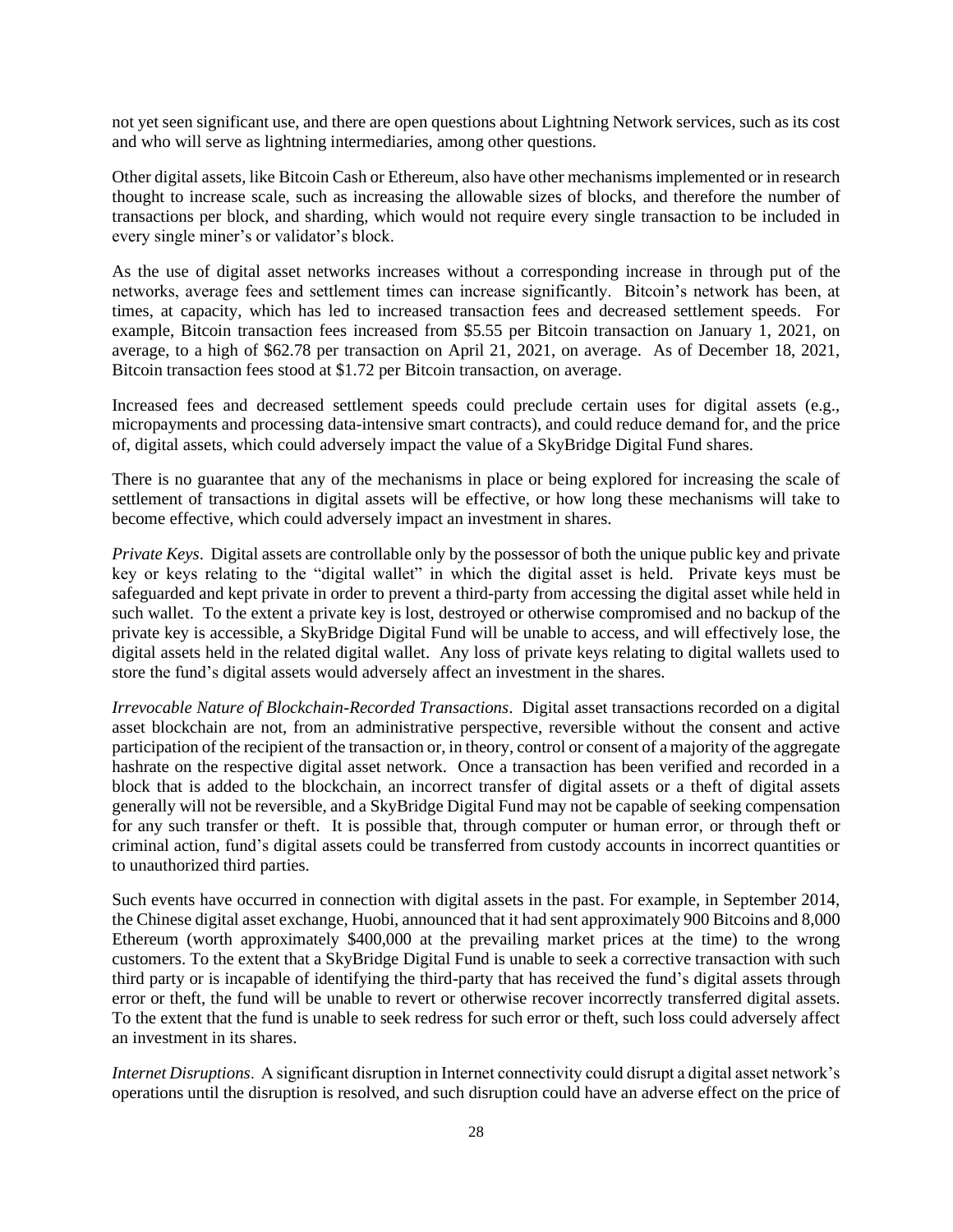not yet seen significant use, and there are open questions about Lightning Network services, such as its cost and who will serve as lightning intermediaries, among other questions.

Other digital assets, like Bitcoin Cash or Ethereum, also have other mechanisms implemented or in research thought to increase scale, such as increasing the allowable sizes of blocks, and therefore the number of transactions per block, and sharding, which would not require every single transaction to be included in every single miner's or validator's block.

As the use of digital asset networks increases without a corresponding increase in through put of the networks, average fees and settlement times can increase significantly. Bitcoin's network has been, at times, at capacity, which has led to increased transaction fees and decreased settlement speeds. For example, Bitcoin transaction fees increased from $5.55 per Bitcoin transaction on January 1, 2021, on average, to a high of $62.78 per transaction on April 21, 2021, on average. As of December 18, 2021, Bitcoin transaction fees stood at $1.72 per Bitcoin transaction, on average.

Increased fees and decreased settlement speeds could preclude certain uses for digital assets (e.g., micropayments and processing data-intensive smart contracts), and could reduce demand for, and the price of, digital assets, which could adversely impact the value of a SkyBridge Digital Fund shares.

There is no guarantee that any of the mechanisms in place or being explored for increasing the scale of settlement of transactions in digital assets will be effective, or how long these mechanisms will take to become effective, which could adversely impact an investment in shares.

*Private Keys*. Digital assets are controllable only by the possessor of both the unique public key and private key or keys relating to the "digital wallet" in which the digital asset is held. Private keys must be safeguarded and kept private in order to prevent a third-party from accessing the digital asset while held in such wallet. To the extent a private key is lost, destroyed or otherwise compromised and no backup of the private key is accessible, a SkyBridge Digital Fund will be unable to access, and will effectively lose, the digital assets held in the related digital wallet. Any loss of private keys relating to digital wallets used to store the fund's digital assets would adversely affect an investment in the shares.

*Irrevocable Nature of Blockchain-Recorded Transactions*. Digital asset transactions recorded on a digital asset blockchain are not, from an administrative perspective, reversible without the consent and active participation of the recipient of the transaction or, in theory, control or consent of a majority of the aggregate hashrate on the respective digital asset network. Once a transaction has been verified and recorded in a block that is added to the blockchain, an incorrect transfer of digital assets or a theft of digital assets generally will not be reversible, and a SkyBridge Digital Fund may not be capable of seeking compensation for any such transfer or theft. It is possible that, through computer or human error, or through theft or criminal action, fund's digital assets could be transferred from custody accounts in incorrect quantities or to unauthorized third parties.

Such events have occurred in connection with digital assets in the past. For example, in September 2014, the Chinese digital asset exchange, Huobi, announced that it had sent approximately 900 Bitcoins and 8,000 Ethereum (worth approximately $400,000 at the prevailing market prices at the time) to the wrong customers. To the extent that a SkyBridge Digital Fund is unable to seek a corrective transaction with such third party or is incapable of identifying the third-party that has received the fund's digital assets through error or theft, the fund will be unable to revert or otherwise recover incorrectly transferred digital assets. To the extent that the fund is unable to seek redress for such error or theft, such loss could adversely affect an investment in its shares.

*Internet Disruptions*. A significant disruption in Internet connectivity could disrupt a digital asset network's operations until the disruption is resolved, and such disruption could have an adverse effect on the price of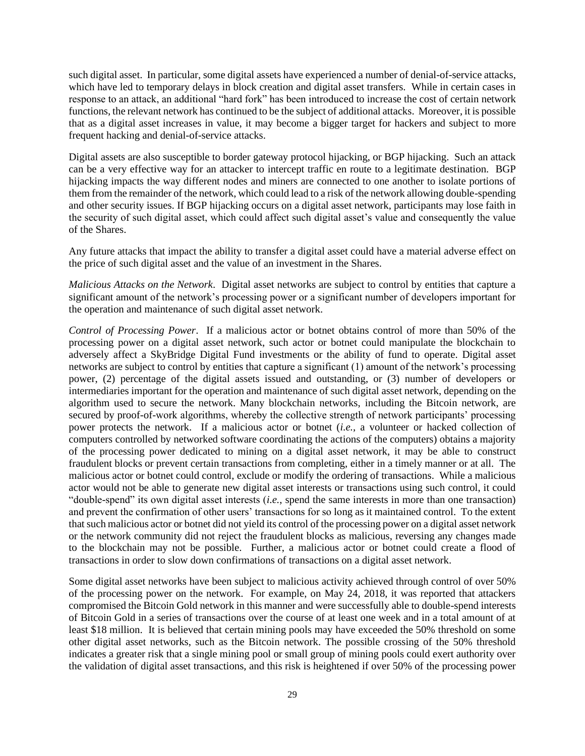such digital asset. In particular, some digital assets have experienced a number of denial-of-service attacks, which have led to temporary delays in block creation and digital asset transfers. While in certain cases in response to an attack, an additional "hard fork" has been introduced to increase the cost of certain network functions, the relevant network has continued to be the subject of additional attacks. Moreover, it is possible that as a digital asset increases in value, it may become a bigger target for hackers and subject to more frequent hacking and denial-of-service attacks.

Digital assets are also susceptible to border gateway protocol hijacking, or BGP hijacking. Such an attack can be a very effective way for an attacker to intercept traffic en route to a legitimate destination. BGP hijacking impacts the way different nodes and miners are connected to one another to isolate portions of them from the remainder of the network, which could lead to a risk of the network allowing double-spending and other security issues. If BGP hijacking occurs on a digital asset network, participants may lose faith in the security of such digital asset, which could affect such digital asset's value and consequently the value of the Shares.

Any future attacks that impact the ability to transfer a digital asset could have a material adverse effect on the price of such digital asset and the value of an investment in the Shares.

*Malicious Attacks on the Network*. Digital asset networks are subject to control by entities that capture a significant amount of the network's processing power or a significant number of developers important for the operation and maintenance of such digital asset network.

*Control of Processing Power*. If a malicious actor or botnet obtains control of more than 50% of the processing power on a digital asset network, such actor or botnet could manipulate the blockchain to adversely affect a SkyBridge Digital Fund investments or the ability of fund to operate. Digital asset networks are subject to control by entities that capture a significant (1) amount of the network's processing power, (2) percentage of the digital assets issued and outstanding, or (3) number of developers or intermediaries important for the operation and maintenance of such digital asset network, depending on the algorithm used to secure the network. Many blockchain networks, including the Bitcoin network, are secured by proof-of-work algorithms, whereby the collective strength of network participants' processing power protects the network. If a malicious actor or botnet (*i.e.*, a volunteer or hacked collection of computers controlled by networked software coordinating the actions of the computers) obtains a majority of the processing power dedicated to mining on a digital asset network, it may be able to construct fraudulent blocks or prevent certain transactions from completing, either in a timely manner or at all. The malicious actor or botnet could control, exclude or modify the ordering of transactions. While a malicious actor would not be able to generate new digital asset interests or transactions using such control, it could "double-spend" its own digital asset interests (*i.e.,* spend the same interests in more than one transaction) and prevent the confirmation of other users' transactions for so long as it maintained control. To the extent that such malicious actor or botnet did not yield its control of the processing power on a digital asset network or the network community did not reject the fraudulent blocks as malicious, reversing any changes made to the blockchain may not be possible. Further, a malicious actor or botnet could create a flood of transactions in order to slow down confirmations of transactions on a digital asset network.

Some digital asset networks have been subject to malicious activity achieved through control of over 50% of the processing power on the network. For example, on May 24, 2018, it was reported that attackers compromised the Bitcoin Gold network in this manner and were successfully able to double-spend interests of Bitcoin Gold in a series of transactions over the course of at least one week and in a total amount of at least $18 million. It is believed that certain mining pools may have exceeded the 50% threshold on some other digital asset networks, such as the Bitcoin network. The possible crossing of the 50% threshold indicates a greater risk that a single mining pool or small group of mining pools could exert authority over the validation of digital asset transactions, and this risk is heightened if over 50% of the processing power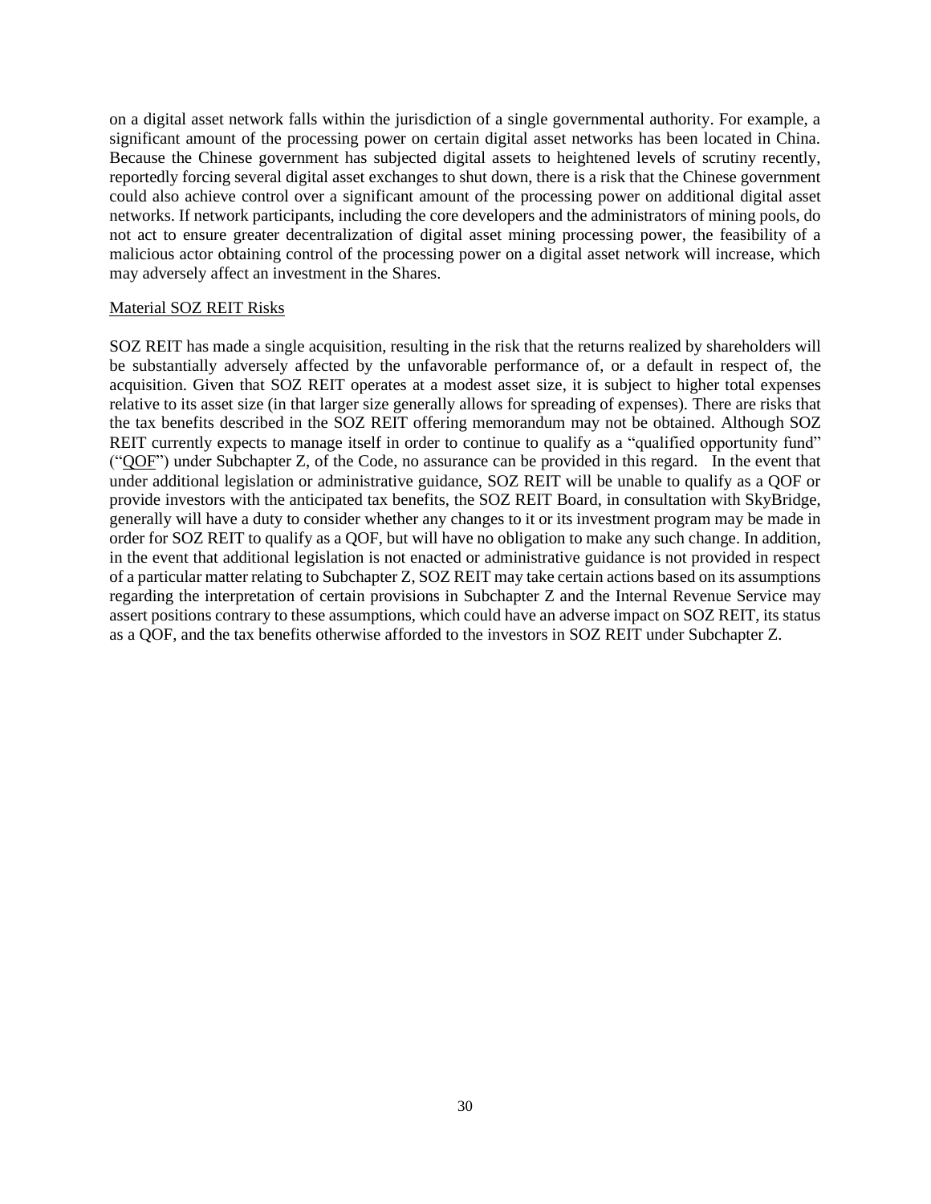on a digital asset network falls within the jurisdiction of a single governmental authority. For example, a significant amount of the processing power on certain digital asset networks has been located in China. Because the Chinese government has subjected digital assets to heightened levels of scrutiny recently, reportedly forcing several digital asset exchanges to shut down, there is a risk that the Chinese government could also achieve control over a significant amount of the processing power on additional digital asset networks. If network participants, including the core developers and the administrators of mining pools, do not act to ensure greater decentralization of digital asset mining processing power, the feasibility of a malicious actor obtaining control of the processing power on a digital asset network will increase, which may adversely affect an investment in the Shares.

Material SOZ REIT Risks

SOZ REIT has made a single acquisition, resulting in the risk that the returns realized by shareholders will be substantially adversely affected by the unfavorable performance of, or a default in respect of, the acquisition. Given that SOZ REIT operates at a modest asset size, it is subject to higher total expenses relative to its asset size (in that larger size generally allows for spreading of expenses). There are risks that the tax benefits described in the SOZ REIT offering memorandum may not be obtained. Although SOZ REIT currently expects to manage itself in order to continue to qualify as a "qualified opportunity fund" ("QOF") under Subchapter Z, of the Code, no assurance can be provided in this regard. In the event that under additional legislation or administrative guidance, SOZ REIT will be unable to qualify as a QOF or provide investors with the anticipated tax benefits, the SOZ REIT Board, in consultation with SkyBridge, generally will have a duty to consider whether any changes to it or its investment program may be made in order for SOZ REIT to qualify as a QOF, but will have no obligation to make any such change. In addition, in the event that additional legislation is not enacted or administrative guidance is not provided in respect of a particular matter relating to Subchapter Z, SOZ REIT may take certain actions based on its assumptions regarding the interpretation of certain provisions in Subchapter Z and the Internal Revenue Service may assert positions contrary to these assumptions, which could have an adverse impact on SOZ REIT, its status as a QOF, and the tax benefits otherwise afforded to the investors in SOZ REIT under Subchapter Z.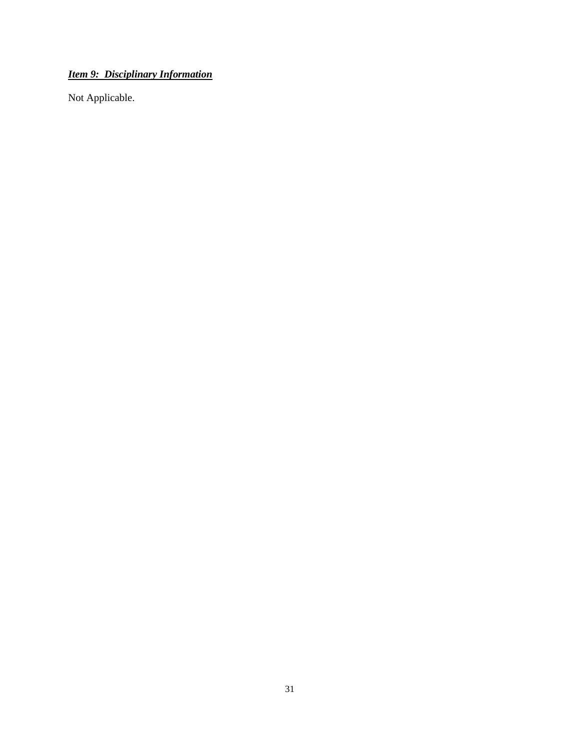***Item 9: Disciplinary Information***

Not Applicable.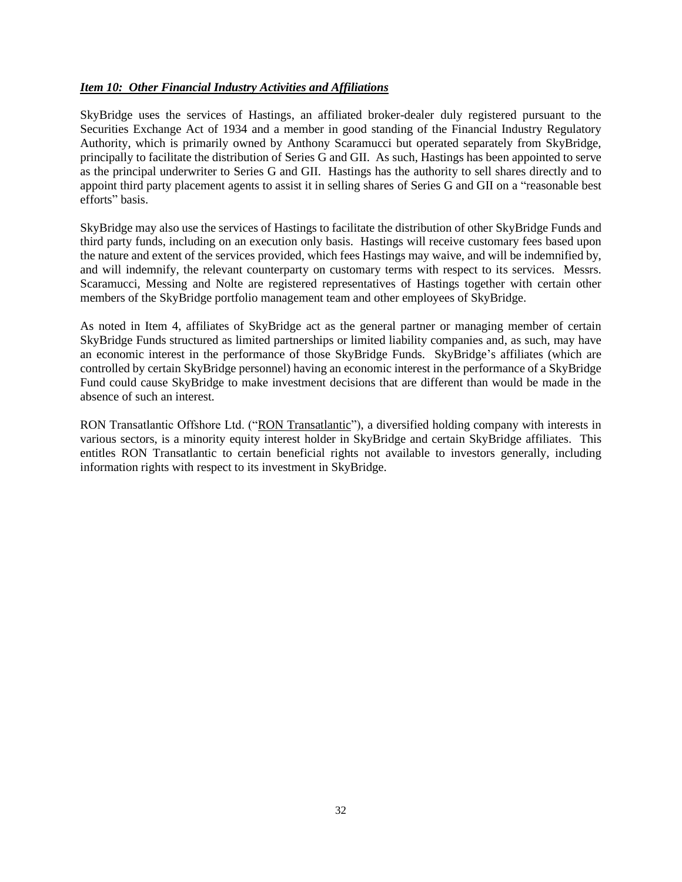### ***Item 10: Other Financial Industry Activities and Affiliations***

SkyBridge uses the services of Hastings, an affiliated broker-dealer duly registered pursuant to the Securities Exchange Act of 1934 and a member in good standing of the Financial Industry Regulatory Authority, which is primarily owned by Anthony Scaramucci but operated separately from SkyBridge, principally to facilitate the distribution of Series G and GII. As such, Hastings has been appointed to serve as the principal underwriter to Series G and GII. Hastings has the authority to sell shares directly and to appoint third party placement agents to assist it in selling shares of Series G and GII on a "reasonable best efforts" basis.

SkyBridge may also use the services of Hastings to facilitate the distribution of other SkyBridge Funds and third party funds, including on an execution only basis. Hastings will receive customary fees based upon the nature and extent of the services provided, which fees Hastings may waive, and will be indemnified by, and will indemnify, the relevant counterparty on customary terms with respect to its services. Messrs. Scaramucci, Messing and Nolte are registered representatives of Hastings together with certain other members of the SkyBridge portfolio management team and other employees of SkyBridge.

As noted in Item 4, affiliates of SkyBridge act as the general partner or managing member of certain SkyBridge Funds structured as limited partnerships or limited liability companies and, as such, may have an economic interest in the performance of those SkyBridge Funds. SkyBridge's affiliates (which are controlled by certain SkyBridge personnel) having an economic interest in the performance of a SkyBridge Fund could cause SkyBridge to make investment decisions that are different than would be made in the absence of such an interest.

RON Transatlantic Offshore Ltd. ("RON Transatlantic"), a diversified holding company with interests in various sectors, is a minority equity interest holder in SkyBridge and certain SkyBridge affiliates. This entitles RON Transatlantic to certain beneficial rights not available to investors generally, including information rights with respect to its investment in SkyBridge.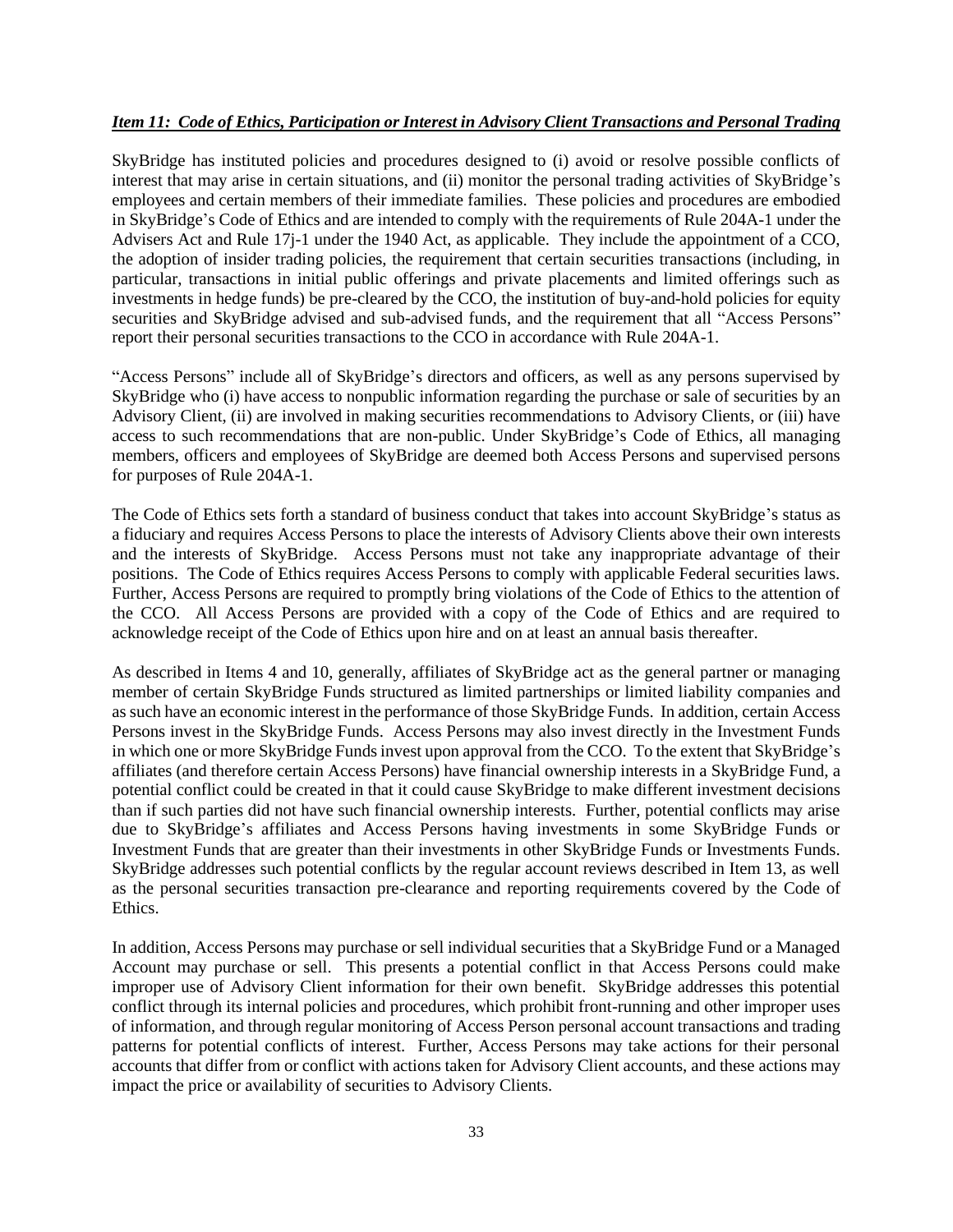***Item 11: Code of Ethics, Participation or Interest in Advisory Client Transactions and Personal Trading***

SkyBridge has instituted policies and procedures designed to (i) avoid or resolve possible conflicts of interest that may arise in certain situations, and (ii) monitor the personal trading activities of SkyBridge's employees and certain members of their immediate families. These policies and procedures are embodied in SkyBridge's Code of Ethics and are intended to comply with the requirements of Rule 204A-1 under the Advisers Act and Rule 17j-1 under the 1940 Act, as applicable. They include the appointment of a CCO, the adoption of insider trading policies, the requirement that certain securities transactions (including, in particular, transactions in initial public offerings and private placements and limited offerings such as investments in hedge funds) be pre-cleared by the CCO, the institution of buy-and-hold policies for equity securities and SkyBridge advised and sub-advised funds, and the requirement that all "Access Persons" report their personal securities transactions to the CCO in accordance with Rule 204A-1.

"Access Persons" include all of SkyBridge's directors and officers, as well as any persons supervised by SkyBridge who (i) have access to nonpublic information regarding the purchase or sale of securities by an Advisory Client, (ii) are involved in making securities recommendations to Advisory Clients, or (iii) have access to such recommendations that are non-public. Under SkyBridge's Code of Ethics, all managing members, officers and employees of SkyBridge are deemed both Access Persons and supervised persons for purposes of Rule 204A-1.

The Code of Ethics sets forth a standard of business conduct that takes into account SkyBridge's status as a fiduciary and requires Access Persons to place the interests of Advisory Clients above their own interests and the interests of SkyBridge. Access Persons must not take any inappropriate advantage of their positions. The Code of Ethics requires Access Persons to comply with applicable Federal securities laws. Further, Access Persons are required to promptly bring violations of the Code of Ethics to the attention of the CCO. All Access Persons are provided with a copy of the Code of Ethics and are required to acknowledge receipt of the Code of Ethics upon hire and on at least an annual basis thereafter.

As described in Items 4 and 10, generally, affiliates of SkyBridge act as the general partner or managing member of certain SkyBridge Funds structured as limited partnerships or limited liability companies and as such have an economic interest in the performance of those SkyBridge Funds. In addition, certain Access Persons invest in the SkyBridge Funds. Access Persons may also invest directly in the Investment Funds in which one or more SkyBridge Funds invest upon approval from the CCO. To the extent that SkyBridge's affiliates (and therefore certain Access Persons) have financial ownership interests in a SkyBridge Fund, a potential conflict could be created in that it could cause SkyBridge to make different investment decisions than if such parties did not have such financial ownership interests. Further, potential conflicts may arise due to SkyBridge's affiliates and Access Persons having investments in some SkyBridge Funds or Investment Funds that are greater than their investments in other SkyBridge Funds or Investments Funds. SkyBridge addresses such potential conflicts by the regular account reviews described in Item 13, as well as the personal securities transaction pre-clearance and reporting requirements covered by the Code of Ethics.

In addition, Access Persons may purchase or sell individual securities that a SkyBridge Fund or a Managed Account may purchase or sell. This presents a potential conflict in that Access Persons could make improper use of Advisory Client information for their own benefit. SkyBridge addresses this potential conflict through its internal policies and procedures, which prohibit front-running and other improper uses of information, and through regular monitoring of Access Person personal account transactions and trading patterns for potential conflicts of interest. Further, Access Persons may take actions for their personal accounts that differ from or conflict with actions taken for Advisory Client accounts, and these actions may impact the price or availability of securities to Advisory Clients.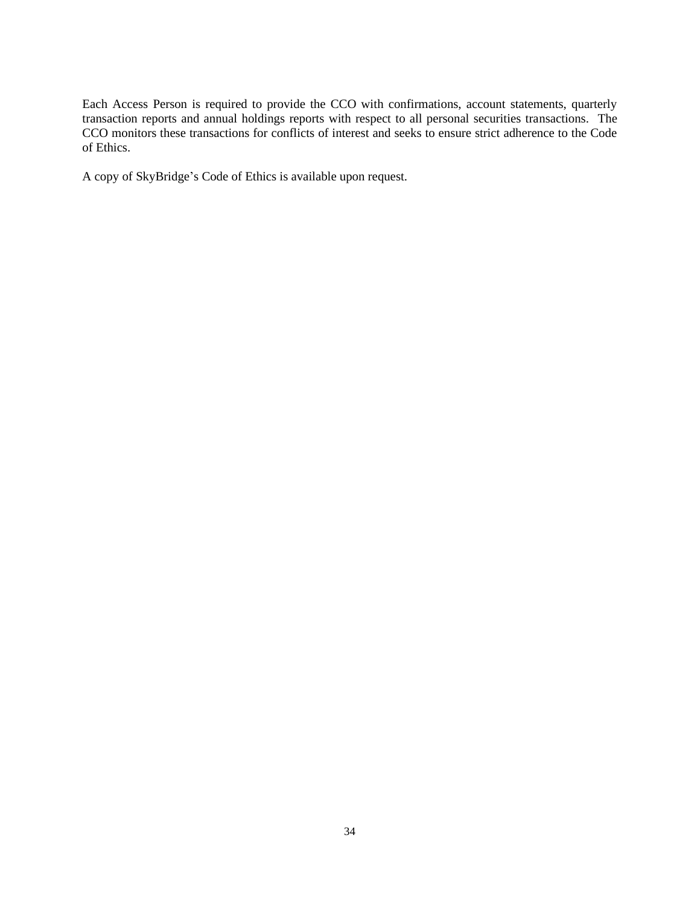Each Access Person is required to provide the CCO with confirmations, account statements, quarterly transaction reports and annual holdings reports with respect to all personal securities transactions. The CCO monitors these transactions for conflicts of interest and seeks to ensure strict adherence to the Code of Ethics.

A copy of SkyBridge's Code of Ethics is available upon request.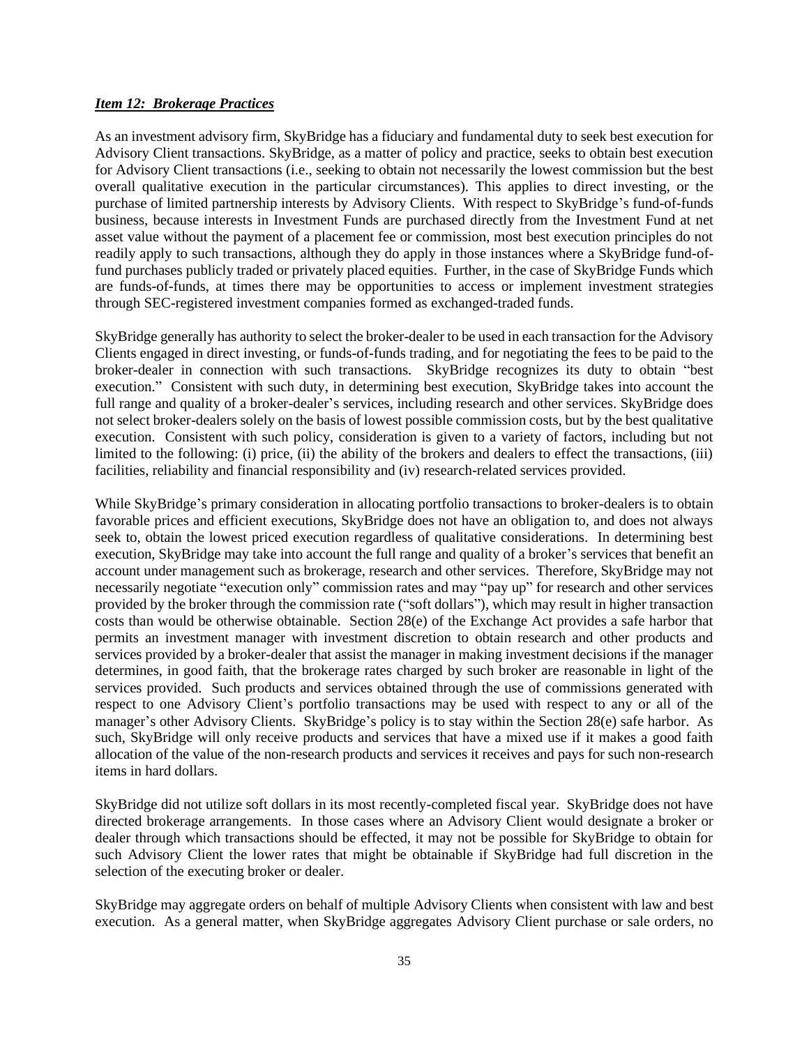***Item 12: Brokerage Practices***

As an investment advisory firm, SkyBridge has a fiduciary and fundamental duty to seek best execution for Advisory Client transactions. SkyBridge, as a matter of policy and practice, seeks to obtain best execution for Advisory Client transactions (i.e., seeking to obtain not necessarily the lowest commission but the best overall qualitative execution in the particular circumstances). This applies to direct investing, or the purchase of limited partnership interests by Advisory Clients. With respect to SkyBridge's fund-of-funds business, because interests in Investment Funds are purchased directly from the Investment Fund at net asset value without the payment of a placement fee or commission, most best execution principles do not readily apply to such transactions, although they do apply in those instances where a SkyBridge fund-of-fund purchases publicly traded or privately placed equities. Further, in the case of SkyBridge Funds which are funds-of-funds, at times there may be opportunities to access or implement investment strategies through SEC-registered investment companies formed as exchanged-traded funds.

SkyBridge generally has authority to select the broker-dealer to be used in each transaction for the Advisory Clients engaged in direct investing, or funds-of-funds trading, and for negotiating the fees to be paid to the broker-dealer in connection with such transactions. SkyBridge recognizes its duty to obtain "best execution." Consistent with such duty, in determining best execution, SkyBridge takes into account the full range and quality of a broker-dealer's services, including research and other services. SkyBridge does not select broker-dealers solely on the basis of lowest possible commission costs, but by the best qualitative execution. Consistent with such policy, consideration is given to a variety of factors, including but not limited to the following: (i) price, (ii) the ability of the brokers and dealers to effect the transactions, (iii) facilities, reliability and financial responsibility and (iv) research-related services provided.

While SkyBridge's primary consideration in allocating portfolio transactions to broker-dealers is to obtain favorable prices and efficient executions, SkyBridge does not have an obligation to, and does not always seek to, obtain the lowest priced execution regardless of qualitative considerations. In determining best execution, SkyBridge may take into account the full range and quality of a broker's services that benefit an account under management such as brokerage, research and other services. Therefore, SkyBridge may not necessarily negotiate "execution only" commission rates and may "pay up" for research and other services provided by the broker through the commission rate ("soft dollars"), which may result in higher transaction costs than would be otherwise obtainable. Section 28(e) of the Exchange Act provides a safe harbor that permits an investment manager with investment discretion to obtain research and other products and services provided by a broker-dealer that assist the manager in making investment decisions if the manager determines, in good faith, that the brokerage rates charged by such broker are reasonable in light of the services provided. Such products and services obtained through the use of commissions generated with respect to one Advisory Client's portfolio transactions may be used with respect to any or all of the manager's other Advisory Clients. SkyBridge's policy is to stay within the Section 28(e) safe harbor. As such, SkyBridge will only receive products and services that have a mixed use if it makes a good faith allocation of the value of the non-research products and services it receives and pays for such non-research items in hard dollars.

SkyBridge did not utilize soft dollars in its most recently-completed fiscal year. SkyBridge does not have directed brokerage arrangements. In those cases where an Advisory Client would designate a broker or dealer through which transactions should be effected, it may not be possible for SkyBridge to obtain for such Advisory Client the lower rates that might be obtainable if SkyBridge had full discretion in the selection of the executing broker or dealer.

SkyBridge may aggregate orders on behalf of multiple Advisory Clients when consistent with law and best execution. As a general matter, when SkyBridge aggregates Advisory Client purchase or sale orders, no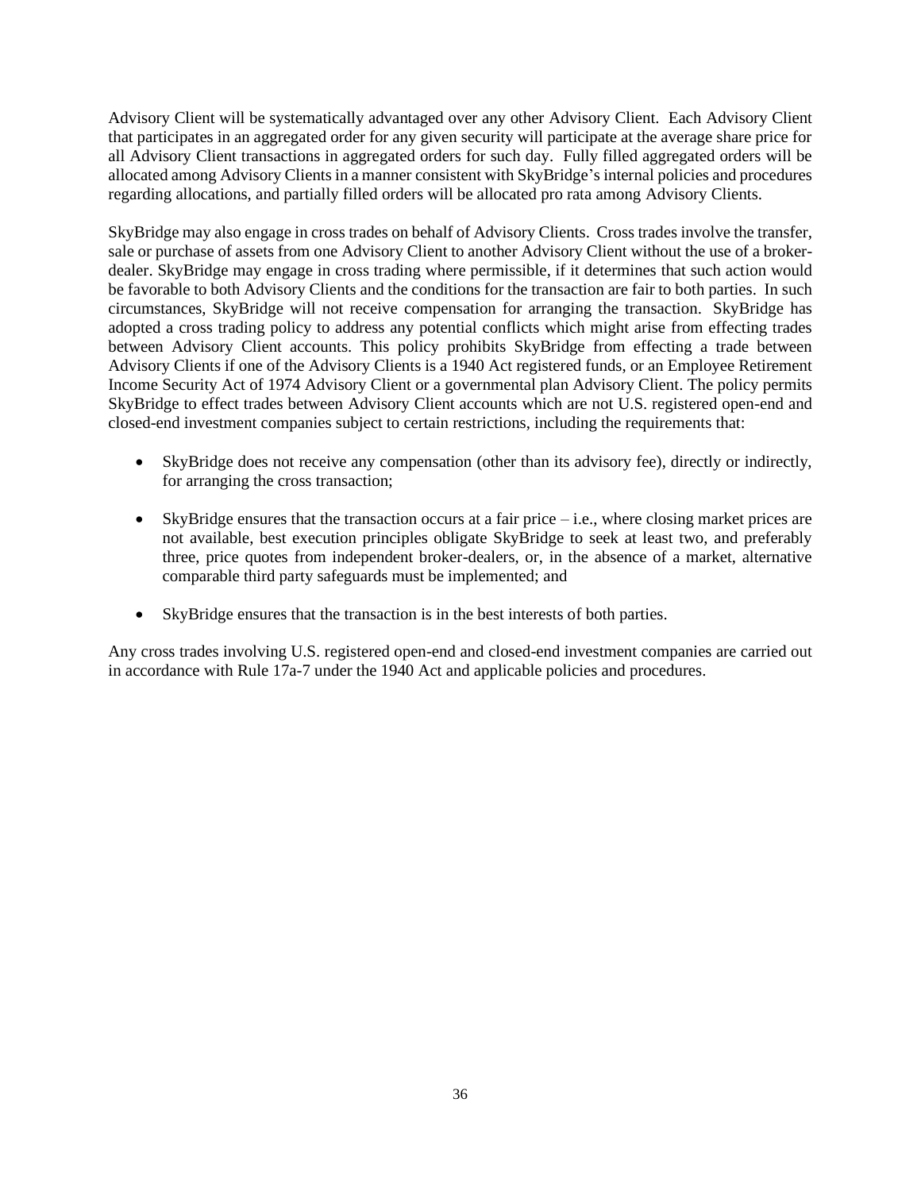Advisory Client will be systematically advantaged over any other Advisory Client. Each Advisory Client that participates in an aggregated order for any given security will participate at the average share price for all Advisory Client transactions in aggregated orders for such day. Fully filled aggregated orders will be allocated among Advisory Clients in a manner consistent with SkyBridge's internal policies and procedures regarding allocations, and partially filled orders will be allocated pro rata among Advisory Clients.

SkyBridge may also engage in cross trades on behalf of Advisory Clients. Cross trades involve the transfer, sale or purchase of assets from one Advisory Client to another Advisory Client without the use of a broker-dealer. SkyBridge may engage in cross trading where permissible, if it determines that such action would be favorable to both Advisory Clients and the conditions for the transaction are fair to both parties. In such circumstances, SkyBridge will not receive compensation for arranging the transaction. SkyBridge has adopted a cross trading policy to address any potential conflicts which might arise from effecting trades between Advisory Client accounts. This policy prohibits SkyBridge from effecting a trade between Advisory Clients if one of the Advisory Clients is a 1940 Act registered funds, or an Employee Retirement Income Security Act of 1974 Advisory Client or a governmental plan Advisory Client. The policy permits SkyBridge to effect trades between Advisory Client accounts which are not U.S. registered open-end and closed-end investment companies subject to certain restrictions, including the requirements that:

- SkyBridge does not receive any compensation (other than its advisory fee), directly or indirectly, for arranging the cross transaction;

- SkyBridge ensures that the transaction occurs at a fair price – i.e., where closing market prices are not available, best execution principles obligate SkyBridge to seek at least two, and preferably three, price quotes from independent broker-dealers, or, in the absence of a market, alternative comparable third party safeguards must be implemented; and

- SkyBridge ensures that the transaction is in the best interests of both parties.

Any cross trades involving U.S. registered open-end and closed-end investment companies are carried out in accordance with Rule 17a-7 under the 1940 Act and applicable policies and procedures.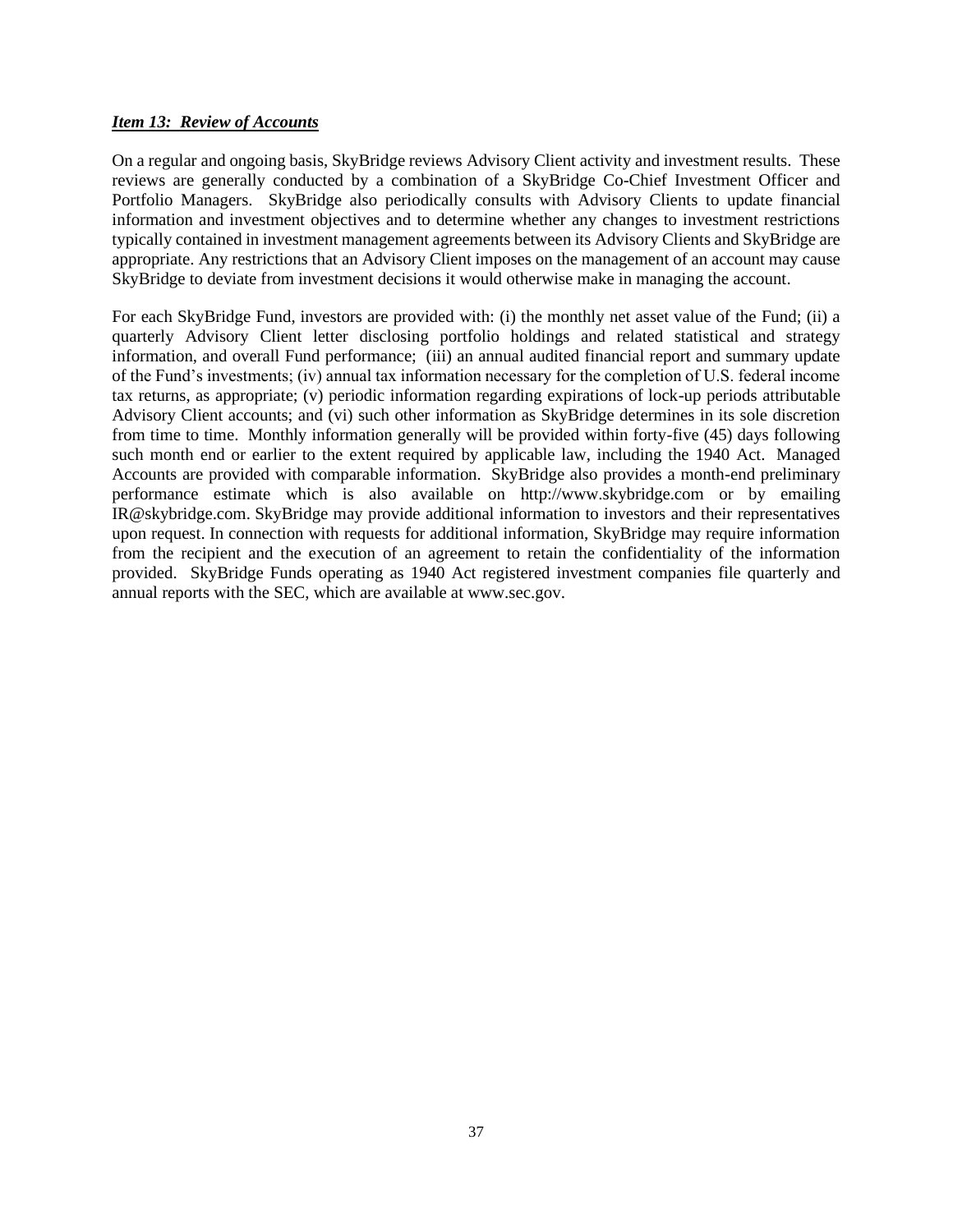***Item 13: Review of Accounts***

On a regular and ongoing basis, SkyBridge reviews Advisory Client activity and investment results. These reviews are generally conducted by a combination of a SkyBridge Co-Chief Investment Officer and Portfolio Managers. SkyBridge also periodically consults with Advisory Clients to update financial information and investment objectives and to determine whether any changes to investment restrictions typically contained in investment management agreements between its Advisory Clients and SkyBridge are appropriate. Any restrictions that an Advisory Client imposes on the management of an account may cause SkyBridge to deviate from investment decisions it would otherwise make in managing the account.

For each SkyBridge Fund, investors are provided with: (i) the monthly net asset value of the Fund; (ii) a quarterly Advisory Client letter disclosing portfolio holdings and related statistical and strategy information, and overall Fund performance; (iii) an annual audited financial report and summary update of the Fund's investments; (iv) annual tax information necessary for the completion of U.S. federal income tax returns, as appropriate; (v) periodic information regarding expirations of lock-up periods attributable Advisory Client accounts; and (vi) such other information as SkyBridge determines in its sole discretion from time to time. Monthly information generally will be provided within forty-five (45) days following such month end or earlier to the extent required by applicable law, including the 1940 Act. Managed Accounts are provided with comparable information. SkyBridge also provides a month-end preliminary performance estimate which is also available on http://www.skybridge.com or by emailing IR@skybridge.com. SkyBridge may provide additional information to investors and their representatives upon request. In connection with requests for additional information, SkyBridge may require information from the recipient and the execution of an agreement to retain the confidentiality of the information provided. SkyBridge Funds operating as 1940 Act registered investment companies file quarterly and annual reports with the SEC, which are available at www.sec.gov.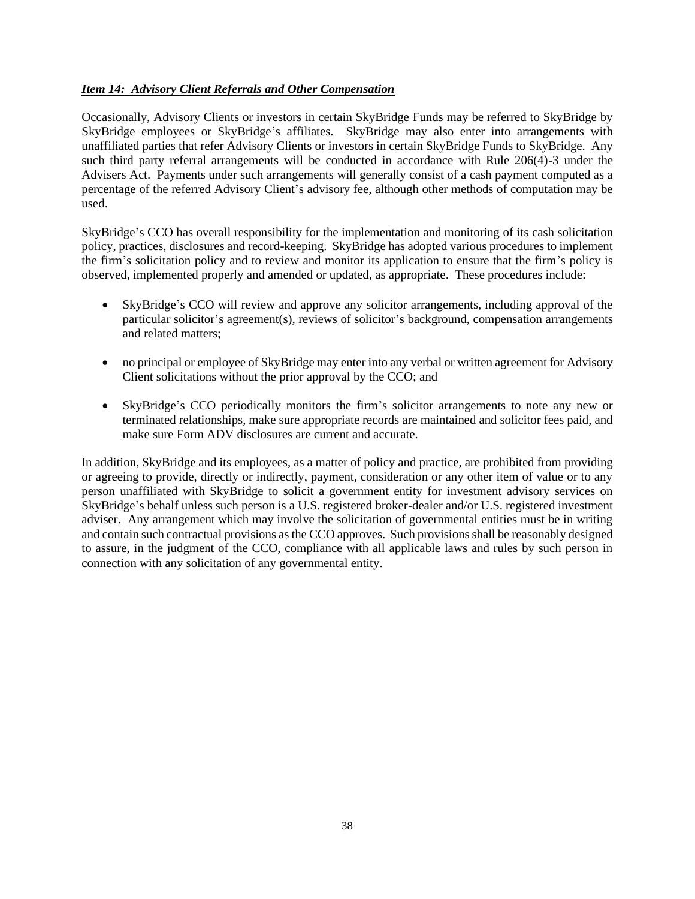## ***Item 14: Advisory Client Referrals and Other Compensation***

Occasionally, Advisory Clients or investors in certain SkyBridge Funds may be referred to SkyBridge by SkyBridge employees or SkyBridge's affiliates. SkyBridge may also enter into arrangements with unaffiliated parties that refer Advisory Clients or investors in certain SkyBridge Funds to SkyBridge. Any such third party referral arrangements will be conducted in accordance with Rule 206(4)-3 under the Advisers Act. Payments under such arrangements will generally consist of a cash payment computed as a percentage of the referred Advisory Client's advisory fee, although other methods of computation may be used.

SkyBridge's CCO has overall responsibility for the implementation and monitoring of its cash solicitation policy, practices, disclosures and record-keeping. SkyBridge has adopted various procedures to implement the firm's solicitation policy and to review and monitor its application to ensure that the firm's policy is observed, implemented properly and amended or updated, as appropriate. These procedures include:

- SkyBridge's CCO will review and approve any solicitor arrangements, including approval of the particular solicitor's agreement(s), reviews of solicitor's background, compensation arrangements and related matters;
- no principal or employee of SkyBridge may enter into any verbal or written agreement for Advisory Client solicitations without the prior approval by the CCO; and
- SkyBridge's CCO periodically monitors the firm's solicitor arrangements to note any new or terminated relationships, make sure appropriate records are maintained and solicitor fees paid, and make sure Form ADV disclosures are current and accurate.

In addition, SkyBridge and its employees, as a matter of policy and practice, are prohibited from providing or agreeing to provide, directly or indirectly, payment, consideration or any other item of value or to any person unaffiliated with SkyBridge to solicit a government entity for investment advisory services on SkyBridge's behalf unless such person is a U.S. registered broker-dealer and/or U.S. registered investment adviser. Any arrangement which may involve the solicitation of governmental entities must be in writing and contain such contractual provisions as the CCO approves. Such provisions shall be reasonably designed to assure, in the judgment of the CCO, compliance with all applicable laws and rules by such person in connection with any solicitation of any governmental entity.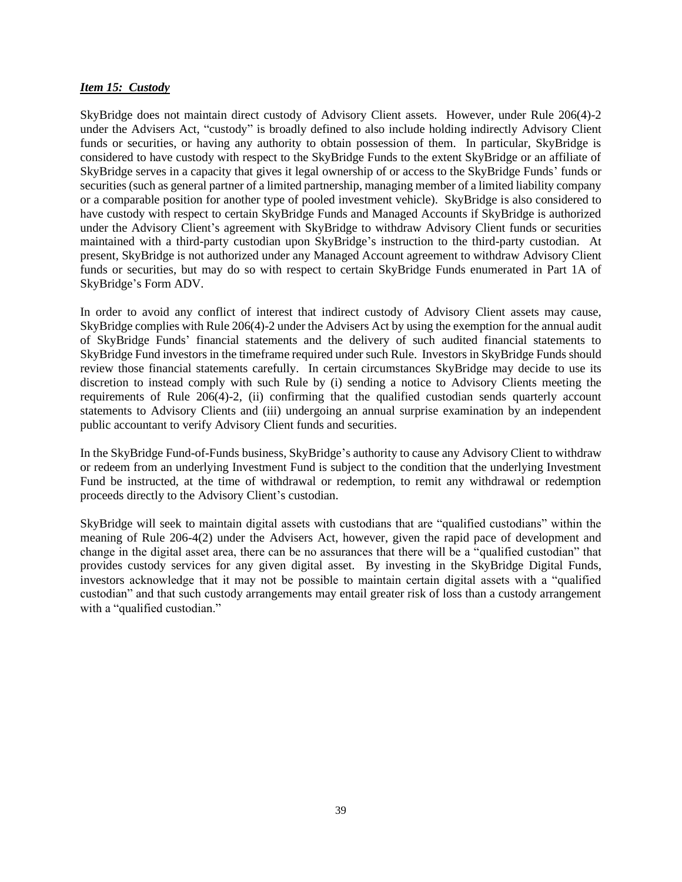***Item 15: Custody***

SkyBridge does not maintain direct custody of Advisory Client assets. However, under Rule 206(4)-2 under the Advisers Act, "custody" is broadly defined to also include holding indirectly Advisory Client funds or securities, or having any authority to obtain possession of them. In particular, SkyBridge is considered to have custody with respect to the SkyBridge Funds to the extent SkyBridge or an affiliate of SkyBridge serves in a capacity that gives it legal ownership of or access to the SkyBridge Funds' funds or securities (such as general partner of a limited partnership, managing member of a limited liability company or a comparable position for another type of pooled investment vehicle). SkyBridge is also considered to have custody with respect to certain SkyBridge Funds and Managed Accounts if SkyBridge is authorized under the Advisory Client's agreement with SkyBridge to withdraw Advisory Client funds or securities maintained with a third-party custodian upon SkyBridge's instruction to the third-party custodian. At present, SkyBridge is not authorized under any Managed Account agreement to withdraw Advisory Client funds or securities, but may do so with respect to certain SkyBridge Funds enumerated in Part 1A of SkyBridge's Form ADV.

In order to avoid any conflict of interest that indirect custody of Advisory Client assets may cause, SkyBridge complies with Rule 206(4)-2 under the Advisers Act by using the exemption for the annual audit of SkyBridge Funds' financial statements and the delivery of such audited financial statements to SkyBridge Fund investors in the timeframe required under such Rule. Investors in SkyBridge Funds should review those financial statements carefully. In certain circumstances SkyBridge may decide to use its discretion to instead comply with such Rule by (i) sending a notice to Advisory Clients meeting the requirements of Rule 206(4)-2, (ii) confirming that the qualified custodian sends quarterly account statements to Advisory Clients and (iii) undergoing an annual surprise examination by an independent public accountant to verify Advisory Client funds and securities.

In the SkyBridge Fund-of-Funds business, SkyBridge's authority to cause any Advisory Client to withdraw or redeem from an underlying Investment Fund is subject to the condition that the underlying Investment Fund be instructed, at the time of withdrawal or redemption, to remit any withdrawal or redemption proceeds directly to the Advisory Client's custodian.

SkyBridge will seek to maintain digital assets with custodians that are "qualified custodians" within the meaning of Rule 206-4(2) under the Advisers Act, however, given the rapid pace of development and change in the digital asset area, there can be no assurances that there will be a "qualified custodian" that provides custody services for any given digital asset. By investing in the SkyBridge Digital Funds, investors acknowledge that it may not be possible to maintain certain digital assets with a "qualified custodian" and that such custody arrangements may entail greater risk of loss than a custody arrangement with a "qualified custodian."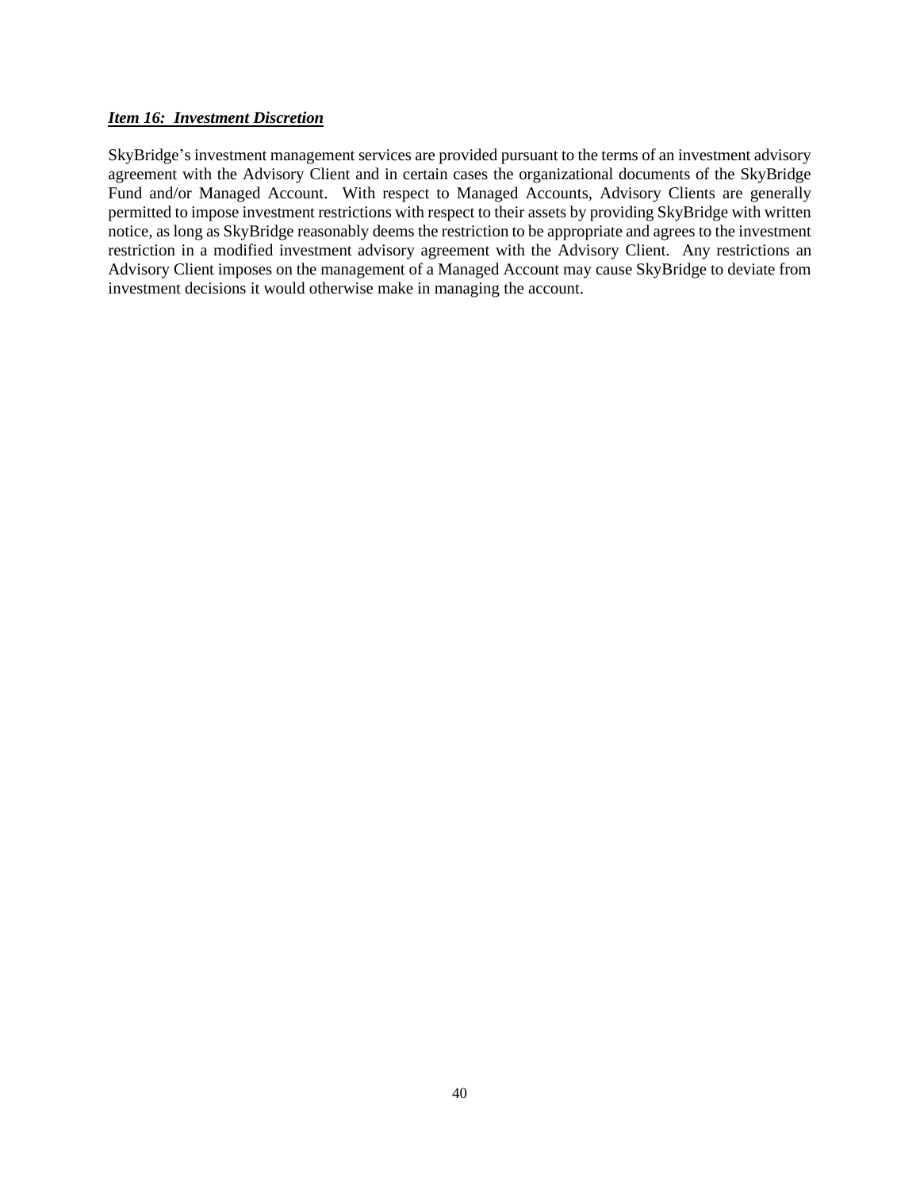***Item 16: Investment Discretion***

SkyBridge's investment management services are provided pursuant to the terms of an investment advisory agreement with the Advisory Client and in certain cases the organizational documents of the SkyBridge Fund and/or Managed Account. With respect to Managed Accounts, Advisory Clients are generally permitted to impose investment restrictions with respect to their assets by providing SkyBridge with written notice, as long as SkyBridge reasonably deems the restriction to be appropriate and agrees to the investment restriction in a modified investment advisory agreement with the Advisory Client. Any restrictions an Advisory Client imposes on the management of a Managed Account may cause SkyBridge to deviate from investment decisions it would otherwise make in managing the account.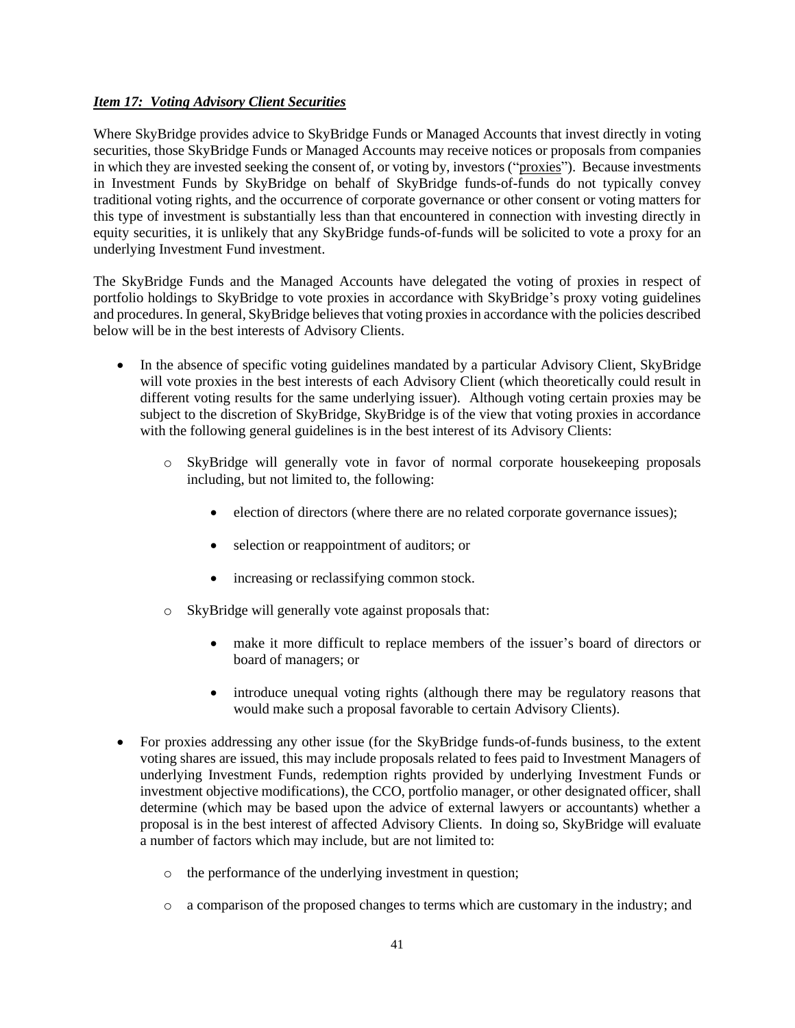***Item 17: Voting Advisory Client Securities***

Where SkyBridge provides advice to SkyBridge Funds or Managed Accounts that invest directly in voting securities, those SkyBridge Funds or Managed Accounts may receive notices or proposals from companies in which they are invested seeking the consent of, or voting by, investors ("proxies"). Because investments in Investment Funds by SkyBridge on behalf of SkyBridge funds-of-funds do not typically convey traditional voting rights, and the occurrence of corporate governance or other consent or voting matters for this type of investment is substantially less than that encountered in connection with investing directly in equity securities, it is unlikely that any SkyBridge funds-of-funds will be solicited to vote a proxy for an underlying Investment Fund investment.

The SkyBridge Funds and the Managed Accounts have delegated the voting of proxies in respect of portfolio holdings to SkyBridge to vote proxies in accordance with SkyBridge's proxy voting guidelines and procedures. In general, SkyBridge believes that voting proxies in accordance with the policies described below will be in the best interests of Advisory Clients.

- In the absence of specific voting guidelines mandated by a particular Advisory Client, SkyBridge will vote proxies in the best interests of each Advisory Client (which theoretically could result in different voting results for the same underlying issuer). Although voting certain proxies may be subject to the discretion of SkyBridge, SkyBridge is of the view that voting proxies in accordance with the following general guidelines is in the best interest of its Advisory Clients:
  - SkyBridge will generally vote in favor of normal corporate housekeeping proposals including, but not limited to, the following:
    - election of directors (where there are no related corporate governance issues);
    - selection or reappointment of auditors; or
    - increasing or reclassifying common stock.
  - SkyBridge will generally vote against proposals that:
    - make it more difficult to replace members of the issuer's board of directors or board of managers; or
    - introduce unequal voting rights (although there may be regulatory reasons that would make such a proposal favorable to certain Advisory Clients).
- For proxies addressing any other issue (for the SkyBridge funds-of-funds business, to the extent voting shares are issued, this may include proposals related to fees paid to Investment Managers of underlying Investment Funds, redemption rights provided by underlying Investment Funds or investment objective modifications), the CCO, portfolio manager, or other designated officer, shall determine (which may be based upon the advice of external lawyers or accountants) whether a proposal is in the best interest of affected Advisory Clients. In doing so, SkyBridge will evaluate a number of factors which may include, but are not limited to:
  - the performance of the underlying investment in question;
  - a comparison of the proposed changes to terms which are customary in the industry; and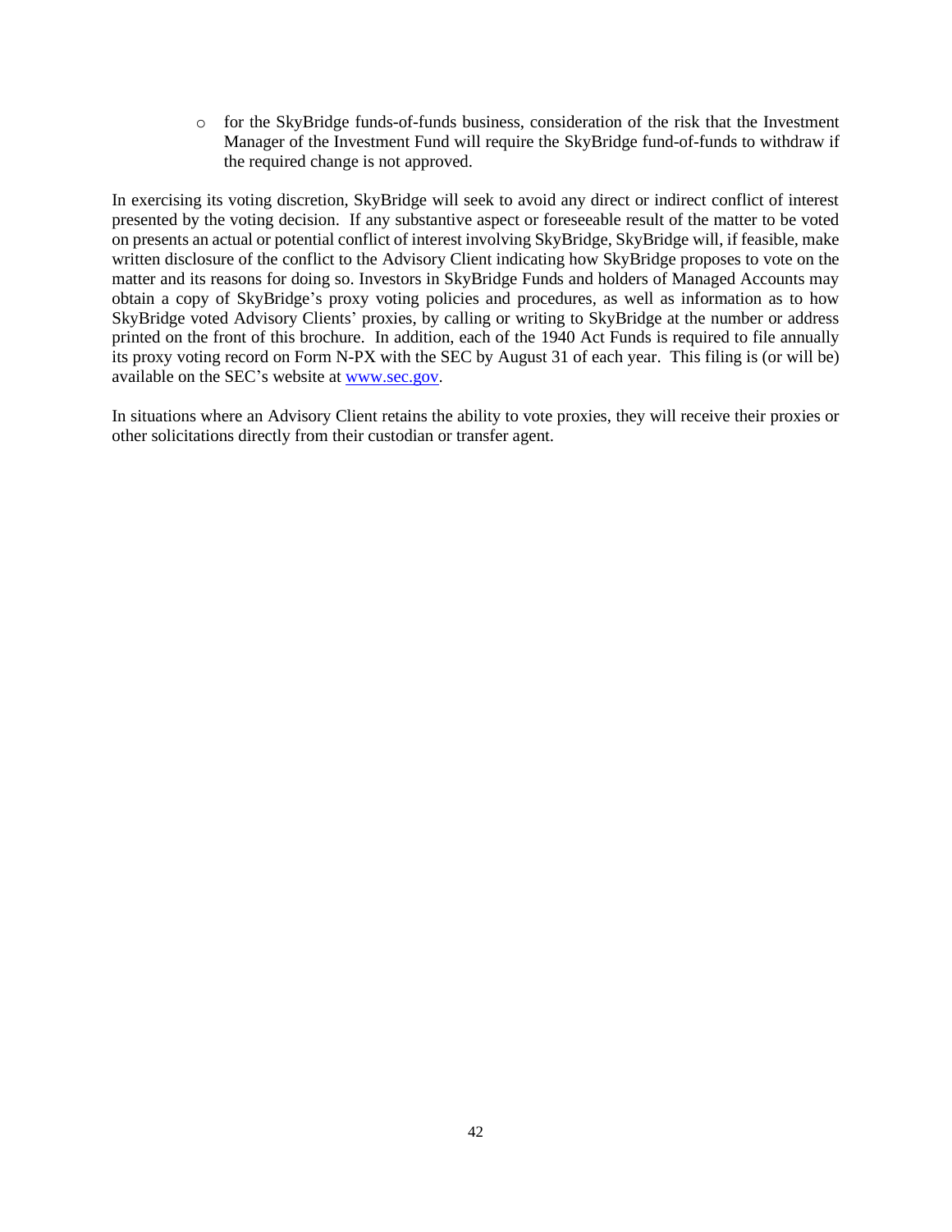- for the SkyBridge funds-of-funds business, consideration of the risk that the Investment Manager of the Investment Fund will require the SkyBridge fund-of-funds to withdraw if the required change is not approved.

In exercising its voting discretion, SkyBridge will seek to avoid any direct or indirect conflict of interest presented by the voting decision. If any substantive aspect or foreseeable result of the matter to be voted on presents an actual or potential conflict of interest involving SkyBridge, SkyBridge will, if feasible, make written disclosure of the conflict to the Advisory Client indicating how SkyBridge proposes to vote on the matter and its reasons for doing so. Investors in SkyBridge Funds and holders of Managed Accounts may obtain a copy of SkyBridge's proxy voting policies and procedures, as well as information as to how SkyBridge voted Advisory Clients' proxies, by calling or writing to SkyBridge at the number or address printed on the front of this brochure. In addition, each of the 1940 Act Funds is required to file annually its proxy voting record on Form N-PX with the SEC by August 31 of each year. This filing is (or will be) available on the SEC's website at www.sec.gov.

In situations where an Advisory Client retains the ability to vote proxies, they will receive their proxies or other solicitations directly from their custodian or transfer agent.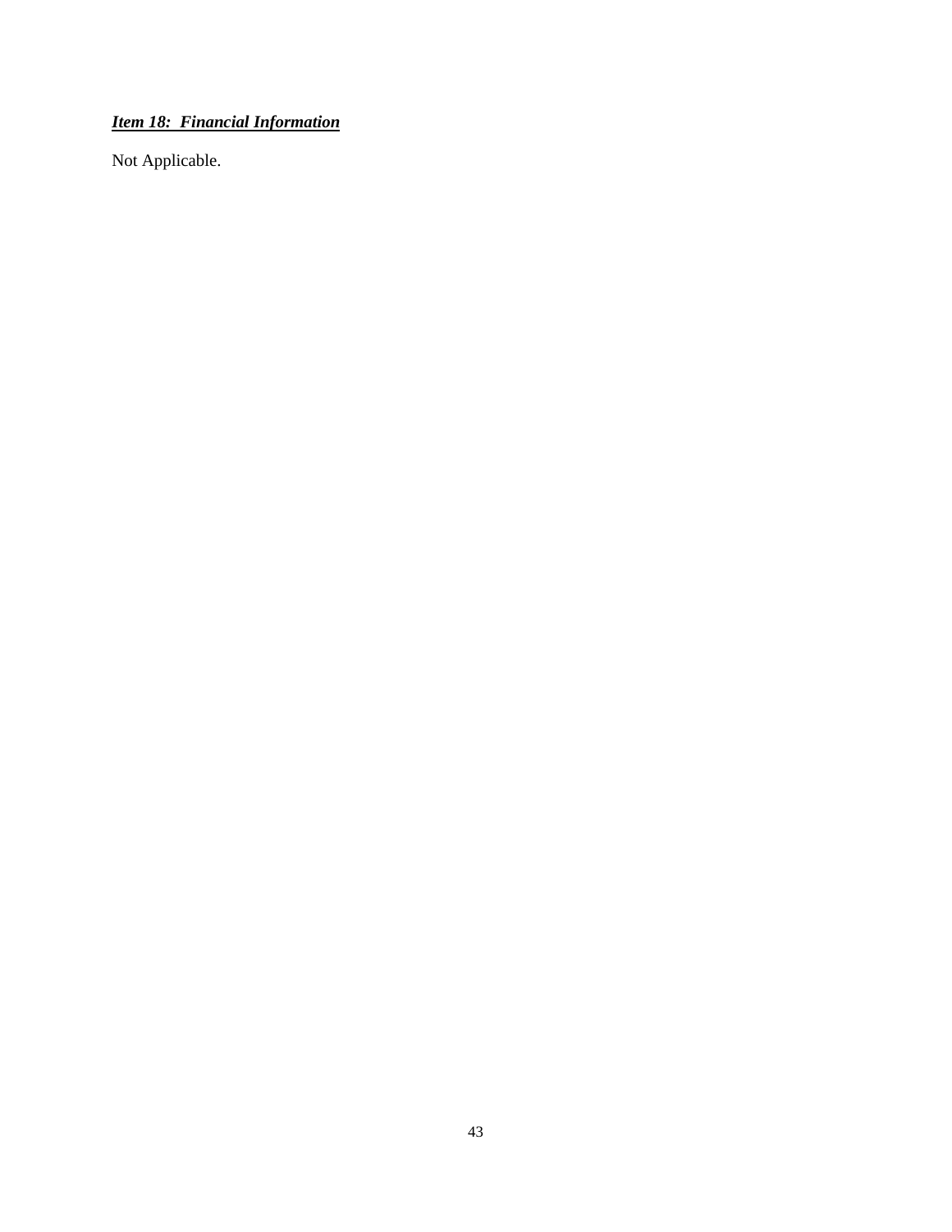## ***Item 18: Financial Information***

Not Applicable.